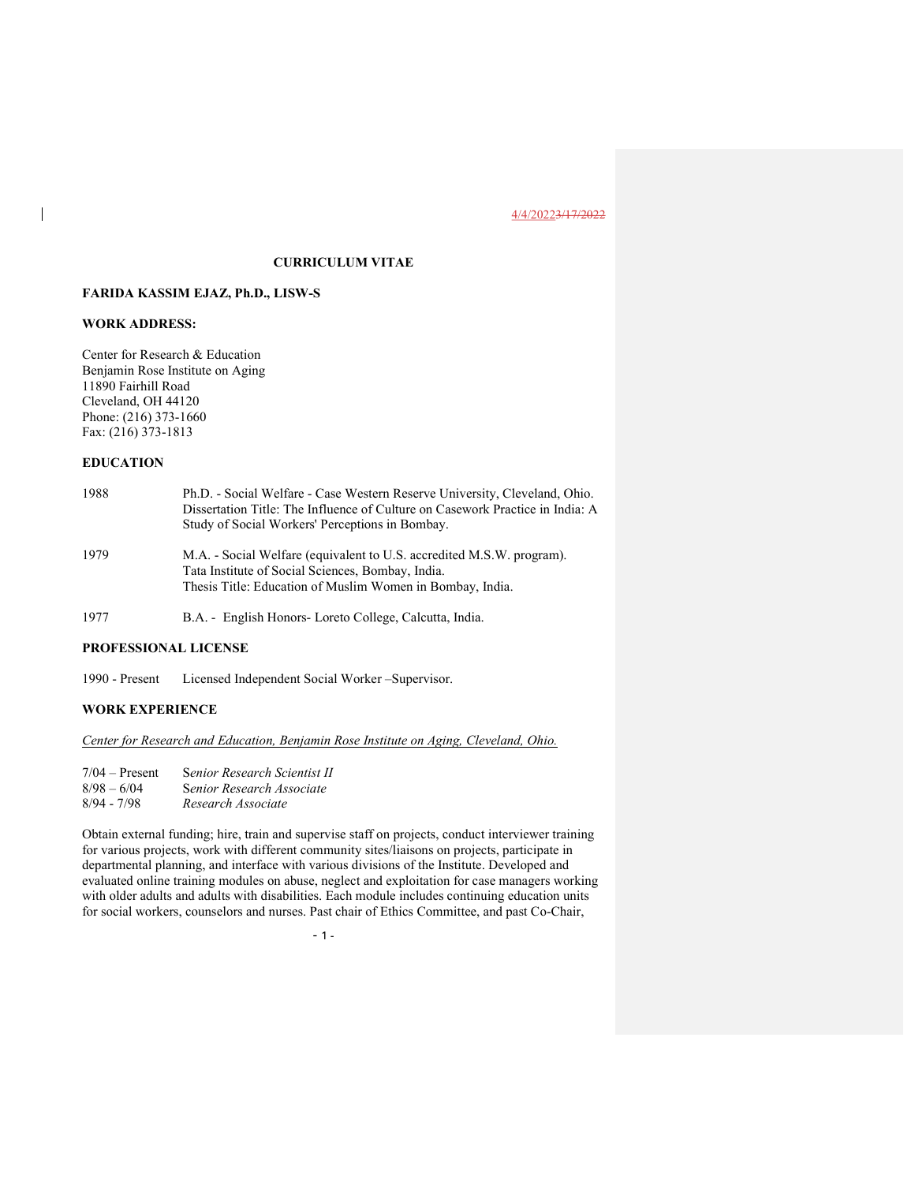4/4/2022~~3/17/2022~~

**CURRICULUM VITAE**

**FARIDA KASSIM EJAZ, Ph.D., LISW-S**

**WORK ADDRESS:**

Center for Research & Education
Benjamin Rose Institute on Aging
11890 Fairhill Road
Cleveland, OH 44120
Phone: (216) 373-1660
Fax: (216) 373-1813

**EDUCATION**

| | |
|---|---|
| 1988 | Ph.D. - Social Welfare - Case Western Reserve University, Cleveland, Ohio. Dissertation Title: The Influence of Culture on Casework Practice in India: A Study of Social Workers' Perceptions in Bombay. |
| 1979 | M.A. - Social Welfare (equivalent to U.S. accredited M.S.W. program). Tata Institute of Social Sciences, Bombay, India. Thesis Title: Education of Muslim Women in Bombay, India. |
| 1977 | B.A. - English Honors- Loreto College, Calcutta, India. |

**PROFESSIONAL LICENSE**

1990 - Present Licensed Independent Social Worker –Supervisor.

**WORK EXPERIENCE**

<u>*Center for Research and Education, Benjamin Rose Institute on Aging, Cleveland, Ohio.*</u>

| | |
|---|---|
| 7/04 – Present | *Senior Research Scientist II* |
| 8/98 – 6/04 | *Senior Research Associate* |
| 8/94 - 7/98 | *Research Associate* |

Obtain external funding; hire, train and supervise staff on projects, conduct interviewer training for various projects, work with different community sites/liaisons on projects, participate in departmental planning, and interface with various divisions of the Institute. Developed and evaluated online training modules on abuse, neglect and exploitation for case managers working with older adults and adults with disabilities. Each module includes continuing education units for social workers, counselors and nurses. Past chair of Ethics Committee, and past Co-Chair,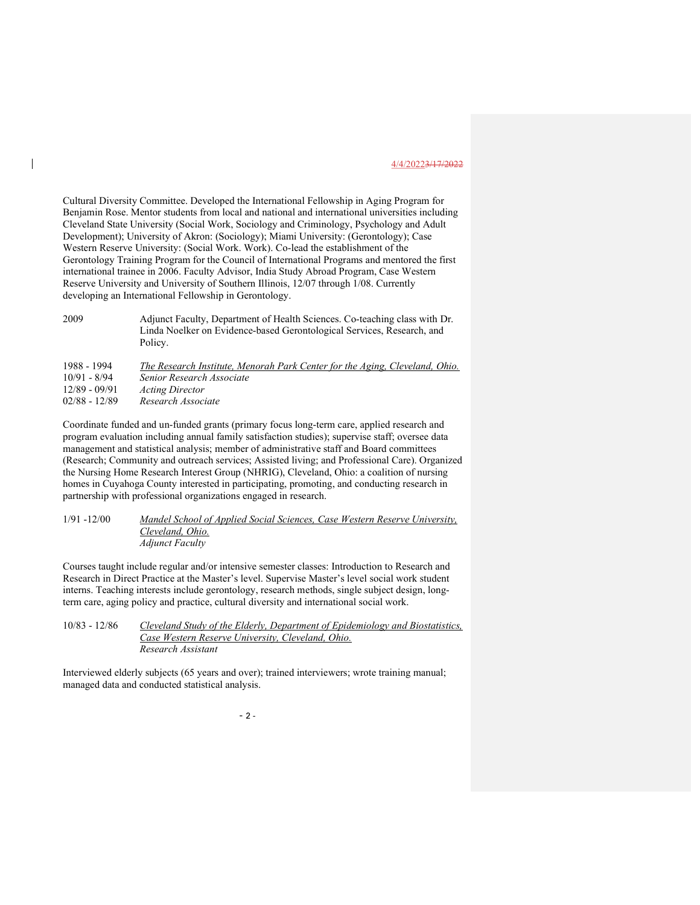Cultural Diversity Committee. Developed the International Fellowship in Aging Program for Benjamin Rose. Mentor students from local and national and international universities including Cleveland State University (Social Work, Sociology and Criminology, Psychology and Adult Development); University of Akron: (Sociology); Miami University: (Gerontology); Case Western Reserve University: (Social Work. Work). Co-lead the establishment of the Gerontology Training Program for the Council of International Programs and mentored the first international trainee in 2006. Faculty Advisor, India Study Abroad Program, Case Western Reserve University and University of Southern Illinois, 12/07 through 1/08. Currently developing an International Fellowship in Gerontology.

2009 — Adjunct Faculty, Department of Health Sciences. Co-teaching class with Dr. Linda Noelker on Evidence-based Gerontological Services, Research, and Policy.

1988 - 1994 — The Research Institute, Menorah Park Center for the Aging, Cleveland, Ohio.
10/91 - 8/94 — *Senior Research Associate*
12/89 - 09/91 — *Acting Director*
02/88 - 12/89 — *Research Associate*

Coordinate funded and un-funded grants (primary focus long-term care, applied research and program evaluation including annual family satisfaction studies); supervise staff; oversee data management and statistical analysis; member of administrative staff and Board committees (Research; Community and outreach services; Assisted living; and Professional Care). Organized the Nursing Home Research Interest Group (NHRIG), Cleveland, Ohio: a coalition of nursing homes in Cuyahoga County interested in participating, promoting, and conducting research in partnership with professional organizations engaged in research.

1/91 -12/00 — Mandel School of Applied Social Sciences, Case Western Reserve University, Cleveland, Ohio.
*Adjunct Faculty*

Courses taught include regular and/or intensive semester classes: Introduction to Research and Research in Direct Practice at the Master's level. Supervise Master's level social work student interns. Teaching interests include gerontology, research methods, single subject design, long-term care, aging policy and practice, cultural diversity and international social work.

10/83 - 12/86 — Cleveland Study of the Elderly, Department of Epidemiology and Biostatistics, Case Western Reserve University, Cleveland, Ohio.
*Research Assistant*

Interviewed elderly subjects (65 years and over); trained interviewers; wrote training manual; managed data and conducted statistical analysis.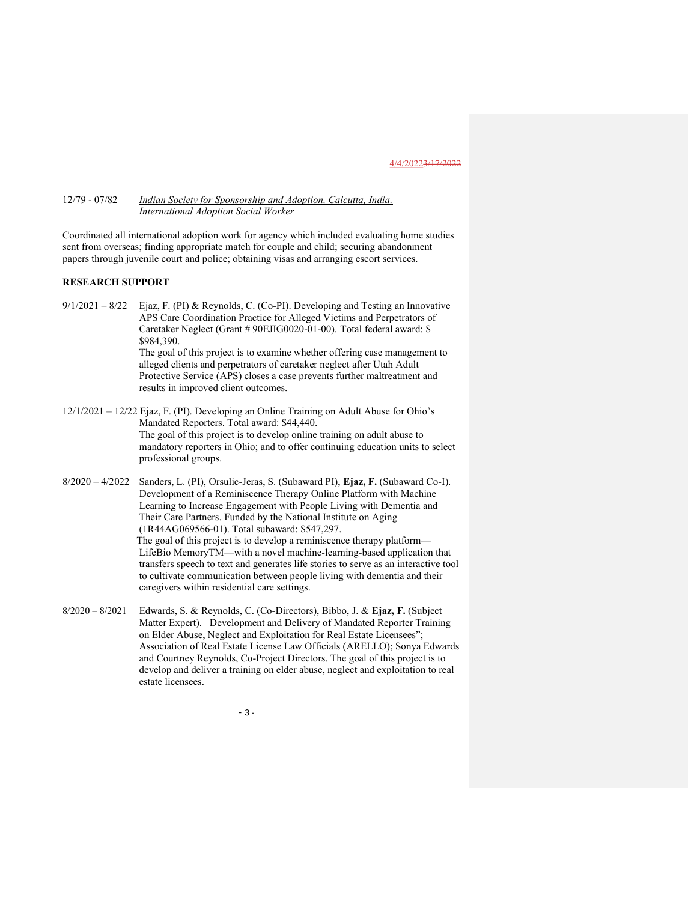12/79 - 07/82 *Indian Society for Sponsorship and Adoption, Calcutta, India.*
*International Adoption Social Worker*

Coordinated all international adoption work for agency which included evaluating home studies sent from overseas; finding appropriate match for couple and child; securing abandonment papers through juvenile court and police; obtaining visas and arranging escort services.

**RESEARCH SUPPORT**

9/1/2021 – 8/22 Ejaz, F. (PI) & Reynolds, C. (Co-PI). Developing and Testing an Innovative APS Care Coordination Practice for Alleged Victims and Perpetrators of Caretaker Neglect (Grant # 90EJIG0020-01-00). Total federal award: $ $984,390.
The goal of this project is to examine whether offering case management to alleged clients and perpetrators of caretaker neglect after Utah Adult Protective Service (APS) closes a case prevents further maltreatment and results in improved client outcomes.

12/1/2021 – 12/22 Ejaz, F. (PI). Developing an Online Training on Adult Abuse for Ohio's Mandated Reporters. Total award: $44,440.
The goal of this project is to develop online training on adult abuse to mandatory reporters in Ohio; and to offer continuing education units to select professional groups.

8/2020 – 4/2022 Sanders, L. (PI), Orsulic-Jeras, S. (Subaward PI), **Ejaz, F.** (Subaward Co-I). Development of a Reminiscence Therapy Online Platform with Machine Learning to Increase Engagement with People Living with Dementia and Their Care Partners. Funded by the National Institute on Aging (1R44AG069566-01). Total subaward: $547,297.
The goal of this project is to develop a reminiscence therapy platform—LifeBio MemoryTM—with a novel machine-learning-based application that transfers speech to text and generates life stories to serve as an interactive tool to cultivate communication between people living with dementia and their caregivers within residential care settings.

8/2020 – 8/2021 Edwards, S. & Reynolds, C. (Co-Directors), Bibbo, J. & **Ejaz, F.** (Subject Matter Expert). Development and Delivery of Mandated Reporter Training on Elder Abuse, Neglect and Exploitation for Real Estate Licensees"; Association of Real Estate License Law Officials (ARELLO); Sonya Edwards and Courtney Reynolds, Co-Project Directors. The goal of this project is to develop and deliver a training on elder abuse, neglect and exploitation to real estate licensees.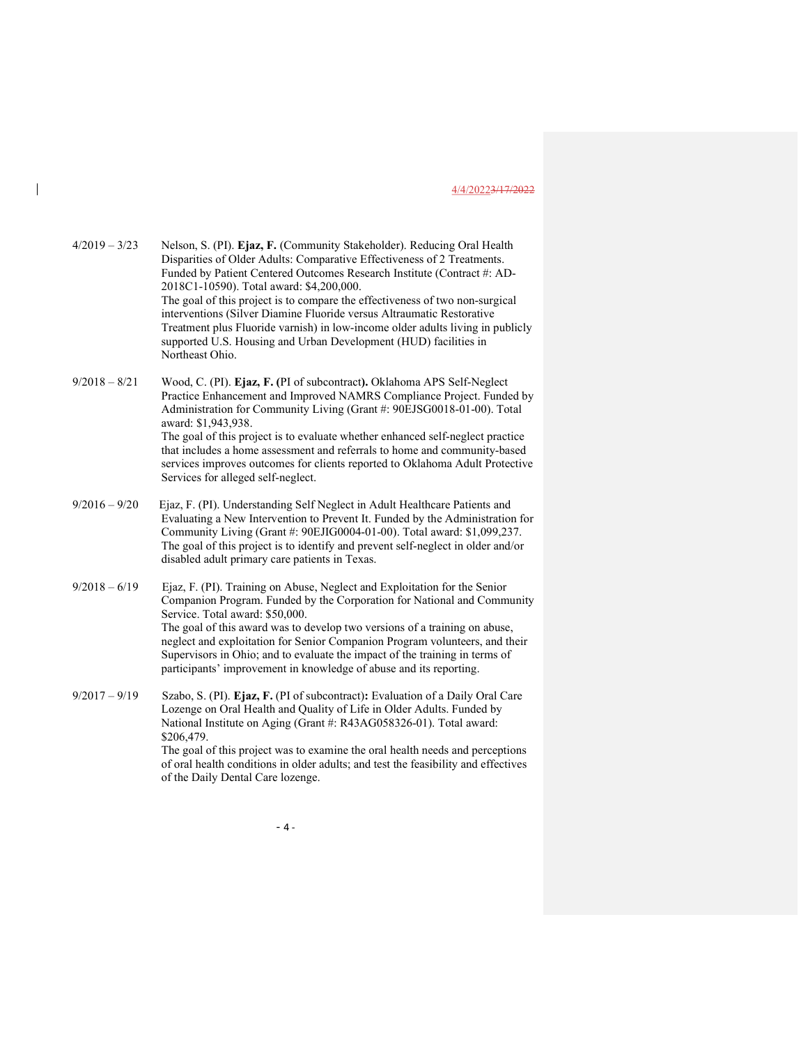4/19 – 3/23 Nelson, S. (PI). **Ejaz, F.** (Community Stakeholder). Reducing Oral Health Disparities of Older Adults: Comparative Effectiveness of 2 Treatments. Funded by Patient Centered Outcomes Research Institute (Contract #: AD-2018C1-10590). Total award: $4,200,000.
The goal of this project is to compare the effectiveness of two non-surgical interventions (Silver Diamine Fluoride versus Altraumatic Restorative Treatment plus Fluoride varnish) in low-income older adults living in publicly supported U.S. Housing and Urban Development (HUD) facilities in Northeast Ohio.

9/2018 – 8/21 Wood, C. (PI). **Ejaz, F. (**PI of subcontract**).** Oklahoma APS Self-Neglect Practice Enhancement and Improved NAMRS Compliance Project. Funded by Administration for Community Living (Grant #: 90EJSG0018-01-00). Total award: $1,943,938.
The goal of this project is to evaluate whether enhanced self-neglect practice that includes a home assessment and referrals to home and community-based services improves outcomes for clients reported to Oklahoma Adult Protective Services for alleged self-neglect.

9/2016 – 9/20 Ejaz, F. (PI). Understanding Self Neglect in Adult Healthcare Patients and Evaluating a New Intervention to Prevent It. Funded by the Administration for Community Living (Grant #: 90EJIG0004-01-00). Total award: $1,099,237.
The goal of this project is to identify and prevent self-neglect in older and/or disabled adult primary care patients in Texas.

9/2018 – 6/19 Ejaz, F. (PI). Training on Abuse, Neglect and Exploitation for the Senior Companion Program. Funded by the Corporation for National and Community Service. Total award: $50,000.
The goal of this award was to develop two versions of a training on abuse, neglect and exploitation for Senior Companion Program volunteers, and their Supervisors in Ohio; and to evaluate the impact of the training in terms of participants' improvement in knowledge of abuse and its reporting.

9/2017 – 9/19 Szabo, S. (PI). **Ejaz, F.** (PI of subcontract)**:** Evaluation of a Daily Oral Care Lozenge on Oral Health and Quality of Life in Older Adults. Funded by National Institute on Aging (Grant #: R43AG058326-01). Total award: $206,479.
The goal of this project was to examine the oral health needs and perceptions of oral health conditions in older adults; and test the feasibility and effectives of the Daily Dental Care lozenge.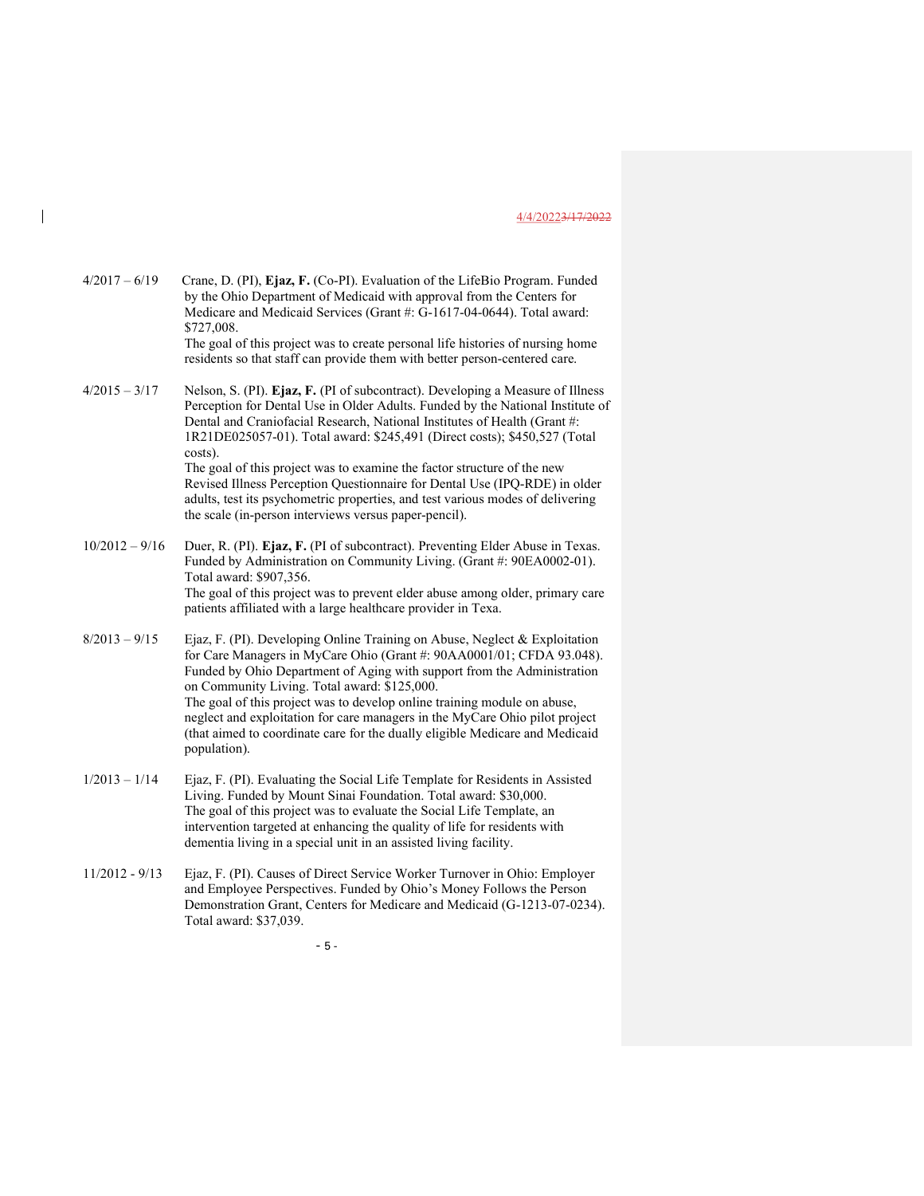4/2017 – 6/19 Crane, D. (PI), **Ejaz, F.** (Co-PI). Evaluation of the LifeBio Program. Funded by the Ohio Department of Medicaid with approval from the Centers for Medicare and Medicaid Services (Grant #: G-1617-04-0644). Total award: $727,008.
The goal of this project was to create personal life histories of nursing home residents so that staff can provide them with better person-centered care.

4/2015 – 3/17 Nelson, S. (PI). **Ejaz, F.** (PI of subcontract). Developing a Measure of Illness Perception for Dental Use in Older Adults. Funded by the National Institute of Dental and Craniofacial Research, National Institutes of Health (Grant #: 1R21DE025057-01). Total award: $245,491 (Direct costs); $450,527 (Total costs).
The goal of this project was to examine the factor structure of the new Revised Illness Perception Questionnaire for Dental Use (IPQ-RDE) in older adults, test its psychometric properties, and test various modes of delivering the scale (in-person interviews versus paper-pencil).

10/2012 – 9/16 Duer, R. (PI). **Ejaz, F.** (PI of subcontract). Preventing Elder Abuse in Texas. Funded by Administration on Community Living. (Grant #: 90EA0002-01). Total award: $907,356.
The goal of this project was to prevent elder abuse among older, primary care patients affiliated with a large healthcare provider in Texa.

8/2013 – 9/15 Ejaz, F. (PI). Developing Online Training on Abuse, Neglect & Exploitation for Care Managers in MyCare Ohio (Grant #: 90AA0001/01; CFDA 93.048). Funded by Ohio Department of Aging with support from the Administration on Community Living. Total award: $125,000.
The goal of this project was to develop online training module on abuse, neglect and exploitation for care managers in the MyCare Ohio pilot project (that aimed to coordinate care for the dually eligible Medicare and Medicaid population).

1/2013 – 1/14 Ejaz, F. (PI). Evaluating the Social Life Template for Residents in Assisted Living. Funded by Mount Sinai Foundation. Total award: $30,000.
The goal of this project was to evaluate the Social Life Template, an intervention targeted at enhancing the quality of life for residents with dementia living in a special unit in an assisted living facility.

11/2012 - 9/13 Ejaz, F. (PI). Causes of Direct Service Worker Turnover in Ohio: Employer and Employee Perspectives. Funded by Ohio's Money Follows the Person Demonstration Grant, Centers for Medicare and Medicaid (G-1213-07-0234). Total award: $37,039.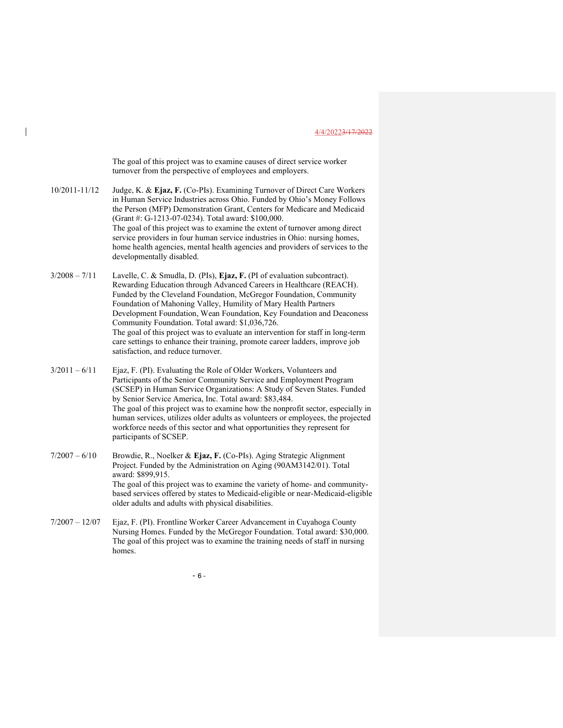The goal of this project was to examine causes of direct service worker turnover from the perspective of employees and employers.

10/2011-11/12 Judge, K. & **Ejaz, F.** (Co-PIs). Examining Turnover of Direct Care Workers in Human Service Industries across Ohio. Funded by Ohio's Money Follows the Person (MFP) Demonstration Grant, Centers for Medicare and Medicaid (Grant #: G-1213-07-0234). Total award: $100,000.
The goal of this project was to examine the extent of turnover among direct service providers in four human service industries in Ohio: nursing homes, home health agencies, mental health agencies and providers of services to the developmentally disabled.

3/2008 – 7/11 Lavelle, C. & Smudla, D. (PIs), **Ejaz, F.** (PI of evaluation subcontract). Rewarding Education through Advanced Careers in Healthcare (REACH). Funded by the Cleveland Foundation, McGregor Foundation, Community Foundation of Mahoning Valley, Humility of Mary Health Partners Development Foundation, Wean Foundation, Key Foundation and Deaconess Community Foundation. Total award: $1,036,726.
The goal of this project was to evaluate an intervention for staff in long-term care settings to enhance their training, promote career ladders, improve job satisfaction, and reduce turnover.

3/2011 – 6/11 Ejaz, F. (PI). Evaluating the Role of Older Workers, Volunteers and Participants of the Senior Community Service and Employment Program (SCSEP) in Human Service Organizations: A Study of Seven States. Funded by Senior Service America, Inc. Total award: $83,484.
The goal of this project was to examine how the nonprofit sector, especially in human services, utilizes older adults as volunteers or employees, the projected workforce needs of this sector and what opportunities they represent for participants of SCSEP.

7/2007 – 6/10 Browdie, R., Noelker & **Ejaz, F.** (Co-PIs). Aging Strategic Alignment Project. Funded by the Administration on Aging (90AM3142/01). Total award: $899,915.
The goal of this project was to examine the variety of home- and community-based services offered by states to Medicaid-eligible or near-Medicaid-eligible older adults and adults with physical disabilities.

7/2007 – 12/07 Ejaz, F. (PI). Frontline Worker Career Advancement in Cuyahoga County Nursing Homes. Funded by the McGregor Foundation. Total award: $30,000.
The goal of this project was to examine the training needs of staff in nursing homes.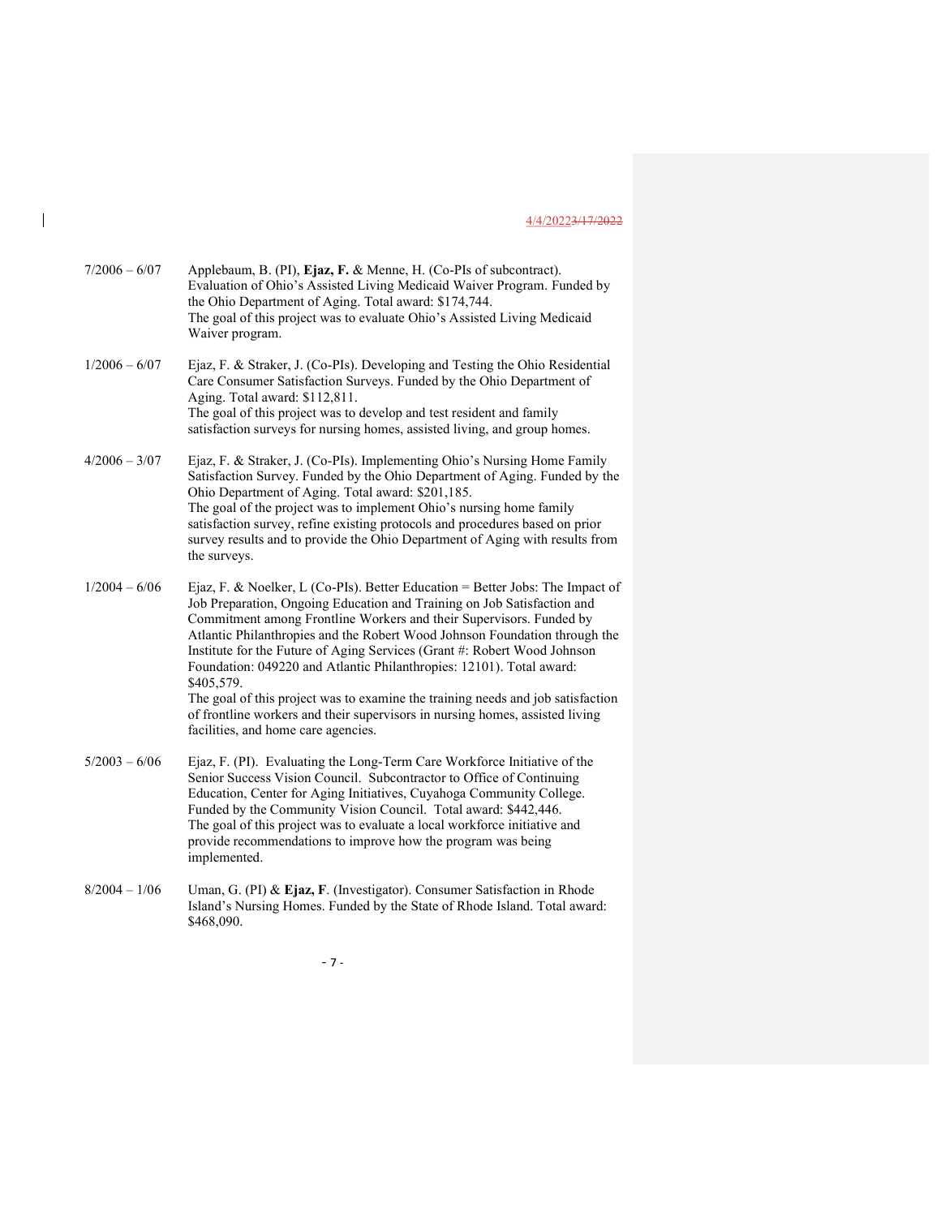7/2006 – 6/07 Applebaum, B. (PI), **Ejaz, F.** & Menne, H. (Co-PIs of subcontract). Evaluation of Ohio's Assisted Living Medicaid Waiver Program. Funded by the Ohio Department of Aging. Total award: $174,744.
The goal of this project was to evaluate Ohio's Assisted Living Medicaid Waiver program.

1/2006 – 6/07 Ejaz, F. & Straker, J. (Co-PIs). Developing and Testing the Ohio Residential Care Consumer Satisfaction Surveys. Funded by the Ohio Department of Aging. Total award: $112,811.
The goal of this project was to develop and test resident and family satisfaction surveys for nursing homes, assisted living, and group homes.

4/2006 – 3/07 Ejaz, F. & Straker, J. (Co-PIs). Implementing Ohio's Nursing Home Family Satisfaction Survey. Funded by the Ohio Department of Aging. Funded by the Ohio Department of Aging. Total award: $201,185.
The goal of the project was to implement Ohio's nursing home family satisfaction survey, refine existing protocols and procedures based on prior survey results and to provide the Ohio Department of Aging with results from the surveys.

1/2004 – 6/06 Ejaz, F. & Noelker, L (Co-PIs). Better Education = Better Jobs: The Impact of Job Preparation, Ongoing Education and Training on Job Satisfaction and Commitment among Frontline Workers and their Supervisors. Funded by Atlantic Philanthropies and the Robert Wood Johnson Foundation through the Institute for the Future of Aging Services (Grant #: Robert Wood Johnson Foundation: 049220 and Atlantic Philanthropies: 12101). Total award: $405,579.
The goal of this project was to examine the training needs and job satisfaction of frontline workers and their supervisors in nursing homes, assisted living facilities, and home care agencies.

5/2003 – 6/06 Ejaz, F. (PI). Evaluating the Long-Term Care Workforce Initiative of the Senior Success Vision Council. Subcontractor to Office of Continuing Education, Center for Aging Initiatives, Cuyahoga Community College. Funded by the Community Vision Council. Total award: $442,446.
The goal of this project was to evaluate a local workforce initiative and provide recommendations to improve how the program was being implemented.

8/2004 – 1/06 Uman, G. (PI) & **Ejaz, F**. (Investigator). Consumer Satisfaction in Rhode Island's Nursing Homes. Funded by the State of Rhode Island. Total award: $468,090.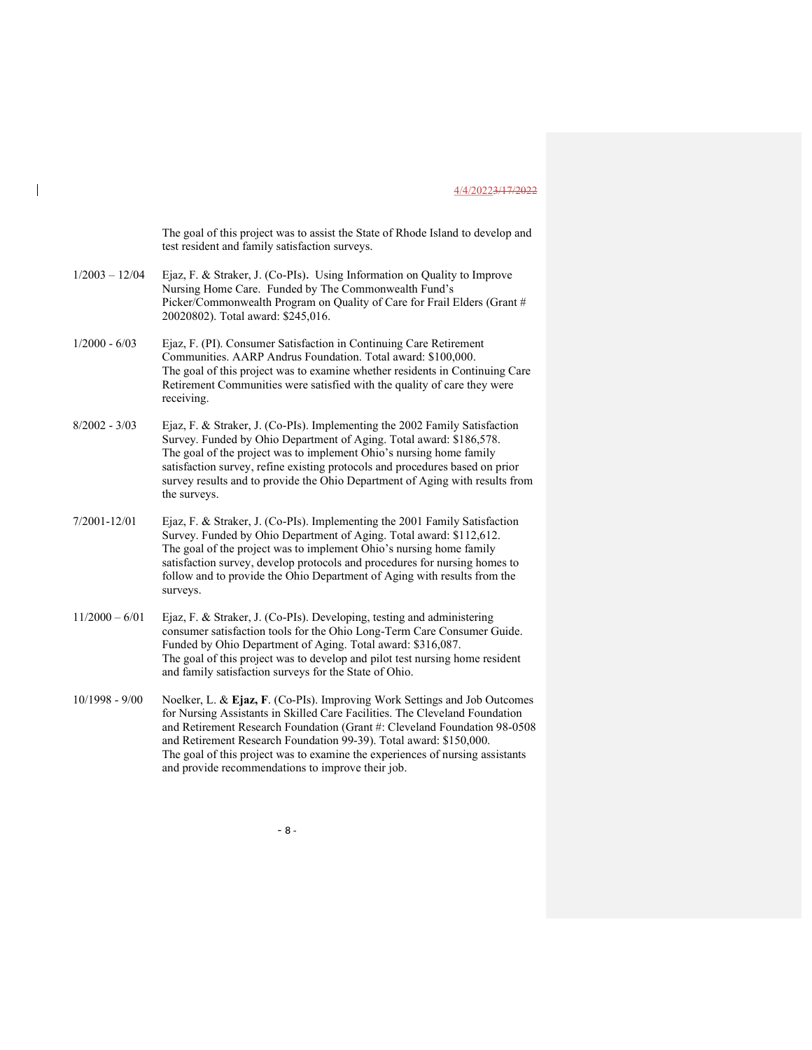The goal of this project was to assist the State of Rhode Island to develop and test resident and family satisfaction surveys.

1/2003 – 12/04 Ejaz, F. & Straker, J. (Co-PIs). Using Information on Quality to Improve Nursing Home Care. Funded by The Commonwealth Fund's Picker/Commonwealth Program on Quality of Care for Frail Elders (Grant # 20020802). Total award: $245,016.

1/2000 - 6/03 Ejaz, F. (PI). Consumer Satisfaction in Continuing Care Retirement Communities. AARP Andrus Foundation. Total award: $100,000. The goal of this project was to examine whether residents in Continuing Care Retirement Communities were satisfied with the quality of care they were receiving.

8/2002 - 3/03 Ejaz, F. & Straker, J. (Co-PIs). Implementing the 2002 Family Satisfaction Survey. Funded by Ohio Department of Aging. Total award: $186,578. The goal of the project was to implement Ohio's nursing home family satisfaction survey, refine existing protocols and procedures based on prior survey results and to provide the Ohio Department of Aging with results from the surveys.

7/2001-12/01 Ejaz, F. & Straker, J. (Co-PIs). Implementing the 2001 Family Satisfaction Survey. Funded by Ohio Department of Aging. Total award: $112,612. The goal of the project was to implement Ohio's nursing home family satisfaction survey, develop protocols and procedures for nursing homes to follow and to provide the Ohio Department of Aging with results from the surveys.

11/2000 – 6/01 Ejaz, F. & Straker, J. (Co-PIs). Developing, testing and administering consumer satisfaction tools for the Ohio Long-Term Care Consumer Guide. Funded by Ohio Department of Aging. Total award: $316,087. The goal of this project was to develop and pilot test nursing home resident and family satisfaction surveys for the State of Ohio.

10/1998 - 9/00 Noelker, L. & **Ejaz, F**. (Co-PIs). Improving Work Settings and Job Outcomes for Nursing Assistants in Skilled Care Facilities. The Cleveland Foundation and Retirement Research Foundation (Grant #: Cleveland Foundation 98-0508 and Retirement Research Foundation 99-39). Total award: $150,000. The goal of this project was to examine the experiences of nursing assistants and provide recommendations to improve their job.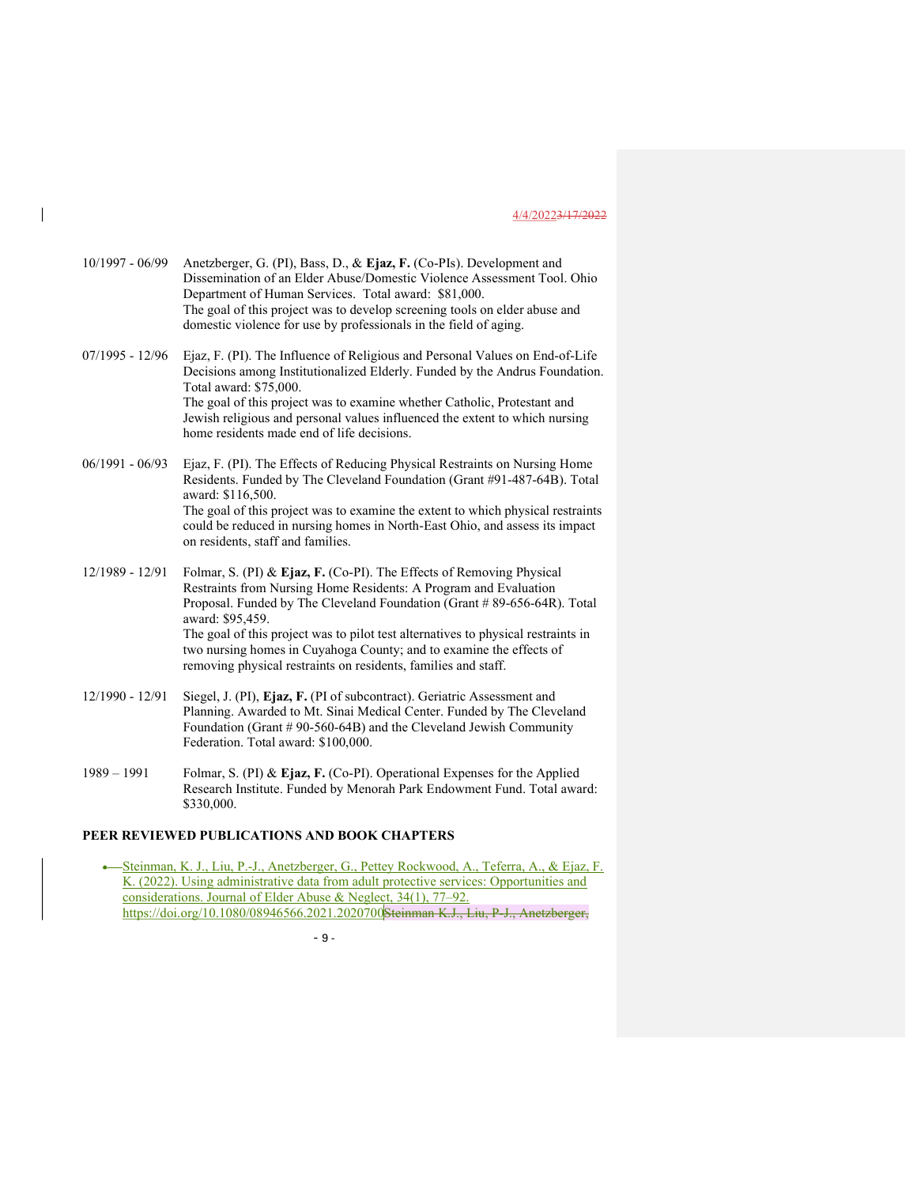10/1997 - 06/99 Anetzberger, G. (PI), Bass, D., & **Ejaz, F.** (Co-PIs). Development and Dissemination of an Elder Abuse/Domestic Violence Assessment Tool. Ohio Department of Human Services. Total award: $81,000.
The goal of this project was to develop screening tools on elder abuse and domestic violence for use by professionals in the field of aging.

07/1995 - 12/96 Ejaz, F. (PI). The Influence of Religious and Personal Values on End-of-Life Decisions among Institutionalized Elderly. Funded by the Andrus Foundation. Total award: $75,000.
The goal of this project was to examine whether Catholic, Protestant and Jewish religious and personal values influenced the extent to which nursing home residents made end of life decisions.

06/1991 - 06/93 Ejaz, F. (PI). The Effects of Reducing Physical Restraints on Nursing Home Residents. Funded by The Cleveland Foundation (Grant #91-487-64B). Total award: $116,500.
The goal of this project was to examine the extent to which physical restraints could be reduced in nursing homes in North-East Ohio, and assess its impact on residents, staff and families.

12/1989 - 12/91 Folmar, S. (PI) & **Ejaz, F.** (Co-PI). The Effects of Removing Physical Restraints from Nursing Home Residents: A Program and Evaluation Proposal. Funded by The Cleveland Foundation (Grant # 89-656-64R). Total award: $95,459.
The goal of this project was to pilot test alternatives to physical restraints in two nursing homes in Cuyahoga County; and to examine the effects of removing physical restraints on residents, families and staff.

12/1990 - 12/91 Siegel, J. (PI), **Ejaz, F.** (PI of subcontract). Geriatric Assessment and Planning. Awarded to Mt. Sinai Medical Center. Funded by The Cleveland Foundation (Grant # 90-560-64B) and the Cleveland Jewish Community Federation. Total award: $100,000.

1989 – 1991 Folmar, S. (PI) & **Ejaz, F.** (Co-PI). Operational Expenses for the Applied Research Institute. Funded by Menorah Park Endowment Fund. Total award: $330,000.

## PEER REVIEWED PUBLICATIONS AND BOOK CHAPTERS

- Steinman, K. J., Liu, P.-J., Anetzberger, G., Pettey Rockwood, A., Teferra, A., & Ejaz, F. K. (2022). Using administrative data from adult protective services: Opportunities and considerations. Journal of Elder Abuse & Neglect, 34(1), 77–92. https://doi.org/10.1080/08946566.2021.2020700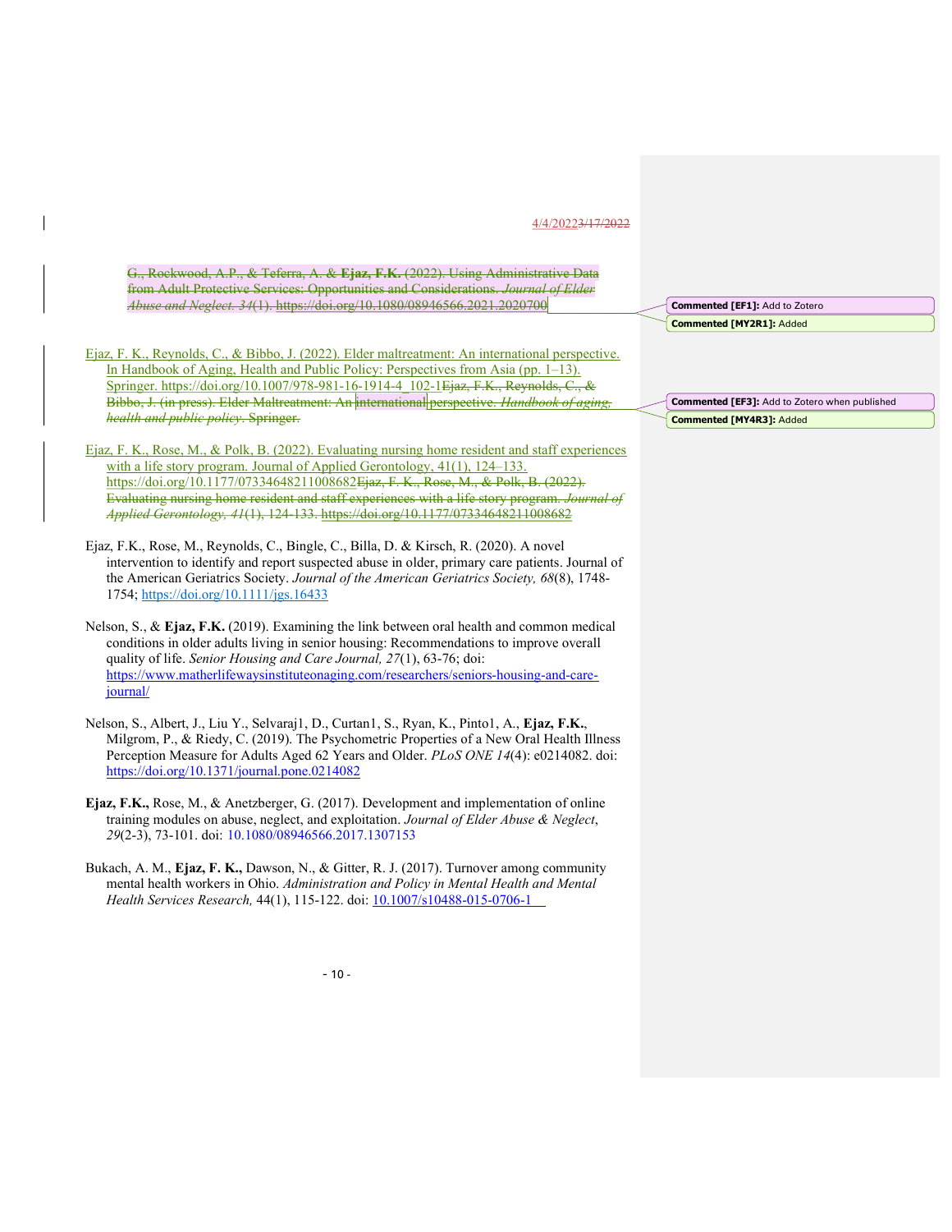G., Rockwood, A.P., & Teferra, A. & **Ejaz, F.K.** (2022). Using Administrative Data from Adult Protective Services: Opportunities and Considerations. *Journal of Elder Abuse and Neglect. 34*(1). https://doi.org/10.1080/08946566.2021.2020700

Ejaz, F. K., Reynolds, C., & Bibbo, J. (2022). Elder maltreatment: An international perspective. In Handbook of Aging, Health and Public Policy: Perspectives from Asia (pp. 1–13). Springer. https://doi.org/10.1007/978-981-16-1914-4_102-1Ejaz, F.K., Reynolds, C., & Bibbo, J. (in press). Elder Maltreatment: An international perspective. *Handbook of aging, health and public policy*. Springer.

Ejaz, F. K., Rose, M., & Polk, B. (2022). Evaluating nursing home resident and staff experiences with a life story program. Journal of Applied Gerontology, 41(1), 124–133. https://doi.org/10.1177/07334648211008682Ejaz, F. K., Rose, M., & Polk, B. (2022). Evaluating nursing home resident and staff experiences with a life story program. *Journal of Applied Gerontology, 41*(1), 124-133. https://doi.org/10.1177/07334648211008682

Ejaz, F.K., Rose, M., Reynolds, C., Bingle, C., Billa, D. & Kirsch, R. (2020). A novel intervention to identify and report suspected abuse in older, primary care patients. Journal of the American Geriatrics Society. *Journal of the American Geriatrics Society, 68*(8), 1748-1754; https://doi.org/10.1111/jgs.16433

Nelson, S., & **Ejaz, F.K.** (2019). Examining the link between oral health and common medical conditions in older adults living in senior housing: Recommendations to improve overall quality of life. *Senior Housing and Care Journal, 27*(1), 63-76; doi: https://www.matherlifewaysinstituteonaging.com/researchers/seniors-housing-and-care-journal/

Nelson, S., Albert, J., Liu Y., Selvaraj1, D., Curtan1, S., Ryan, K., Pinto1, A., **Ejaz, F.K.**, Milgrom, P., & Riedy, C. (2019). The Psychometric Properties of a New Oral Health Illness Perception Measure for Adults Aged 62 Years and Older. *PLoS ONE 14*(4): e0214082. doi: https://doi.org/10.1371/journal.pone.0214082

**Ejaz, F.K.,** Rose, M., & Anetzberger, G. (2017). Development and implementation of online training modules on abuse, neglect, and exploitation. *Journal of Elder Abuse & Neglect*, *29*(2-3), 73-101. doi: 10.1080/08946566.2017.1307153

Bukach, A. M., **Ejaz, F. K.,** Dawson, N., & Gitter, R. J. (2017). Turnover among community mental health workers in Ohio. *Administration and Policy in Mental Health and Mental Health Services Research,* 44(1), 115-122. doi: 10.1007/s10488-015-0706-1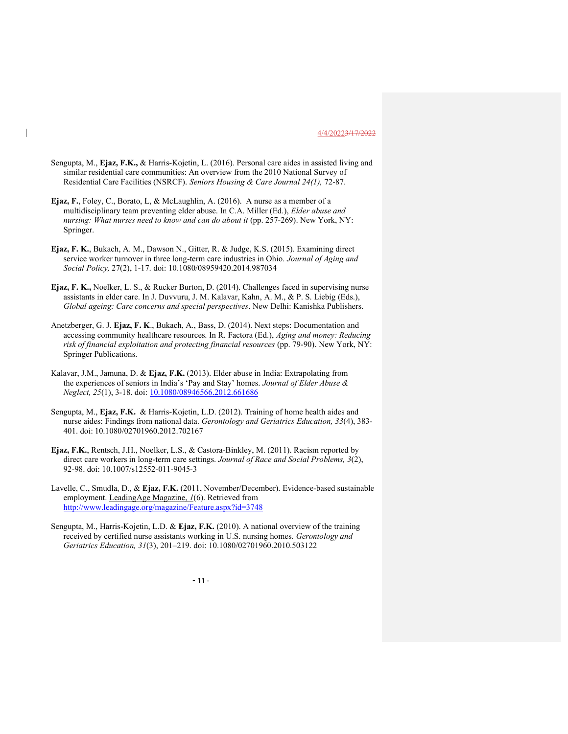Sengupta, M., **Ejaz, F.K.,** & Harris-Kojetin, L. (2016). Personal care aides in assisted living and similar residential care communities: An overview from the 2010 National Survey of Residential Care Facilities (NSRCF). *Seniors Housing & Care Journal 24(1),* 72-87.

**Ejaz, F.**, Foley, C., Borato, L, & McLaughlin, A. (2016). A nurse as a member of a multidisciplinary team preventing elder abuse. In C.A. Miller (Ed.), *Elder abuse and nursing: What nurses need to know and can do about it* (pp. 257-269). New York, NY: Springer.

**Ejaz, F. K.**, Bukach, A. M., Dawson N., Gitter, R. & Judge, K.S. (2015). Examining direct service worker turnover in three long-term care industries in Ohio. *Journal of Aging and Social Policy,* 27(2), 1-17. doi: 10.1080/08959420.2014.987034

**Ejaz, F. K.,** Noelker, L. S., & Rucker Burton, D. (2014). Challenges faced in supervising nurse assistants in elder care. In J. Duvvuru, J. M. Kalavar, Kahn, A. M., & P. S. Liebig (Eds.), *Global ageing: Care concerns and special perspectives*. New Delhi: Kanishka Publishers.

Anetzberger, G. J. **Ejaz, F. K**., Bukach, A., Bass, D. (2014). Next steps: Documentation and accessing community healthcare resources. In R. Factora (Ed.), *Aging and money: Reducing risk of financial exploitation and protecting financial resources* (pp. 79-90). New York, NY: Springer Publications.

Kalavar, J.M., Jamuna, D. & **Ejaz, F.K.** (2013). Elder abuse in India: Extrapolating from the experiences of seniors in India's 'Pay and Stay' homes. *Journal of Elder Abuse & Neglect, 25*(1), 3-18. doi: 10.1080/08946566.2012.661686

Sengupta, M., **Ejaz, F.K.** & Harris-Kojetin, L.D. (2012). Training of home health aides and nurse aides: Findings from national data. *Gerontology and Geriatrics Education, 33*(4), 383-401. doi: 10.1080/02701960.2012.702167

**Ejaz, F.K.**, Rentsch, J.H., Noelker, L.S., & Castora-Binkley, M. (2011). Racism reported by direct care workers in long-term care settings. *Journal of Race and Social Problems, 3*(2), 92-98. doi: 10.1007/s12552-011-9045-3

Lavelle, C., Smudla, D., & **Ejaz, F.K.** (2011, November/December). Evidence-based sustainable employment. LeadingAge Magazine, *1*(6). Retrieved from http://www.leadingage.org/magazine/Feature.aspx?id=3748

Sengupta, M., Harris-Kojetin, L.D. & **Ejaz, F.K.** (2010). A national overview of the training received by certified nurse assistants working in U.S. nursing homes*. Gerontology and Geriatrics Education, 31*(3), 201–219. doi: 10.1080/02701960.2010.503122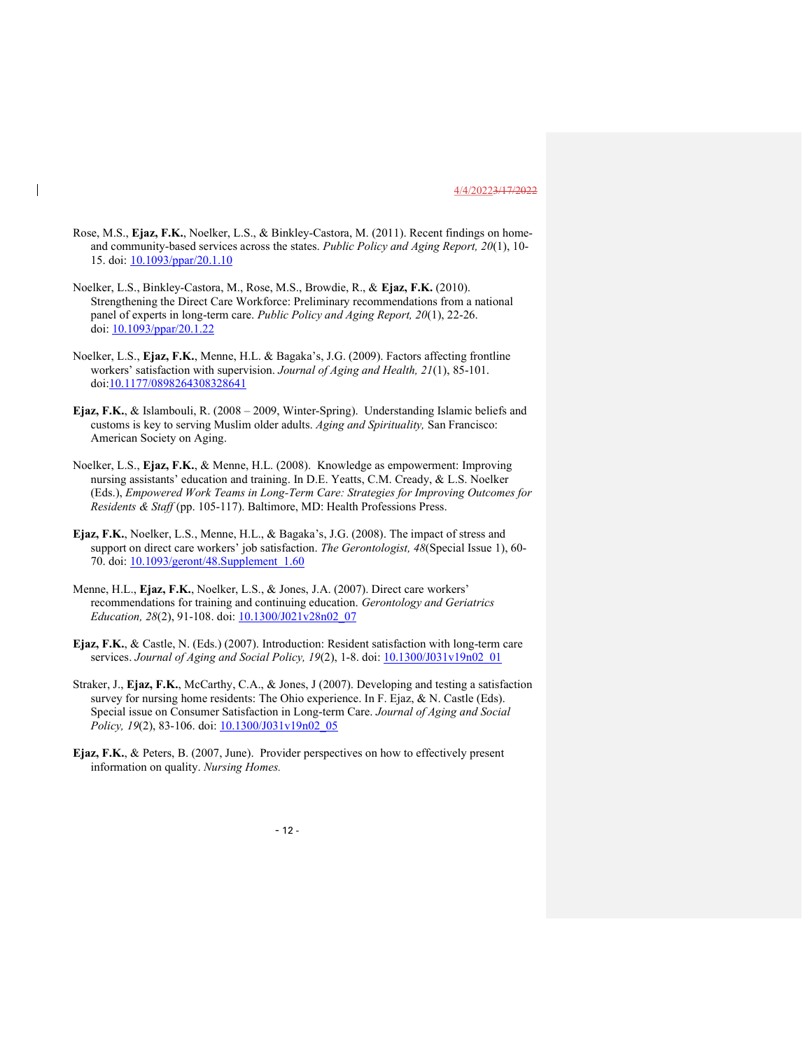Rose, M.S., **Ejaz, F.K.**, Noelker, L.S., & Binkley-Castora, M. (2011). Recent findings on home- and community-based services across the states. *Public Policy and Aging Report, 20*(1), 10-15. doi: 10.1093/ppar/20.1.10

Noelker, L.S., Binkley-Castora, M., Rose, M.S., Browdie, R., & **Ejaz, F.K.** (2010). Strengthening the Direct Care Workforce: Preliminary recommendations from a national panel of experts in long-term care. *Public Policy and Aging Report, 20*(1), 22-26. doi: 10.1093/ppar/20.1.22

Noelker, L.S., **Ejaz, F.K.**, Menne, H.L. & Bagaka's, J.G. (2009). Factors affecting frontline workers' satisfaction with supervision. *Journal of Aging and Health, 21*(1), 85-101. doi:10.1177/0898264308328641

**Ejaz, F.K.**, & Islambouli, R. (2008 – 2009, Winter-Spring). Understanding Islamic beliefs and customs is key to serving Muslim older adults. *Aging and Spirituality,* San Francisco: American Society on Aging.

Noelker, L.S., **Ejaz, F.K.**, & Menne, H.L. (2008). Knowledge as empowerment: Improving nursing assistants' education and training. In D.E. Yeatts, C.M. Cready, & L.S. Noelker (Eds.), *Empowered Work Teams in Long-Term Care: Strategies for Improving Outcomes for Residents & Staff* (pp. 105-117). Baltimore, MD: Health Professions Press.

**Ejaz, F.K.**, Noelker, L.S., Menne, H.L., & Bagaka's, J.G. (2008). The impact of stress and support on direct care workers' job satisfaction. *The Gerontologist, 48*(Special Issue 1), 60-70. doi: 10.1093/geront/48.Supplement_1.60

Menne, H.L., **Ejaz, F.K.**, Noelker, L.S., & Jones, J.A. (2007). Direct care workers' recommendations for training and continuing education. *Gerontology and Geriatrics Education, 28*(2), 91-108. doi: 10.1300/J021v28n02_07

**Ejaz, F.K.**, & Castle, N. (Eds.) (2007). Introduction: Resident satisfaction with long-term care services. *Journal of Aging and Social Policy, 19*(2), 1-8. doi: 10.1300/J031v19n02_01

Straker, J., **Ejaz, F.K.**, McCarthy, C.A., & Jones, J (2007). Developing and testing a satisfaction survey for nursing home residents: The Ohio experience. In F. Ejaz, & N. Castle (Eds). Special issue on Consumer Satisfaction in Long-term Care. *Journal of Aging and Social Policy, 19*(2), 83-106. doi: 10.1300/J031v19n02_05

**Ejaz, F.K.**, & Peters, B. (2007, June). Provider perspectives on how to effectively present information on quality. *Nursing Homes.*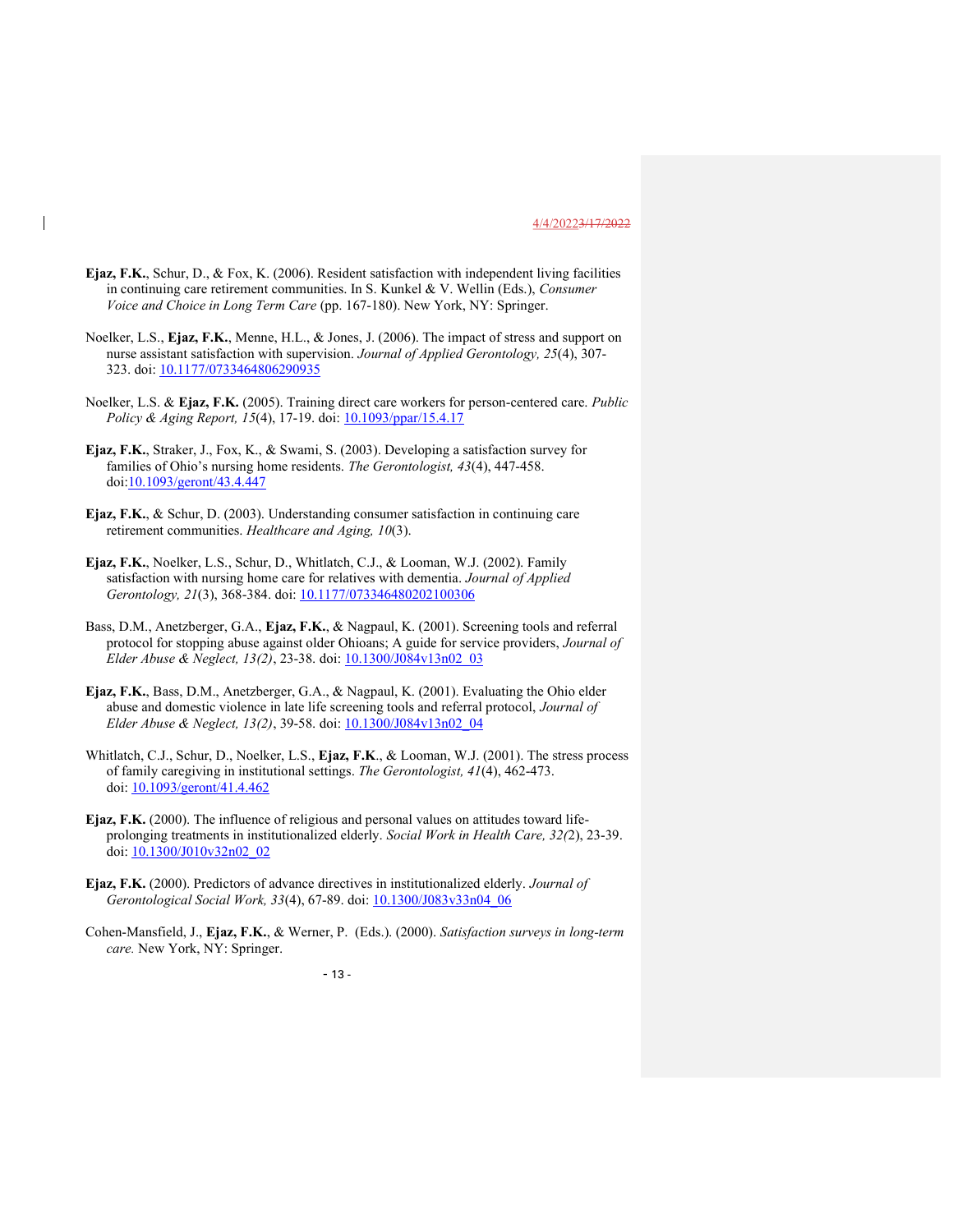**Ejaz, F.K.**, Schur, D., & Fox, K. (2006). Resident satisfaction with independent living facilities in continuing care retirement communities. In S. Kunkel & V. Wellin (Eds.), *Consumer Voice and Choice in Long Term Care* (pp. 167-180). New York, NY: Springer.

Noelker, L.S., **Ejaz, F.K.**, Menne, H.L., & Jones, J. (2006). The impact of stress and support on nurse assistant satisfaction with supervision. *Journal of Applied Gerontology, 25*(4), 307-323. doi: 10.1177/0733464806290935

Noelker, L.S. & **Ejaz, F.K.** (2005). Training direct care workers for person-centered care. *Public Policy & Aging Report, 15*(4), 17-19. doi: 10.1093/ppar/15.4.17

**Ejaz, F.K.**, Straker, J., Fox, K., & Swami, S. (2003). Developing a satisfaction survey for families of Ohio's nursing home residents. *The Gerontologist, 43*(4), 447-458. doi:10.1093/geront/43.4.447

**Ejaz, F.K.**, & Schur, D. (2003). Understanding consumer satisfaction in continuing care retirement communities. *Healthcare and Aging, 10*(3).

**Ejaz, F.K.**, Noelker, L.S., Schur, D., Whitlatch, C.J., & Looman, W.J. (2002). Family satisfaction with nursing home care for relatives with dementia. *Journal of Applied Gerontology, 21*(3), 368-384. doi: 10.1177/073346480202100306

Bass, D.M., Anetzberger, G.A., **Ejaz, F.K.**, & Nagpaul, K. (2001). Screening tools and referral protocol for stopping abuse against older Ohioans; A guide for service providers, *Journal of Elder Abuse & Neglect, 13(2)*, 23-38. doi: 10.1300/J084v13n02_03

**Ejaz, F.K.**, Bass, D.M., Anetzberger, G.A., & Nagpaul, K. (2001). Evaluating the Ohio elder abuse and domestic violence in late life screening tools and referral protocol, *Journal of Elder Abuse & Neglect, 13(2)*, 39-58. doi: 10.1300/J084v13n02_04

Whitlatch, C.J., Schur, D., Noelker, L.S., **Ejaz, F.K**., & Looman, W.J. (2001). The stress process of family caregiving in institutional settings. *The Gerontologist, 41*(4), 462-473. doi: 10.1093/geront/41.4.462

**Ejaz, F.K.** (2000). The influence of religious and personal values on attitudes toward life-prolonging treatments in institutionalized elderly. *Social Work in Health Care, 32(*2), 23-39. doi: 10.1300/J010v32n02_02

**Ejaz, F.K.** (2000). Predictors of advance directives in institutionalized elderly. *Journal of Gerontological Social Work, 33*(4), 67-89. doi: 10.1300/J083v33n04_06

Cohen-Mansfield, J., **Ejaz, F.K.**, & Werner, P. (Eds.). (2000). *Satisfaction surveys in long-term care.* New York, NY: Springer.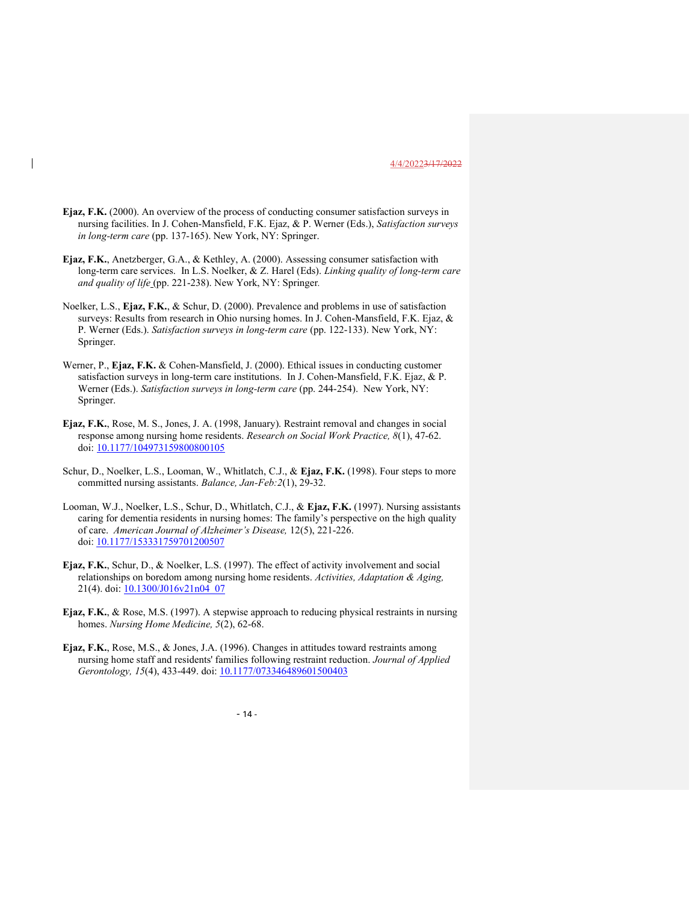**Ejaz, F.K.** (2000). An overview of the process of conducting consumer satisfaction surveys in nursing facilities. In J. Cohen-Mansfield, F.K. Ejaz, & P. Werner (Eds.), *Satisfaction surveys in long-term care* (pp. 137-165). New York, NY: Springer.

**Ejaz, F.K.**, Anetzberger, G.A., & Kethley, A. (2000). Assessing consumer satisfaction with long-term care services. In L.S. Noelker, & Z. Harel (Eds). *Linking quality of long-term care and quality of life* (pp. 221-238). New York, NY: Springer.

Noelker, L.S., **Ejaz, F.K.**, & Schur, D. (2000). Prevalence and problems in use of satisfaction surveys: Results from research in Ohio nursing homes. In J. Cohen-Mansfield, F.K. Ejaz, & P. Werner (Eds.). *Satisfaction surveys in long-term care* (pp. 122-133). New York, NY: Springer.

Werner, P., **Ejaz, F.K.** & Cohen-Mansfield, J. (2000). Ethical issues in conducting customer satisfaction surveys in long-term care institutions. In J. Cohen-Mansfield, F.K. Ejaz, & P. Werner (Eds.). *Satisfaction surveys in long-term care* (pp. 244-254). New York, NY: Springer.

**Ejaz, F.K.**, Rose, M. S., Jones, J. A. (1998, January). Restraint removal and changes in social response among nursing home residents. *Research on Social Work Practice, 8*(1), 47-62. doi: 10.1177/104973159800800105

Schur, D., Noelker, L.S., Looman, W., Whitlatch, C.J., & **Ejaz, F.K.** (1998). Four steps to more committed nursing assistants. *Balance, Jan-Feb:2*(1), 29-32.

Looman, W.J., Noelker, L.S., Schur, D., Whitlatch, C.J., & **Ejaz, F.K.** (1997). Nursing assistants caring for dementia residents in nursing homes: The family's perspective on the high quality of care. *American Journal of Alzheimer's Disease,* 12(5), 221-226. doi: 10.1177/153331759701200507

**Ejaz, F.K.**, Schur, D., & Noelker, L.S. (1997). The effect of activity involvement and social relationships on boredom among nursing home residents. *Activities, Adaptation & Aging,* 21(4). doi: 10.1300/J016v21n04_07

**Ejaz, F.K.**, & Rose, M.S. (1997). A stepwise approach to reducing physical restraints in nursing homes. *Nursing Home Medicine, 5*(2), 62-68.

**Ejaz, F.K.**, Rose, M.S., & Jones, J.A. (1996). Changes in attitudes toward restraints among nursing home staff and residents' families following restraint reduction. *Journal of Applied Gerontology, 15*(4), 433-449. doi: 10.1177/073346489601500403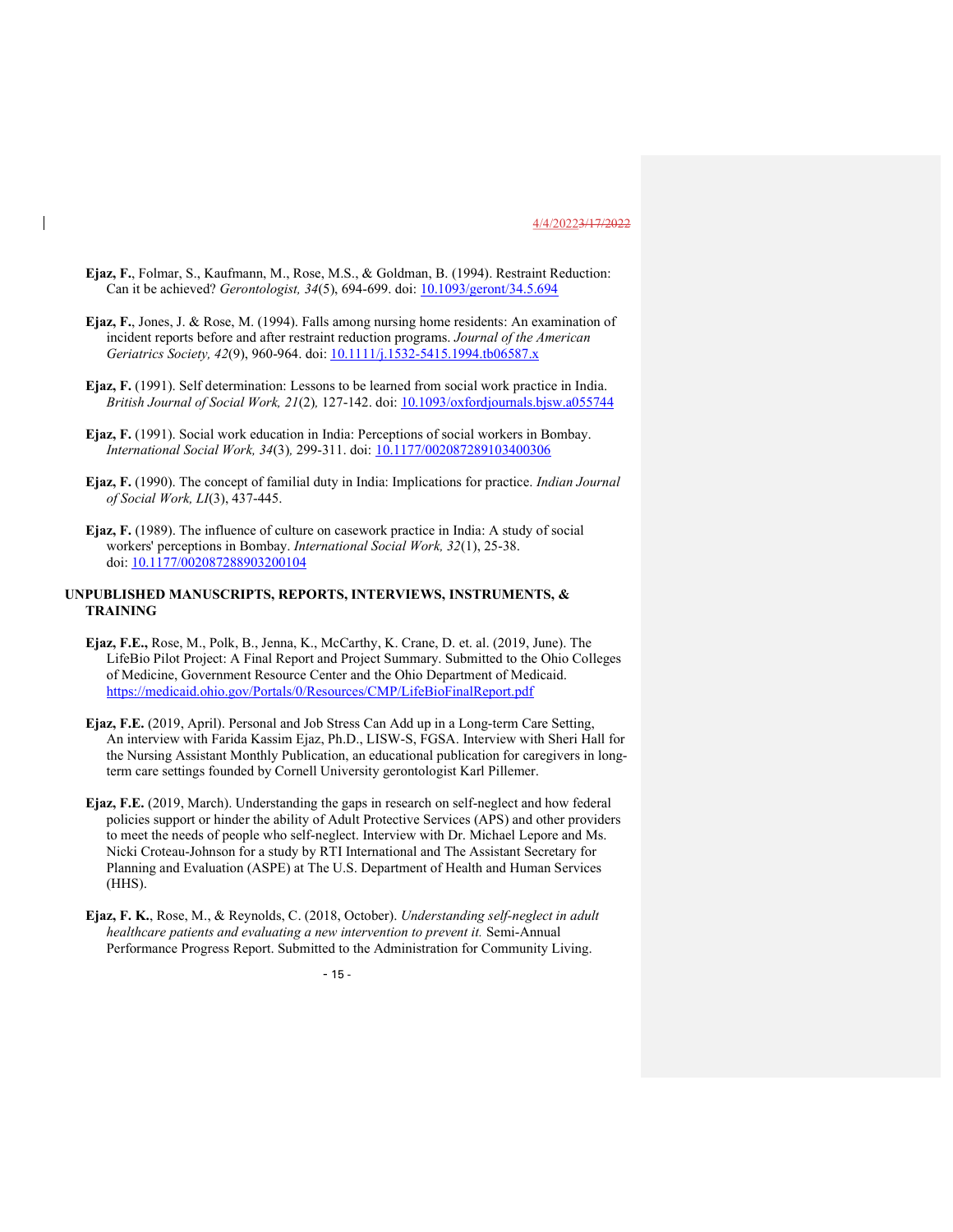**Ejaz, F.**, Folmar, S., Kaufmann, M., Rose, M.S., & Goldman, B. (1994). Restraint Reduction: Can it be achieved? *Gerontologist, 34*(5), 694-699. doi: 10.1093/geront/34.5.694

**Ejaz, F.**, Jones, J. & Rose, M. (1994). Falls among nursing home residents: An examination of incident reports before and after restraint reduction programs. *Journal of the American Geriatrics Society, 42*(9), 960-964. doi: 10.1111/j.1532-5415.1994.tb06587.x

**Ejaz, F.** (1991). Self determination: Lessons to be learned from social work practice in India. *British Journal of Social Work, 21*(2), 127-142. doi: 10.1093/oxfordjournals.bjsw.a055744

**Ejaz, F.** (1991). Social work education in India: Perceptions of social workers in Bombay. *International Social Work, 34*(3), 299-311. doi: 10.1177/002087289103400306

**Ejaz, F.** (1990). The concept of familial duty in India: Implications for practice. *Indian Journal of Social Work, LI*(3), 437-445.

**Ejaz, F.** (1989). The influence of culture on casework practice in India: A study of social workers' perceptions in Bombay. *International Social Work, 32*(1), 25-38. doi: 10.1177/002087288903200104

## UNPUBLISHED MANUSCRIPTS, REPORTS, INTERVIEWS, INSTRUMENTS, & TRAINING

**Ejaz, F.E.,** Rose, M., Polk, B., Jenna, K., McCarthy, K. Crane, D. et. al. (2019, June). The LifeBio Pilot Project: A Final Report and Project Summary. Submitted to the Ohio Colleges of Medicine, Government Resource Center and the Ohio Department of Medicaid. https://medicaid.ohio.gov/Portals/0/Resources/CMP/LifeBioFinalReport.pdf

**Ejaz, F.E.** (2019, April). Personal and Job Stress Can Add up in a Long-term Care Setting, An interview with Farida Kassim Ejaz, Ph.D., LISW-S, FGSA. Interview with Sheri Hall for the Nursing Assistant Monthly Publication, an educational publication for caregivers in long-term care settings founded by Cornell University gerontologist Karl Pillemer.

**Ejaz, F.E.** (2019, March). Understanding the gaps in research on self-neglect and how federal policies support or hinder the ability of Adult Protective Services (APS) and other providers to meet the needs of people who self-neglect. Interview with Dr. Michael Lepore and Ms. Nicki Croteau-Johnson for a study by RTI International and The Assistant Secretary for Planning and Evaluation (ASPE) at The U.S. Department of Health and Human Services (HHS).

**Ejaz, F. K.**, Rose, M., & Reynolds, C. (2018, October). *Understanding self-neglect in adult healthcare patients and evaluating a new intervention to prevent it.* Semi-Annual Performance Progress Report. Submitted to the Administration for Community Living.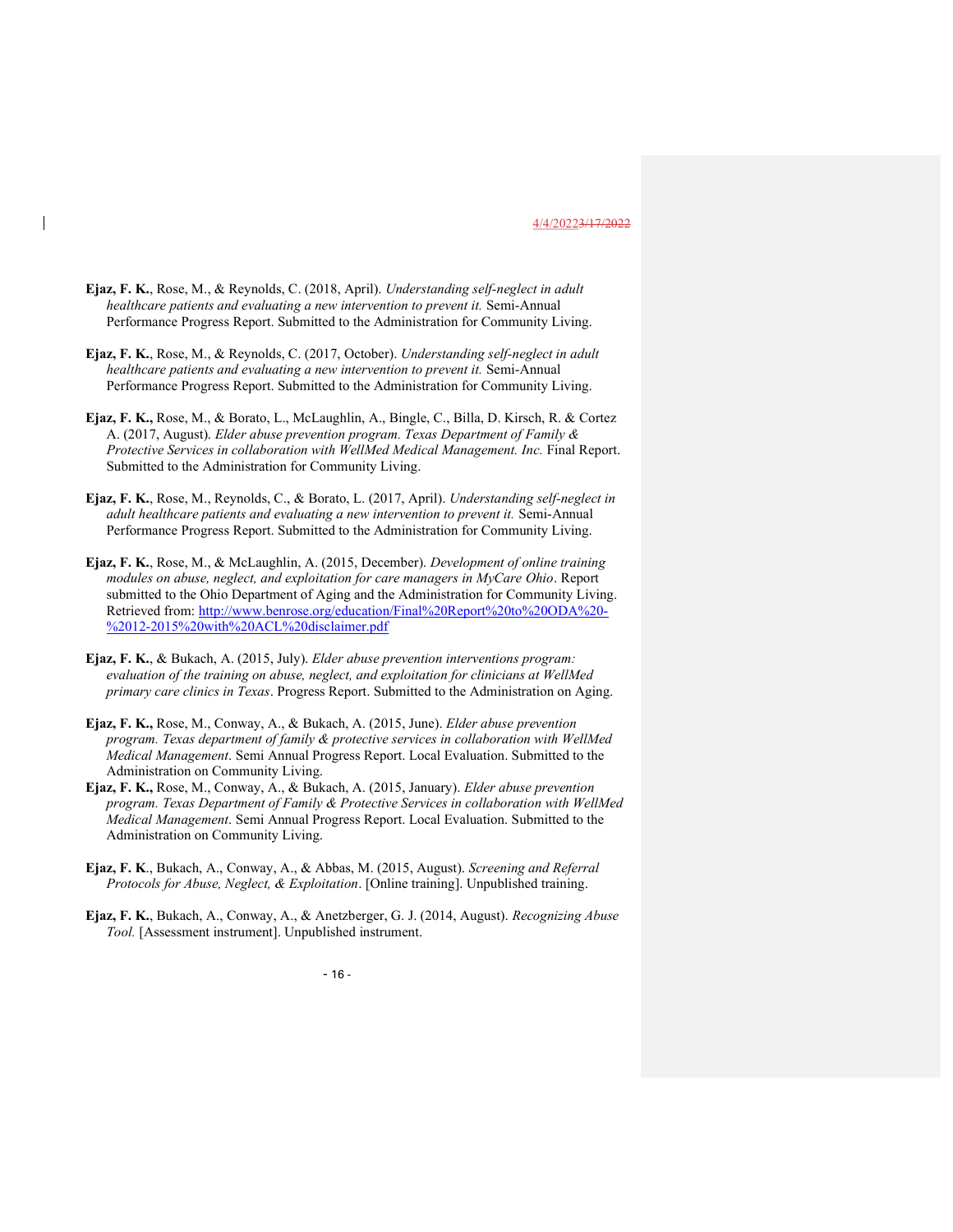**Ejaz, F. K.**, Rose, M., & Reynolds, C. (2018, April). *Understanding self-neglect in adult healthcare patients and evaluating a new intervention to prevent it.* Semi-Annual Performance Progress Report. Submitted to the Administration for Community Living.

**Ejaz, F. K.**, Rose, M., & Reynolds, C. (2017, October). *Understanding self-neglect in adult healthcare patients and evaluating a new intervention to prevent it.* Semi-Annual Performance Progress Report. Submitted to the Administration for Community Living.

**Ejaz, F. K.,** Rose, M., & Borato, L., McLaughlin, A., Bingle, C., Billa, D. Kirsch, R. & Cortez A. (2017, August). *Elder abuse prevention program. Texas Department of Family & Protective Services in collaboration with WellMed Medical Management. Inc.* Final Report. Submitted to the Administration for Community Living.

**Ejaz, F. K.**, Rose, M., Reynolds, C., & Borato, L. (2017, April). *Understanding self-neglect in adult healthcare patients and evaluating a new intervention to prevent it.* Semi-Annual Performance Progress Report. Submitted to the Administration for Community Living.

**Ejaz, F. K.**, Rose, M., & McLaughlin, A. (2015, December). *Development of online training modules on abuse, neglect, and exploitation for care managers in MyCare Ohio*. Report submitted to the Ohio Department of Aging and the Administration for Community Living. Retrieved from: [http://www.benrose.org/education/Final%20Report%20to%20ODA%20-%2012-2015%20with%20ACL%20disclaimer.pdf](http://www.benrose.org/education/Final%20Report%20to%20ODA%20-%2012-2015%20with%20ACL%20disclaimer.pdf)

**Ejaz, F. K.**, & Bukach, A. (2015, July). *Elder abuse prevention interventions program: evaluation of the training on abuse, neglect, and exploitation for clinicians at WellMed primary care clinics in Texas*. Progress Report. Submitted to the Administration on Aging.

**Ejaz, F. K.,** Rose, M., Conway, A., & Bukach, A. (2015, June). *Elder abuse prevention program. Texas department of family & protective services in collaboration with WellMed Medical Management*. Semi Annual Progress Report. Local Evaluation. Submitted to the Administration on Community Living.

**Ejaz, F. K.,** Rose, M., Conway, A., & Bukach, A. (2015, January). *Elder abuse prevention program. Texas Department of Family & Protective Services in collaboration with WellMed Medical Management*. Semi Annual Progress Report. Local Evaluation. Submitted to the Administration on Community Living.

**Ejaz, F. K**., Bukach, A., Conway, A., & Abbas, M. (2015, August). *Screening and Referral Protocols for Abuse, Neglect, & Exploitation*. [Online training]. Unpublished training.

**Ejaz, F. K.**, Bukach, A., Conway, A., & Anetzberger, G. J. (2014, August). *Recognizing Abuse Tool.* [Assessment instrument]. Unpublished instrument.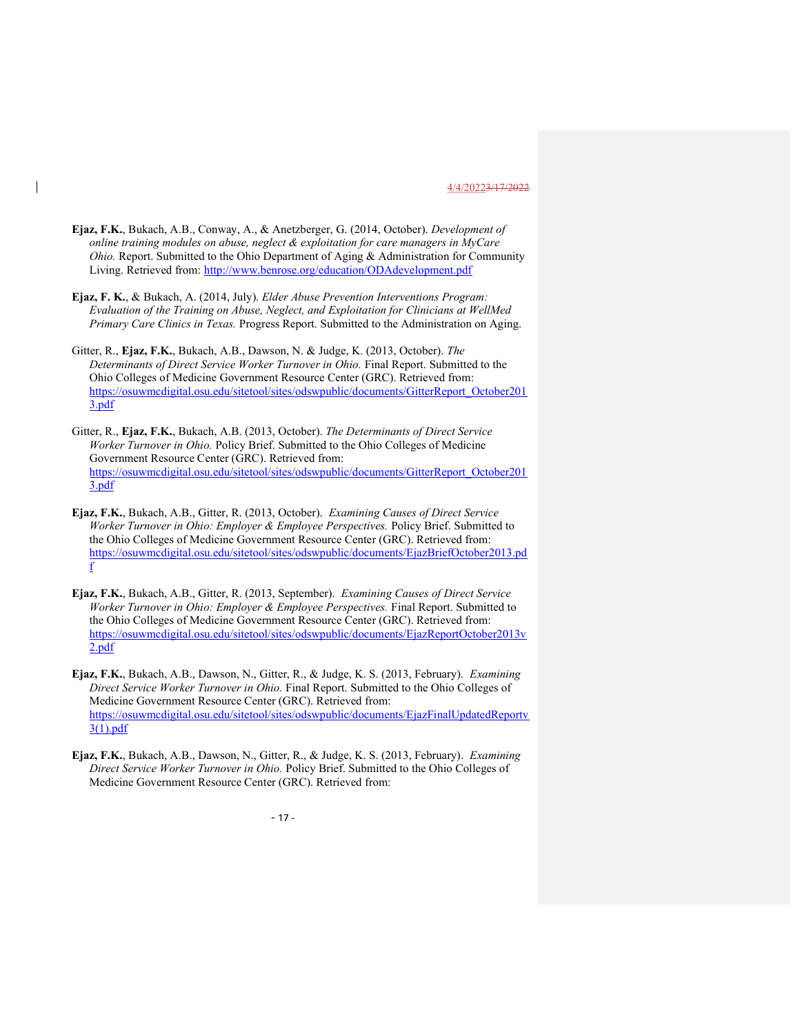**Ejaz, F.K.**, Bukach, A.B., Conway, A., & Anetzberger, G. (2014, October). *Development of online training modules on abuse, neglect & exploitation for care managers in MyCare Ohio.* Report. Submitted to the Ohio Department of Aging & Administration for Community Living. Retrieved from: http://www.benrose.org/education/ODAdevelopment.pdf

**Ejaz, F. K.**, & Bukach, A. (2014, July). *Elder Abuse Prevention Interventions Program: Evaluation of the Training on Abuse, Neglect, and Exploitation for Clinicians at WellMed Primary Care Clinics in Texas.* Progress Report. Submitted to the Administration on Aging.

Gitter, R., **Ejaz, F.K.**, Bukach, A.B., Dawson, N. & Judge, K. (2013, October). *The Determinants of Direct Service Worker Turnover in Ohio.* Final Report. Submitted to the Ohio Colleges of Medicine Government Resource Center (GRC). Retrieved from: https://osuwmcdigital.osu.edu/sitetool/sites/odswpublic/documents/GitterReport_October2013.pdf

Gitter, R., **Ejaz, F.K.**, Bukach, A.B. (2013, October). *The Determinants of Direct Service Worker Turnover in Ohio.* Policy Brief. Submitted to the Ohio Colleges of Medicine Government Resource Center (GRC). Retrieved from: https://osuwmcdigital.osu.edu/sitetool/sites/odswpublic/documents/GitterReport_October2013.pdf

**Ejaz, F.K.**, Bukach, A.B., Gitter, R. (2013, October). *Examining Causes of Direct Service Worker Turnover in Ohio: Employer & Employee Perspectives.* Policy Brief. Submitted to the Ohio Colleges of Medicine Government Resource Center (GRC). Retrieved from: https://osuwmcdigital.osu.edu/sitetool/sites/odswpublic/documents/EjazBriefOctober2013.pdf

**Ejaz, F.K.**, Bukach, A.B., Gitter, R. (2013, September). *Examining Causes of Direct Service Worker Turnover in Ohio: Employer & Employee Perspectives.* Final Report. Submitted to the Ohio Colleges of Medicine Government Resource Center (GRC). Retrieved from: https://osuwmcdigital.osu.edu/sitetool/sites/odswpublic/documents/EjazReportOctober2013v2.pdf

**Ejaz, F.K.**, Bukach, A.B., Dawson, N., Gitter, R., & Judge, K. S. (2013, February). *Examining Direct Service Worker Turnover in Ohio.* Final Report. Submitted to the Ohio Colleges of Medicine Government Resource Center (GRC). Retrieved from: https://osuwmcdigital.osu.edu/sitetool/sites/odswpublic/documents/EjazFinalUpdatedReportv3(1).pdf

**Ejaz, F.K.**, Bukach, A.B., Dawson, N., Gitter, R., & Judge, K. S. (2013, February). *Examining Direct Service Worker Turnover in Ohio.* Policy Brief. Submitted to the Ohio Colleges of Medicine Government Resource Center (GRC). Retrieved from: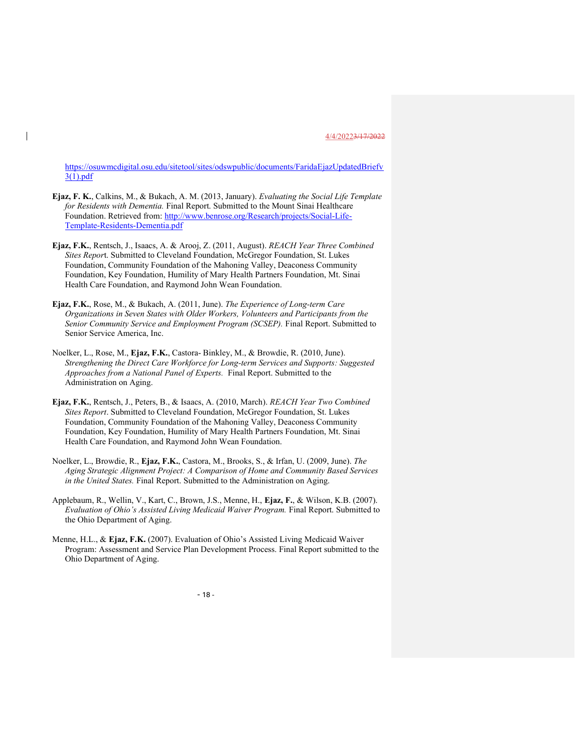https://osuwmcdigital.osu.edu/sitetool/sites/odswpublic/documents/FaridaEjazUpdatedBriefv3(1).pdf

**Ejaz, F. K.**, Calkins, M., & Bukach, A. M. (2013, January). *Evaluating the Social Life Template for Residents with Dementia.* Final Report. Submitted to the Mount Sinai Healthcare Foundation. Retrieved from: http://www.benrose.org/Research/projects/Social-Life-Template-Residents-Dementia.pdf

**Ejaz, F.K.**, Rentsch, J., Isaacs, A. & Arooj, Z. (2011, August). *REACH Year Three Combined Sites Repor*t. Submitted to Cleveland Foundation, McGregor Foundation, St. Lukes Foundation, Community Foundation of the Mahoning Valley, Deaconess Community Foundation, Key Foundation, Humility of Mary Health Partners Foundation, Mt. Sinai Health Care Foundation, and Raymond John Wean Foundation.

**Ejaz, F.K.**, Rose, M., & Bukach, A. (2011, June). *The Experience of Long-term Care Organizations in Seven States with Older Workers, Volunteers and Participants from the Senior Community Service and Employment Program (SCSEP).* Final Report. Submitted to Senior Service America, Inc.

Noelker, L., Rose, M., **Ejaz, F.K.**, Castora- Binkley, M., & Browdie, R. (2010, June). *Strengthening the Direct Care Workforce for Long-term Services and Supports: Suggested Approaches from a National Panel of Experts.* Final Report. Submitted to the Administration on Aging.

**Ejaz, F.K.**, Rentsch, J., Peters, B., & Isaacs, A. (2010, March). *REACH Year Two Combined Sites Report*. Submitted to Cleveland Foundation, McGregor Foundation, St. Lukes Foundation, Community Foundation of the Mahoning Valley, Deaconess Community Foundation, Key Foundation, Humility of Mary Health Partners Foundation, Mt. Sinai Health Care Foundation, and Raymond John Wean Foundation.

Noelker, L., Browdie, R., **Ejaz, F.K.**, Castora, M., Brooks, S., & Irfan, U. (2009, June). *The Aging Strategic Alignment Project: A Comparison of Home and Community Based Services in the United States.* Final Report. Submitted to the Administration on Aging.

Applebaum, R., Wellin, V., Kart, C., Brown, J.S., Menne, H., **Ejaz, F.**, & Wilson, K.B. (2007). *Evaluation of Ohio's Assisted Living Medicaid Waiver Program.* Final Report. Submitted to the Ohio Department of Aging.

Menne, H.L., & **Ejaz, F.K.** (2007). Evaluation of Ohio's Assisted Living Medicaid Waiver Program: Assessment and Service Plan Development Process. Final Report submitted to the Ohio Department of Aging.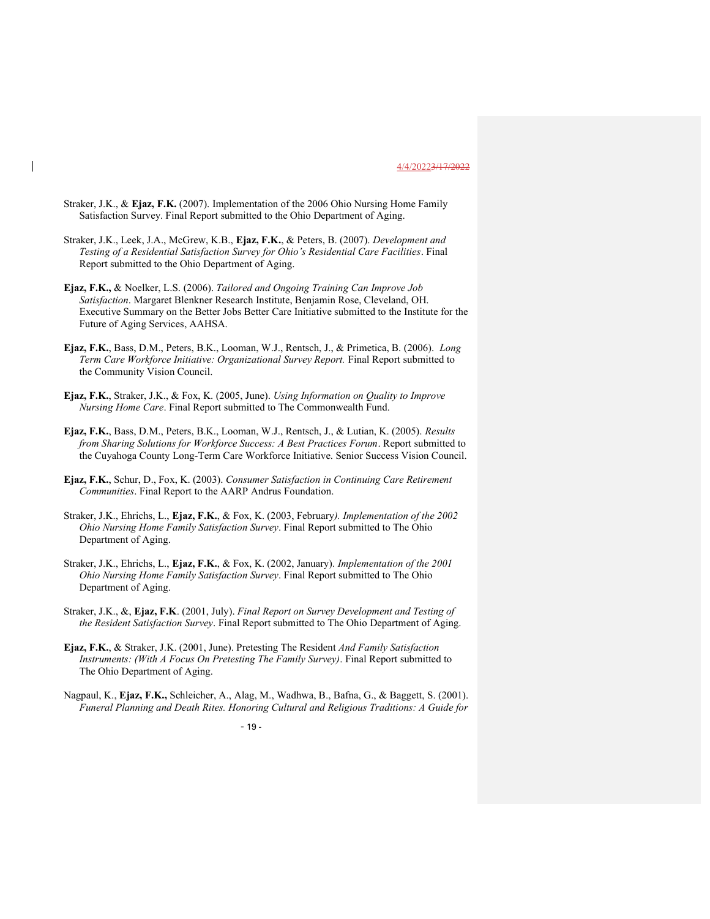Straker, J.K., & **Ejaz, F.K.** (2007). Implementation of the 2006 Ohio Nursing Home Family Satisfaction Survey. Final Report submitted to the Ohio Department of Aging.

Straker, J.K., Leek, J.A., McGrew, K.B., **Ejaz, F.K.**, & Peters, B. (2007). *Development and Testing of a Residential Satisfaction Survey for Ohio's Residential Care Facilities*. Final Report submitted to the Ohio Department of Aging.

**Ejaz, F.K.,** & Noelker, L.S. (2006). *Tailored and Ongoing Training Can Improve Job Satisfaction*. Margaret Blenkner Research Institute, Benjamin Rose, Cleveland, OH. Executive Summary on the Better Jobs Better Care Initiative submitted to the Institute for the Future of Aging Services, AAHSA.

**Ejaz, F.K.**, Bass, D.M., Peters, B.K., Looman, W.J., Rentsch, J., & Primetica, B. (2006). *Long Term Care Workforce Initiative: Organizational Survey Report.* Final Report submitted to the Community Vision Council.

**Ejaz, F.K.**, Straker, J.K., & Fox, K. (2005, June). *Using Information on Quality to Improve Nursing Home Care*. Final Report submitted to The Commonwealth Fund.

**Ejaz, F.K.**, Bass, D.M., Peters, B.K., Looman, W.J., Rentsch, J., & Lutian, K. (2005). *Results from Sharing Solutions for Workforce Success: A Best Practices Forum*. Report submitted to the Cuyahoga County Long-Term Care Workforce Initiative. Senior Success Vision Council.

**Ejaz, F.K.**, Schur, D., Fox, K. (2003). *Consumer Satisfaction in Continuing Care Retirement Communities*. Final Report to the AARP Andrus Foundation.

Straker, J.K., Ehrichs, L., **Ejaz, F.K.**, & Fox, K. (2003, February*). Implementation of the 2002 Ohio Nursing Home Family Satisfaction Survey*. Final Report submitted to The Ohio Department of Aging.

Straker, J.K., Ehrichs, L., **Ejaz, F.K.**, & Fox, K. (2002, January). *Implementation of the 2001 Ohio Nursing Home Family Satisfaction Survey*. Final Report submitted to The Ohio Department of Aging.

Straker, J.K., &, **Ejaz, F.K**. (2001, July). *Final Report on Survey Development and Testing of the Resident Satisfaction Survey*. Final Report submitted to The Ohio Department of Aging.

**Ejaz, F.K.**, & Straker, J.K. (2001, June). Pretesting The Resident *And Family Satisfaction Instruments: (With A Focus On Pretesting The Family Survey)*. Final Report submitted to The Ohio Department of Aging.

Nagpaul, K., **Ejaz, F.K.,** Schleicher, A., Alag, M., Wadhwa, B., Bafna, G., & Baggett, S. (2001). *Funeral Planning and Death Rites. Honoring Cultural and Religious Traditions: A Guide for*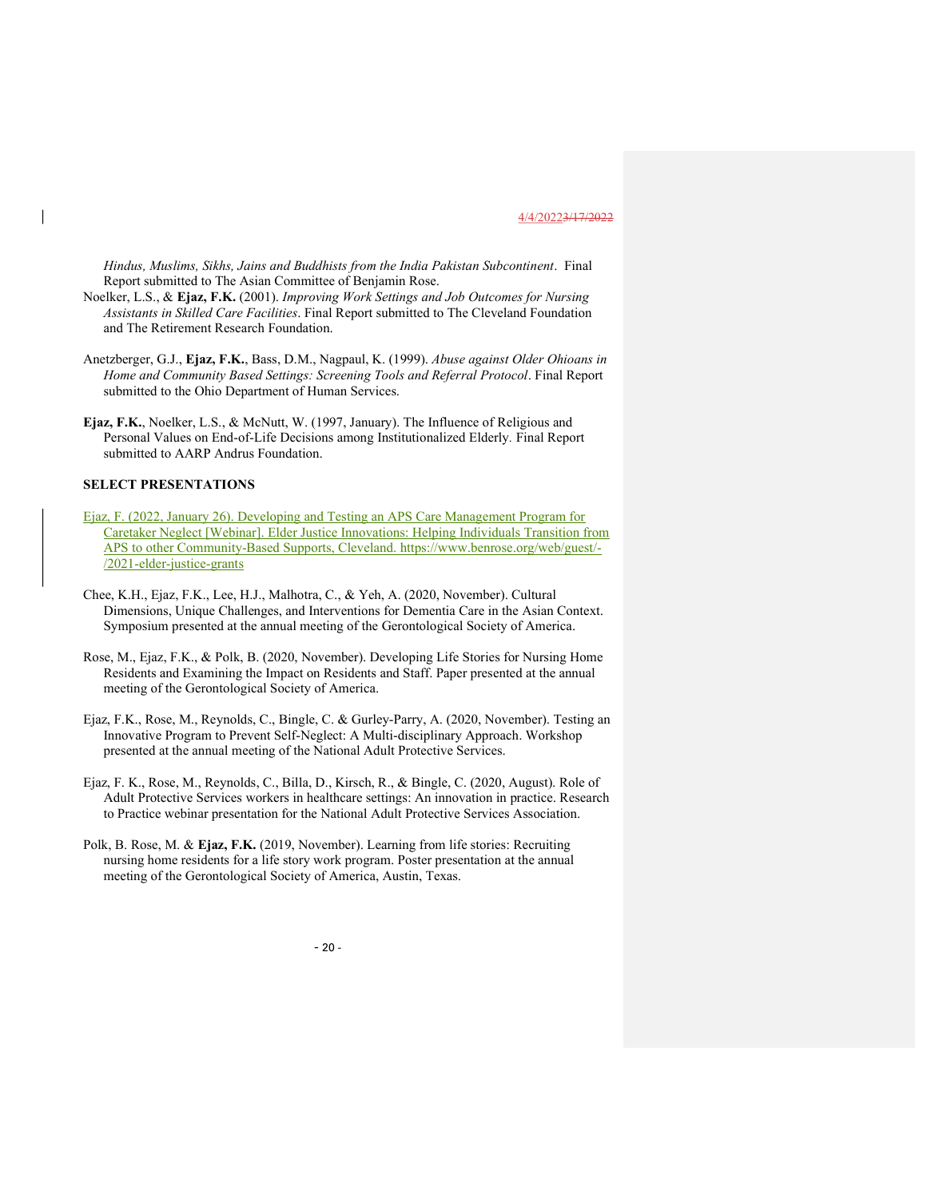*Hindus, Muslims, Sikhs, Jains and Buddhists from the India Pakistan Subcontinent*. Final Report submitted to The Asian Committee of Benjamin Rose.

Noelker, L.S., & **Ejaz, F.K.** (2001). *Improving Work Settings and Job Outcomes for Nursing Assistants in Skilled Care Facilities*. Final Report submitted to The Cleveland Foundation and The Retirement Research Foundation.

Anetzberger, G.J., **Ejaz, F.K.**, Bass, D.M., Nagpaul, K. (1999). *Abuse against Older Ohioans in Home and Community Based Settings: Screening Tools and Referral Protocol*. Final Report submitted to the Ohio Department of Human Services.

**Ejaz, F.K.**, Noelker, L.S., & McNutt, W. (1997, January). The Influence of Religious and Personal Values on End-of-Life Decisions among Institutionalized Elderly. Final Report submitted to AARP Andrus Foundation.

## SELECT PRESENTATIONS

Ejaz, F. (2022, January 26). Developing and Testing an APS Care Management Program for Caretaker Neglect [Webinar]. Elder Justice Innovations: Helping Individuals Transition from APS to other Community-Based Supports, Cleveland. https://www.benrose.org/web/guest/-/2021-elder-justice-grants

Chee, K.H., Ejaz, F.K., Lee, H.J., Malhotra, C., & Yeh, A. (2020, November). Cultural Dimensions, Unique Challenges, and Interventions for Dementia Care in the Asian Context. Symposium presented at the annual meeting of the Gerontological Society of America.

Rose, M., Ejaz, F.K., & Polk, B. (2020, November). Developing Life Stories for Nursing Home Residents and Examining the Impact on Residents and Staff. Paper presented at the annual meeting of the Gerontological Society of America.

Ejaz, F.K., Rose, M., Reynolds, C., Bingle, C. & Gurley-Parry, A. (2020, November). Testing an Innovative Program to Prevent Self-Neglect: A Multi-disciplinary Approach. Workshop presented at the annual meeting of the National Adult Protective Services.

Ejaz, F. K., Rose, M., Reynolds, C., Billa, D., Kirsch, R., & Bingle, C. (2020, August). Role of Adult Protective Services workers in healthcare settings: An innovation in practice. Research to Practice webinar presentation for the National Adult Protective Services Association.

Polk, B. Rose, M. & **Ejaz, F.K.** (2019, November). Learning from life stories: Recruiting nursing home residents for a life story work program. Poster presentation at the annual meeting of the Gerontological Society of America, Austin, Texas.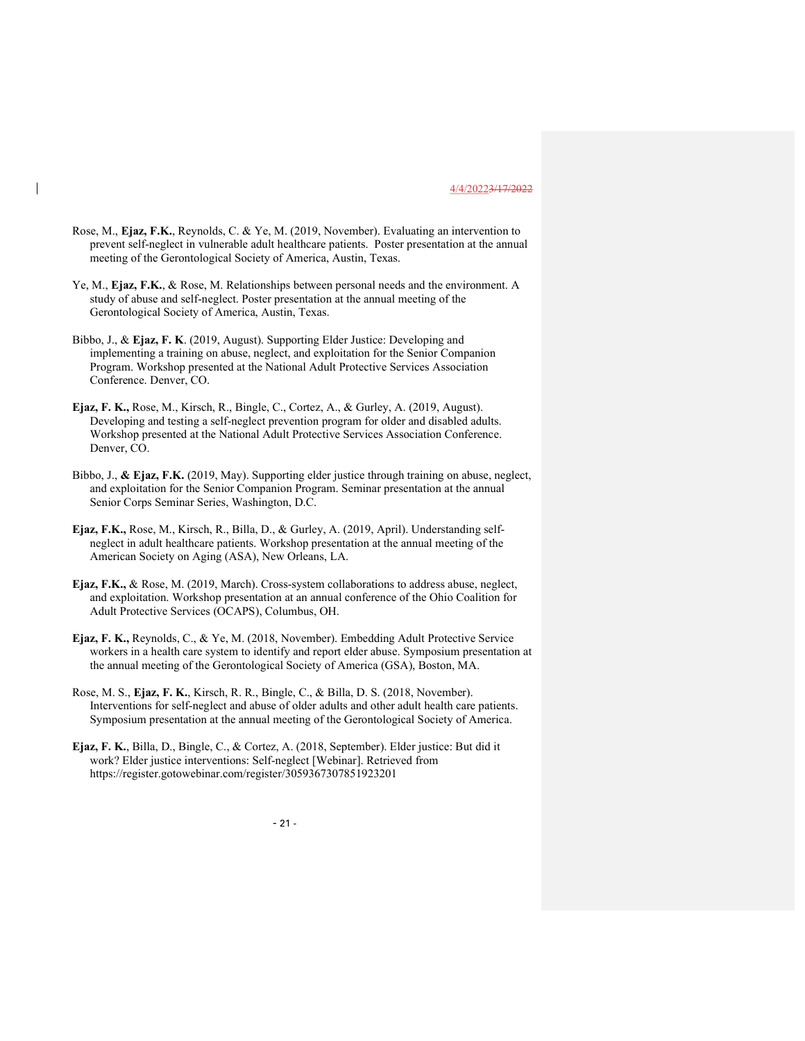Rose, M., **Ejaz, F.K.**, Reynolds, C. & Ye, M. (2019, November). Evaluating an intervention to prevent self-neglect in vulnerable adult healthcare patients. Poster presentation at the annual meeting of the Gerontological Society of America, Austin, Texas.

Ye, M., **Ejaz, F.K.**, & Rose, M. Relationships between personal needs and the environment. A study of abuse and self-neglect. Poster presentation at the annual meeting of the Gerontological Society of America, Austin, Texas.

Bibbo, J., & **Ejaz, F. K**. (2019, August). Supporting Elder Justice: Developing and implementing a training on abuse, neglect, and exploitation for the Senior Companion Program. Workshop presented at the National Adult Protective Services Association Conference. Denver, CO.

**Ejaz, F. K.,** Rose, M., Kirsch, R., Bingle, C., Cortez, A., & Gurley, A. (2019, August). Developing and testing a self-neglect prevention program for older and disabled adults. Workshop presented at the National Adult Protective Services Association Conference. Denver, CO.

Bibbo, J., **& Ejaz, F.K.** (2019, May). Supporting elder justice through training on abuse, neglect, and exploitation for the Senior Companion Program. Seminar presentation at the annual Senior Corps Seminar Series, Washington, D.C.

**Ejaz, F.K.,** Rose, M., Kirsch, R., Billa, D., & Gurley, A. (2019, April). Understanding self-neglect in adult healthcare patients. Workshop presentation at the annual meeting of the American Society on Aging (ASA), New Orleans, LA.

**Ejaz, F.K.,** & Rose, M. (2019, March). Cross-system collaborations to address abuse, neglect, and exploitation. Workshop presentation at an annual conference of the Ohio Coalition for Adult Protective Services (OCAPS), Columbus, OH.

**Ejaz, F. K.,** Reynolds, C., & Ye, M. (2018, November). Embedding Adult Protective Service workers in a health care system to identify and report elder abuse. Symposium presentation at the annual meeting of the Gerontological Society of America (GSA), Boston, MA.

Rose, M. S., **Ejaz, F. K.**, Kirsch, R. R., Bingle, C., & Billa, D. S. (2018, November). Interventions for self-neglect and abuse of older adults and other adult health care patients. Symposium presentation at the annual meeting of the Gerontological Society of America.

**Ejaz, F. K.**, Billa, D., Bingle, C., & Cortez, A. (2018, September). Elder justice: But did it work? Elder justice interventions: Self-neglect [Webinar]. Retrieved from https://register.gotowebinar.com/register/3059367307851923201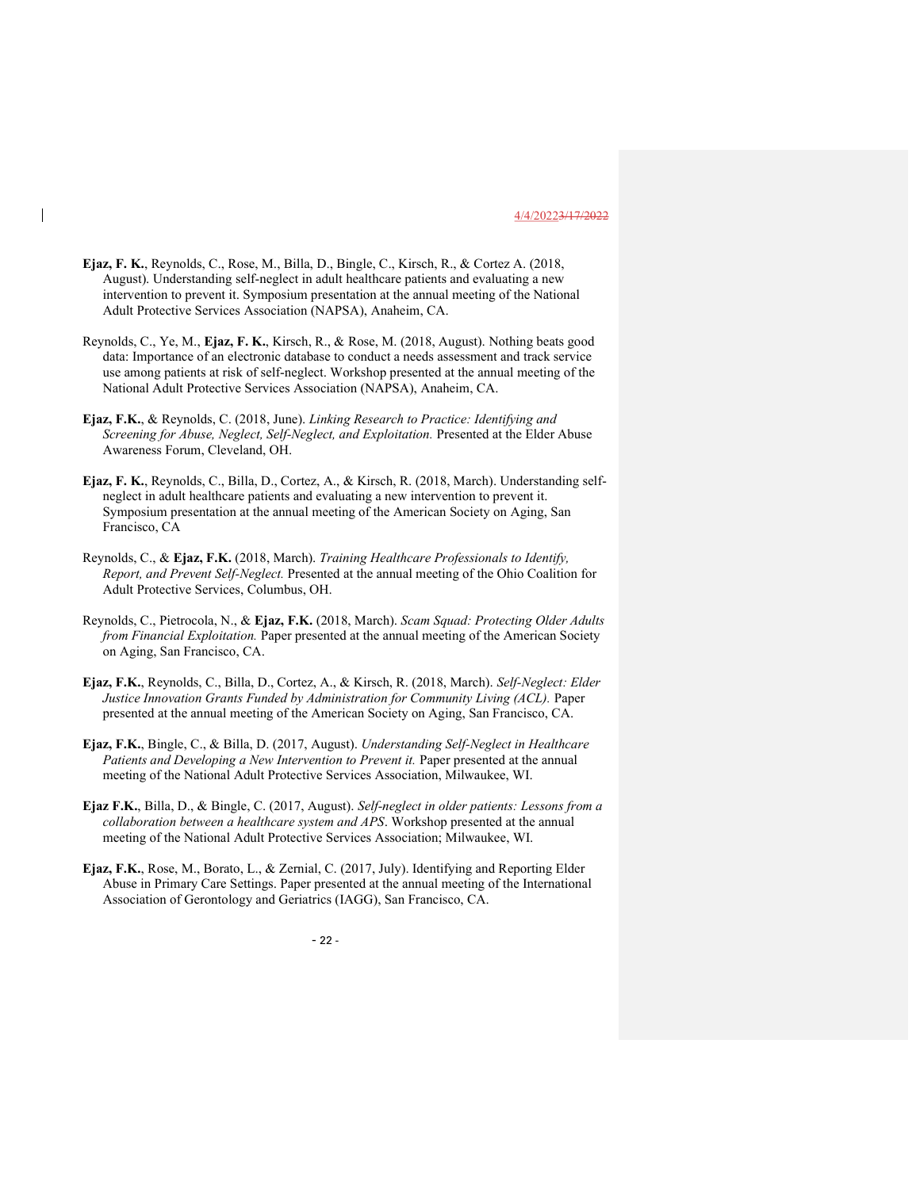**Ejaz, F. K.**, Reynolds, C., Rose, M., Billa, D., Bingle, C., Kirsch, R., & Cortez A. (2018, August). Understanding self-neglect in adult healthcare patients and evaluating a new intervention to prevent it. Symposium presentation at the annual meeting of the National Adult Protective Services Association (NAPSA), Anaheim, CA.

Reynolds, C., Ye, M., **Ejaz, F. K.**, Kirsch, R., & Rose, M. (2018, August). Nothing beats good data: Importance of an electronic database to conduct a needs assessment and track service use among patients at risk of self-neglect. Workshop presented at the annual meeting of the National Adult Protective Services Association (NAPSA), Anaheim, CA.

**Ejaz, F.K.**, & Reynolds, C. (2018, June). *Linking Research to Practice: Identifying and Screening for Abuse, Neglect, Self-Neglect, and Exploitation.* Presented at the Elder Abuse Awareness Forum, Cleveland, OH.

**Ejaz, F. K.**, Reynolds, C., Billa, D., Cortez, A., & Kirsch, R. (2018, March). Understanding self-neglect in adult healthcare patients and evaluating a new intervention to prevent it. Symposium presentation at the annual meeting of the American Society on Aging, San Francisco, CA

Reynolds, C., & **Ejaz, F.K.** (2018, March). *Training Healthcare Professionals to Identify, Report, and Prevent Self-Neglect.* Presented at the annual meeting of the Ohio Coalition for Adult Protective Services, Columbus, OH.

Reynolds, C., Pietrocola, N., & **Ejaz, F.K.** (2018, March). *Scam Squad: Protecting Older Adults from Financial Exploitation.* Paper presented at the annual meeting of the American Society on Aging, San Francisco, CA.

**Ejaz, F.K.**, Reynolds, C., Billa, D., Cortez, A., & Kirsch, R. (2018, March). *Self-Neglect: Elder Justice Innovation Grants Funded by Administration for Community Living (ACL).* Paper presented at the annual meeting of the American Society on Aging, San Francisco, CA.

**Ejaz, F.K.**, Bingle, C., & Billa, D. (2017, August). *Understanding Self-Neglect in Healthcare Patients and Developing a New Intervention to Prevent it.* Paper presented at the annual meeting of the National Adult Protective Services Association, Milwaukee, WI.

**Ejaz F.K.**, Billa, D., & Bingle, C. (2017, August). *Self-neglect in older patients: Lessons from a collaboration between a healthcare system and APS*. Workshop presented at the annual meeting of the National Adult Protective Services Association; Milwaukee, WI.

**Ejaz, F.K.**, Rose, M., Borato, L., & Zernial, C. (2017, July). Identifying and Reporting Elder Abuse in Primary Care Settings. Paper presented at the annual meeting of the International Association of Gerontology and Geriatrics (IAGG), San Francisco, CA.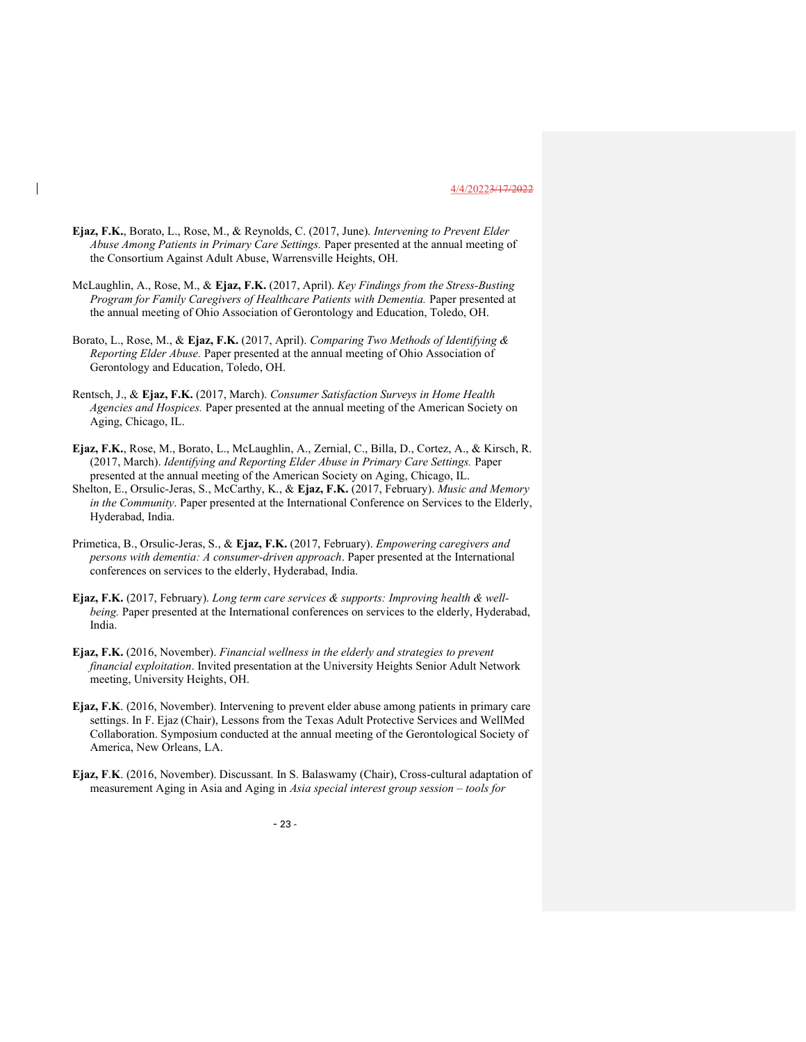**Ejaz, F.K.**, Borato, L., Rose, M., & Reynolds, C. (2017, June). *Intervening to Prevent Elder Abuse Among Patients in Primary Care Settings.* Paper presented at the annual meeting of the Consortium Against Adult Abuse, Warrensville Heights, OH.

McLaughlin, A., Rose, M., & **Ejaz, F.K.** (2017, April). *Key Findings from the Stress-Busting Program for Family Caregivers of Healthcare Patients with Dementia.* Paper presented at the annual meeting of Ohio Association of Gerontology and Education, Toledo, OH.

Borato, L., Rose, M., & **Ejaz, F.K.** (2017, April). *Comparing Two Methods of Identifying & Reporting Elder Abuse.* Paper presented at the annual meeting of Ohio Association of Gerontology and Education, Toledo, OH.

Rentsch, J., & **Ejaz, F.K.** (2017, March). *Consumer Satisfaction Surveys in Home Health Agencies and Hospices.* Paper presented at the annual meeting of the American Society on Aging, Chicago, IL.

**Ejaz, F.K.**, Rose, M., Borato, L., McLaughlin, A., Zernial, C., Billa, D., Cortez, A., & Kirsch, R. (2017, March). *Identifying and Reporting Elder Abuse in Primary Care Settings.* Paper presented at the annual meeting of the American Society on Aging, Chicago, IL.

Shelton, E., Orsulic-Jeras, S., McCarthy, K., & **Ejaz, F.K.** (2017, February). *Music and Memory in the Community*. Paper presented at the International Conference on Services to the Elderly, Hyderabad, India.

Primetica, B., Orsulic-Jeras, S., & **Ejaz, F.K.** (2017, February). *Empowering caregivers and persons with dementia: A consumer-driven approach*. Paper presented at the International conferences on services to the elderly, Hyderabad, India.

**Ejaz, F.K.** (2017, February). *Long term care services & supports: Improving health & well-being.* Paper presented at the International conferences on services to the elderly, Hyderabad, India.

**Ejaz, F.K.** (2016, November). *Financial wellness in the elderly and strategies to prevent financial exploitation*. Invited presentation at the University Heights Senior Adult Network meeting, University Heights, OH.

**Ejaz, F.K**. (2016, November). Intervening to prevent elder abuse among patients in primary care settings. In F. Ejaz (Chair), Lessons from the Texas Adult Protective Services and WellMed Collaboration. Symposium conducted at the annual meeting of the Gerontological Society of America, New Orleans, LA.

**Ejaz, F.K**. (2016, November). Discussant. In S. Balaswamy (Chair), Cross-cultural adaptation of measurement Aging in Asia and Aging in *Asia special interest group session – tools for*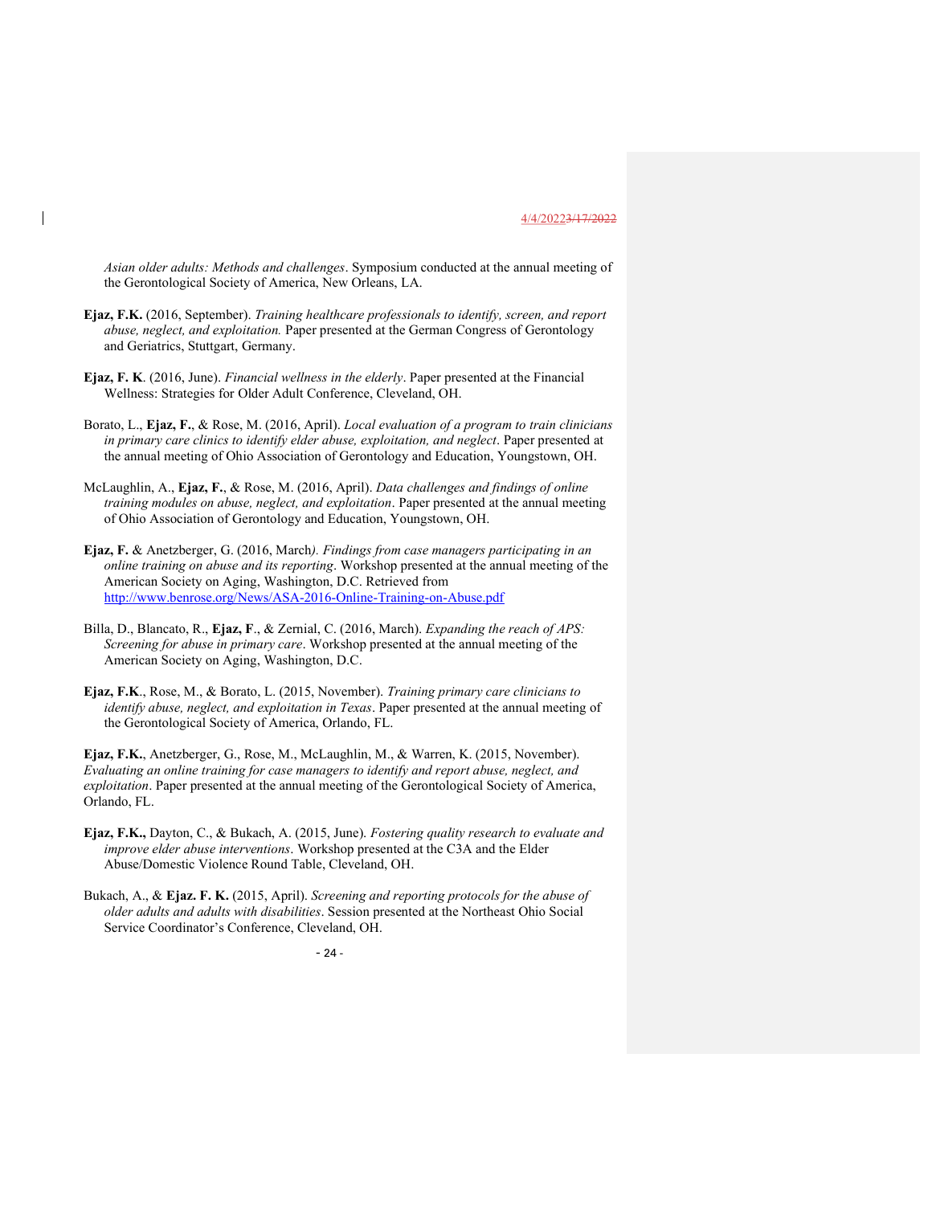*Asian older adults: Methods and challenges*. Symposium conducted at the annual meeting of the Gerontological Society of America, New Orleans, LA.

**Ejaz, F.K.** (2016, September). *Training healthcare professionals to identify, screen, and report abuse, neglect, and exploitation.* Paper presented at the German Congress of Gerontology and Geriatrics, Stuttgart, Germany.

**Ejaz, F. K**. (2016, June). *Financial wellness in the elderly*. Paper presented at the Financial Wellness: Strategies for Older Adult Conference, Cleveland, OH.

Borato, L., **Ejaz, F.**, & Rose, M. (2016, April). *Local evaluation of a program to train clinicians in primary care clinics to identify elder abuse, exploitation, and neglect*. Paper presented at the annual meeting of Ohio Association of Gerontology and Education, Youngstown, OH.

McLaughlin, A., **Ejaz, F.**, & Rose, M. (2016, April). *Data challenges and findings of online training modules on abuse, neglect, and exploitation*. Paper presented at the annual meeting of Ohio Association of Gerontology and Education, Youngstown, OH.

**Ejaz, F.** & Anetzberger, G. (2016, March*). Findings from case managers participating in an online training on abuse and its reporting*. Workshop presented at the annual meeting of the American Society on Aging, Washington, D.C. Retrieved from http://www.benrose.org/News/ASA-2016-Online-Training-on-Abuse.pdf

Billa, D., Blancato, R., **Ejaz, F**., & Zernial, C. (2016, March). *Expanding the reach of APS: Screening for abuse in primary care*. Workshop presented at the annual meeting of the American Society on Aging, Washington, D.C.

**Ejaz, F.K**., Rose, M., & Borato, L. (2015, November). *Training primary care clinicians to identify abuse, neglect, and exploitation in Texas*. Paper presented at the annual meeting of the Gerontological Society of America, Orlando, FL.

**Ejaz, F.K.**, Anetzberger, G., Rose, M., McLaughlin, M., & Warren, K. (2015, November). *Evaluating an online training for case managers to identify and report abuse, neglect, and exploitation*. Paper presented at the annual meeting of the Gerontological Society of America, Orlando, FL.

**Ejaz, F.K.,** Dayton, C., & Bukach, A. (2015, June)*. Fostering quality research to evaluate and improve elder abuse interventions*. Workshop presented at the C3A and the Elder Abuse/Domestic Violence Round Table, Cleveland, OH.

Bukach, A., & **Ejaz. F. K.** (2015, April). *Screening and reporting protocols for the abuse of older adults and adults with disabilities*. Session presented at the Northeast Ohio Social Service Coordinator's Conference, Cleveland, OH.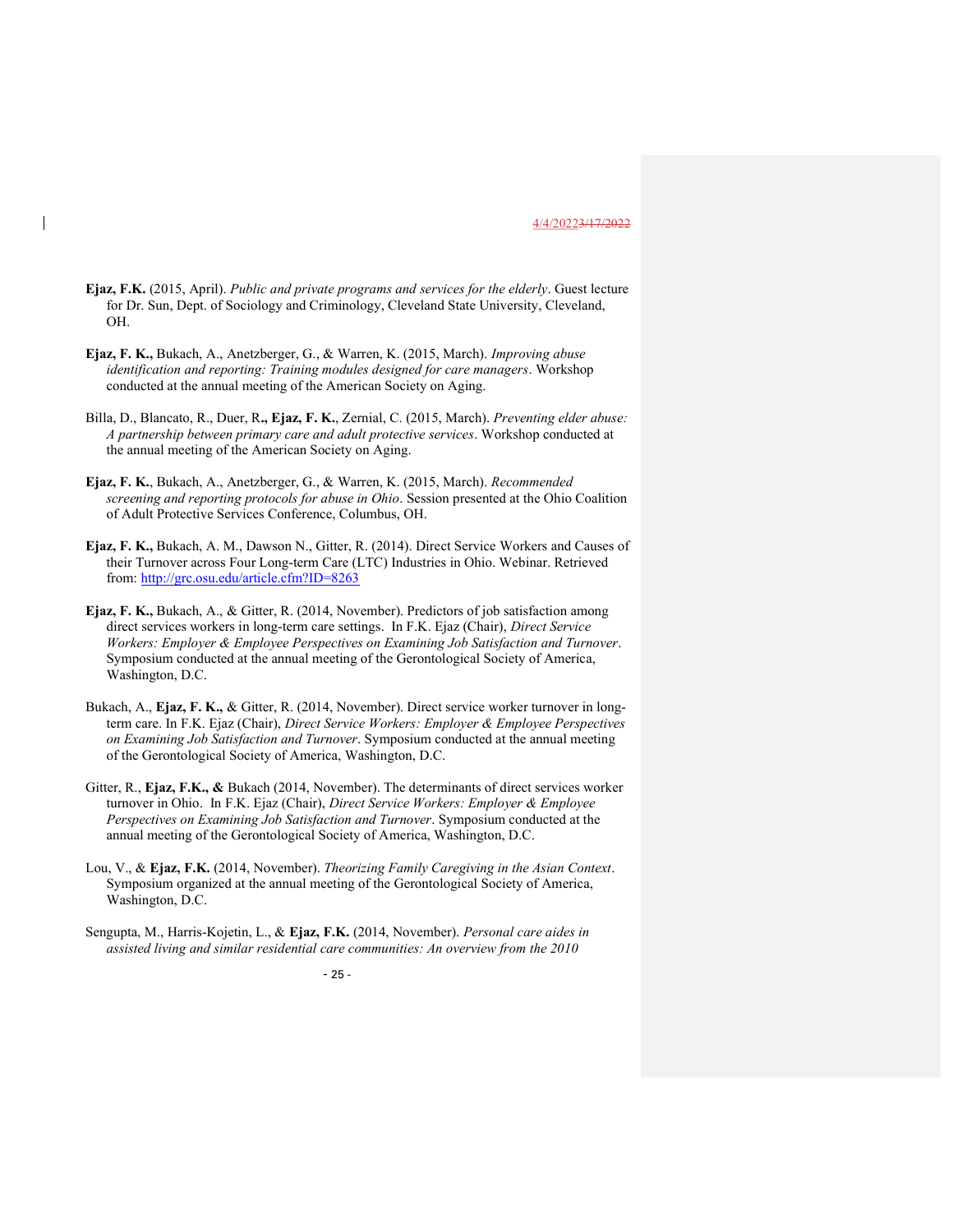**Ejaz, F.K.** (2015, April). *Public and private programs and services for the elderly*. Guest lecture for Dr. Sun, Dept. of Sociology and Criminology, Cleveland State University, Cleveland, OH.

**Ejaz, F. K.,** Bukach, A., Anetzberger, G., & Warren, K. (2015, March). *Improving abuse identification and reporting: Training modules designed for care managers*. Workshop conducted at the annual meeting of the American Society on Aging.

Billa, D., Blancato, R., Duer, R**., Ejaz, F. K.**, Zernial, C. (2015, March). *Preventing elder abuse: A partnership between primary care and adult protective services*. Workshop conducted at the annual meeting of the American Society on Aging.

**Ejaz, F. K.**, Bukach, A., Anetzberger, G., & Warren, K. (2015, March). *Recommended screening and reporting protocols for abuse in Ohio*. Session presented at the Ohio Coalition of Adult Protective Services Conference, Columbus, OH.

**Ejaz, F. K.,** Bukach, A. M., Dawson N., Gitter, R. (2014). Direct Service Workers and Causes of their Turnover across Four Long-term Care (LTC) Industries in Ohio. Webinar. Retrieved from: http://grc.osu.edu/article.cfm?ID=8263

**Ejaz, F. K.,** Bukach, A., & Gitter, R. (2014, November). Predictors of job satisfaction among direct services workers in long-term care settings. In F.K. Ejaz (Chair), *Direct Service Workers: Employer & Employee Perspectives on Examining Job Satisfaction and Turnover*. Symposium conducted at the annual meeting of the Gerontological Society of America, Washington, D.C.

Bukach, A., **Ejaz, F. K.,** & Gitter, R. (2014, November). Direct service worker turnover in long-term care. In F.K. Ejaz (Chair), *Direct Service Workers: Employer & Employee Perspectives on Examining Job Satisfaction and Turnover*. Symposium conducted at the annual meeting of the Gerontological Society of America, Washington, D.C.

Gitter, R., **Ejaz, F.K., &** Bukach (2014, November). The determinants of direct services worker turnover in Ohio. In F.K. Ejaz (Chair), *Direct Service Workers: Employer & Employee Perspectives on Examining Job Satisfaction and Turnover*. Symposium conducted at the annual meeting of the Gerontological Society of America, Washington, D.C.

Lou, V., & **Ejaz, F.K.** (2014, November). *Theorizing Family Caregiving in the Asian Context*. Symposium organized at the annual meeting of the Gerontological Society of America, Washington, D.C.

Sengupta, M., Harris-Kojetin, L., & **Ejaz, F.K.** (2014, November). *Personal care aides in assisted living and similar residential care communities: An overview from the 2010*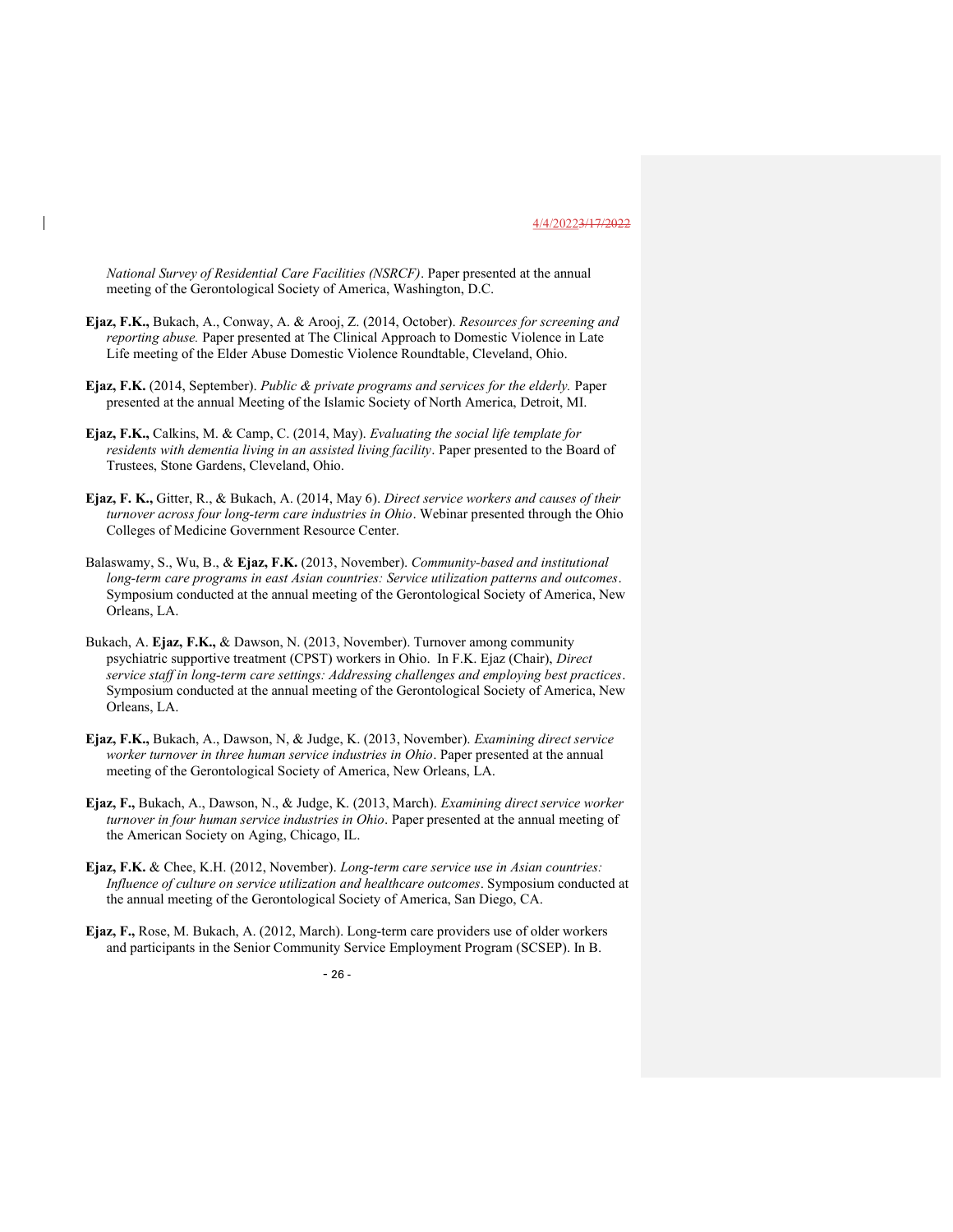*National Survey of Residential Care Facilities (NSRCF)*. Paper presented at the annual meeting of the Gerontological Society of America, Washington, D.C.

**Ejaz, F.K.,** Bukach, A., Conway, A. & Arooj, Z. (2014, October). *Resources for screening and reporting abuse.* Paper presented at The Clinical Approach to Domestic Violence in Late Life meeting of the Elder Abuse Domestic Violence Roundtable, Cleveland, Ohio.

**Ejaz, F.K.** (2014, September). *Public & private programs and services for the elderly.* Paper presented at the annual Meeting of the Islamic Society of North America, Detroit, MI.

**Ejaz, F.K.,** Calkins, M. & Camp, C. (2014, May). *Evaluating the social life template for residents with dementia living in an assisted living facility*. Paper presented to the Board of Trustees, Stone Gardens, Cleveland, Ohio.

**Ejaz, F. K.,** Gitter, R., & Bukach, A. (2014, May 6). *Direct service workers and causes of their turnover across four long-term care industries in Ohio*. Webinar presented through the Ohio Colleges of Medicine Government Resource Center.

Balaswamy, S., Wu, B., & **Ejaz, F.K.** (2013, November). *Community-based and institutional long-term care programs in east Asian countries: Service utilization patterns and outcomes*. Symposium conducted at the annual meeting of the Gerontological Society of America, New Orleans, LA.

Bukach, A. **Ejaz, F.K.,** & Dawson, N. (2013, November). Turnover among community psychiatric supportive treatment (CPST) workers in Ohio. In F.K. Ejaz (Chair), *Direct service staff in long-term care settings: Addressing challenges and employing best practices*. Symposium conducted at the annual meeting of the Gerontological Society of America, New Orleans, LA.

**Ejaz, F.K.,** Bukach, A., Dawson, N, & Judge, K. (2013, November). *Examining direct service worker turnover in three human service industries in Ohio*. Paper presented at the annual meeting of the Gerontological Society of America, New Orleans, LA.

**Ejaz, F.,** Bukach, A., Dawson, N., & Judge, K. (2013, March). *Examining direct service worker turnover in four human service industries in Ohio*. Paper presented at the annual meeting of the American Society on Aging, Chicago, IL.

**Ejaz, F.K.** & Chee, K.H. (2012, November). *Long-term care service use in Asian countries: Influence of culture on service utilization and healthcare outcomes*. Symposium conducted at the annual meeting of the Gerontological Society of America, San Diego, CA.

**Ejaz, F.,** Rose, M. Bukach, A. (2012, March). Long-term care providers use of older workers and participants in the Senior Community Service Employment Program (SCSEP). In B.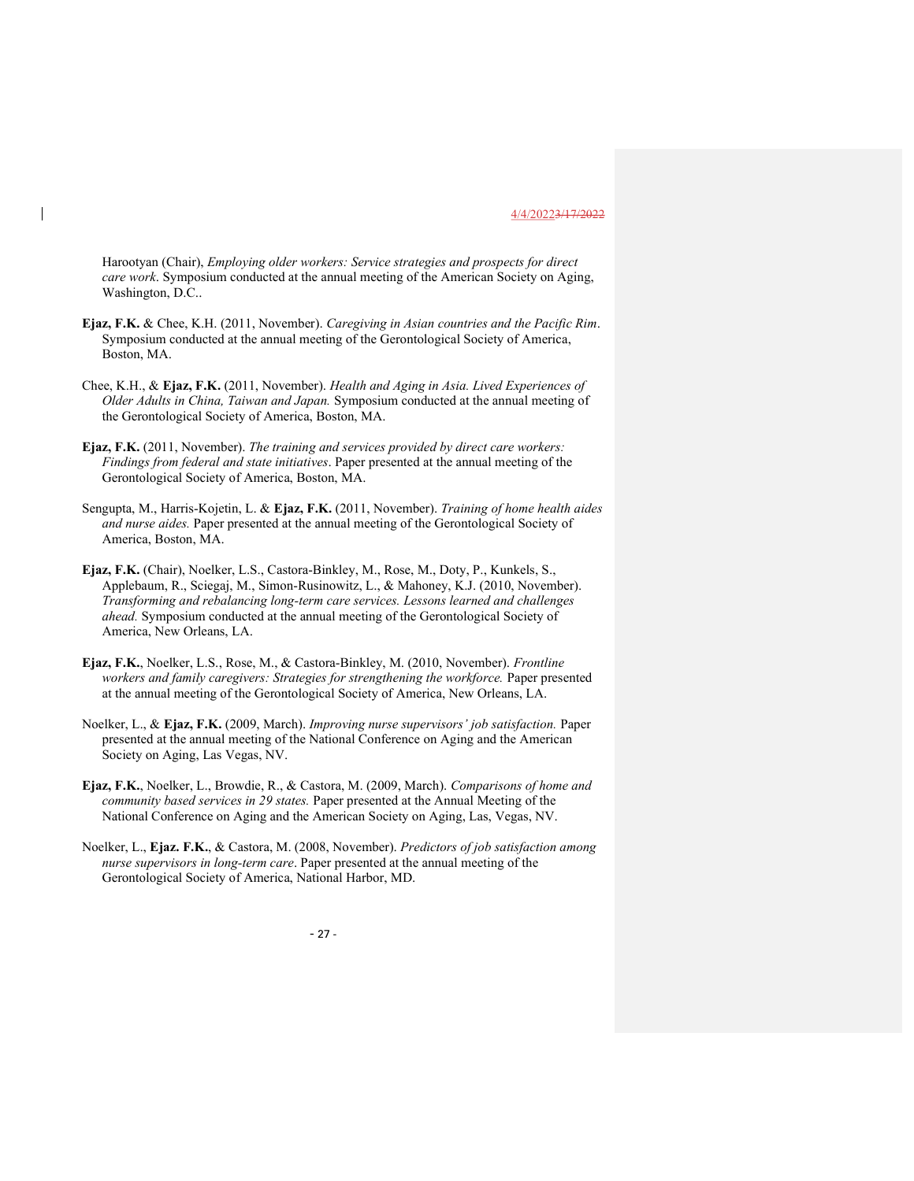Harootyan (Chair), *Employing older workers: Service strategies and prospects for direct care work*. Symposium conducted at the annual meeting of the American Society on Aging, Washington, D.C..

**Ejaz, F.K.** & Chee, K.H. (2011, November). *Caregiving in Asian countries and the Pacific Rim*. Symposium conducted at the annual meeting of the Gerontological Society of America, Boston, MA.

Chee, K.H., & **Ejaz, F.K.** (2011, November). *Health and Aging in Asia. Lived Experiences of Older Adults in China, Taiwan and Japan.* Symposium conducted at the annual meeting of the Gerontological Society of America, Boston, MA.

**Ejaz, F.K.** (2011, November). *The training and services provided by direct care workers: Findings from federal and state initiatives*. Paper presented at the annual meeting of the Gerontological Society of America, Boston, MA.

Sengupta, M., Harris-Kojetin, L. & **Ejaz, F.K.** (2011, November). *Training of home health aides and nurse aides.* Paper presented at the annual meeting of the Gerontological Society of America, Boston, MA.

**Ejaz, F.K.** (Chair), Noelker, L.S., Castora-Binkley, M., Rose, M., Doty, P., Kunkels, S., Applebaum, R., Sciegaj, M., Simon-Rusinowitz, L., & Mahoney, K.J. (2010, November). *Transforming and rebalancing long-term care services. Lessons learned and challenges ahead.* Symposium conducted at the annual meeting of the Gerontological Society of America, New Orleans, LA.

**Ejaz, F.K.**, Noelker, L.S., Rose, M., & Castora-Binkley, M. (2010, November). *Frontline workers and family caregivers: Strategies for strengthening the workforce.* Paper presented at the annual meeting of the Gerontological Society of America, New Orleans, LA.

Noelker, L., & **Ejaz, F.K.** (2009, March). *Improving nurse supervisors' job satisfaction.* Paper presented at the annual meeting of the National Conference on Aging and the American Society on Aging, Las Vegas, NV.

**Ejaz, F.K.**, Noelker, L., Browdie, R., & Castora, M. (2009, March). *Comparisons of home and community based services in 29 states.* Paper presented at the Annual Meeting of the National Conference on Aging and the American Society on Aging, Las, Vegas, NV.

Noelker, L., **Ejaz. F.K.**, & Castora, M. (2008, November). *Predictors of job satisfaction among nurse supervisors in long-term care*. Paper presented at the annual meeting of the Gerontological Society of America, National Harbor, MD.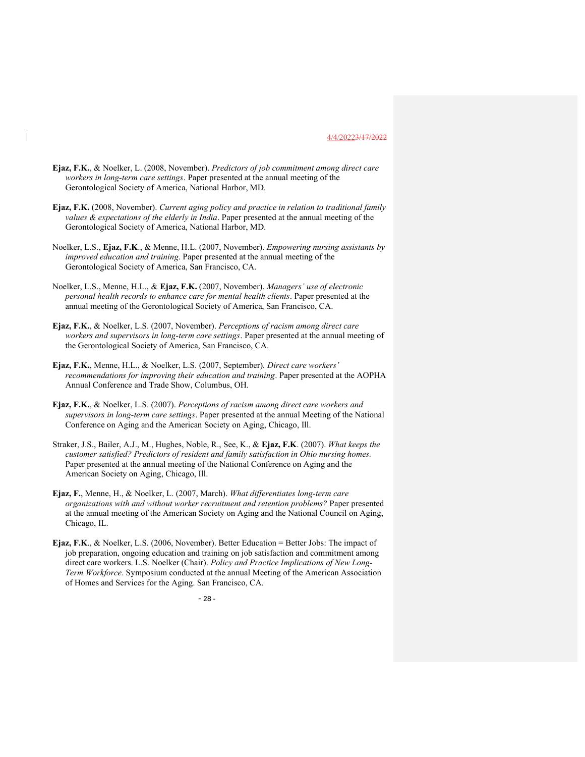**Ejaz, F.K.**, & Noelker, L. (2008, November). *Predictors of job commitment among direct care workers in long-term care settings*. Paper presented at the annual meeting of the Gerontological Society of America, National Harbor, MD.

**Ejaz, F.K.** (2008, November). *Current aging policy and practice in relation to traditional family values & expectations of the elderly in India*. Paper presented at the annual meeting of the Gerontological Society of America, National Harbor, MD.

Noelker, L.S., **Ejaz, F.K**., & Menne, H.L. (2007, November). *Empowering nursing assistants by improved education and training*. Paper presented at the annual meeting of the Gerontological Society of America, San Francisco, CA.

Noelker, L.S., Menne, H.L., & **Ejaz, F.K.** (2007, November). *Managers' use of electronic personal health records to enhance care for mental health clients*. Paper presented at the annual meeting of the Gerontological Society of America, San Francisco, CA.

**Ejaz, F.K.**, & Noelker, L.S. (2007, November). *Perceptions of racism among direct care workers and supervisors in long-term care settings*. Paper presented at the annual meeting of the Gerontological Society of America, San Francisco, CA.

**Ejaz, F.K.**, Menne, H.L., & Noelker, L.S. (2007, September). *Direct care workers' recommendations for improving their education and training*. Paper presented at the AOPHA Annual Conference and Trade Show, Columbus, OH.

**Ejaz, F.K.**, & Noelker, L.S. (2007). *Perceptions of racism among direct care workers and supervisors in long-term care settings*. Paper presented at the annual Meeting of the National Conference on Aging and the American Society on Aging, Chicago, Ill.

Straker, J.S., Bailer, A.J., M., Hughes, Noble, R., See, K., & **Ejaz, F.K**. (2007). *What keeps the customer satisfied? Predictors of resident and family satisfaction in Ohio nursing homes.* Paper presented at the annual meeting of the National Conference on Aging and the American Society on Aging, Chicago, Ill.

**Ejaz, F.**, Menne, H., & Noelker, L. (2007, March). *What differentiates long-term care organizations with and without worker recruitment and retention problems?* Paper presented at the annual meeting of the American Society on Aging and the National Council on Aging, Chicago, IL.

**Ejaz, F.K**., & Noelker, L.S. (2006, November). Better Education = Better Jobs: The impact of job preparation, ongoing education and training on job satisfaction and commitment among direct care workers. L.S. Noelker (Chair). *Policy and Practice Implications of New Long-Term Workforce*. Symposium conducted at the annual Meeting of the American Association of Homes and Services for the Aging. San Francisco, CA.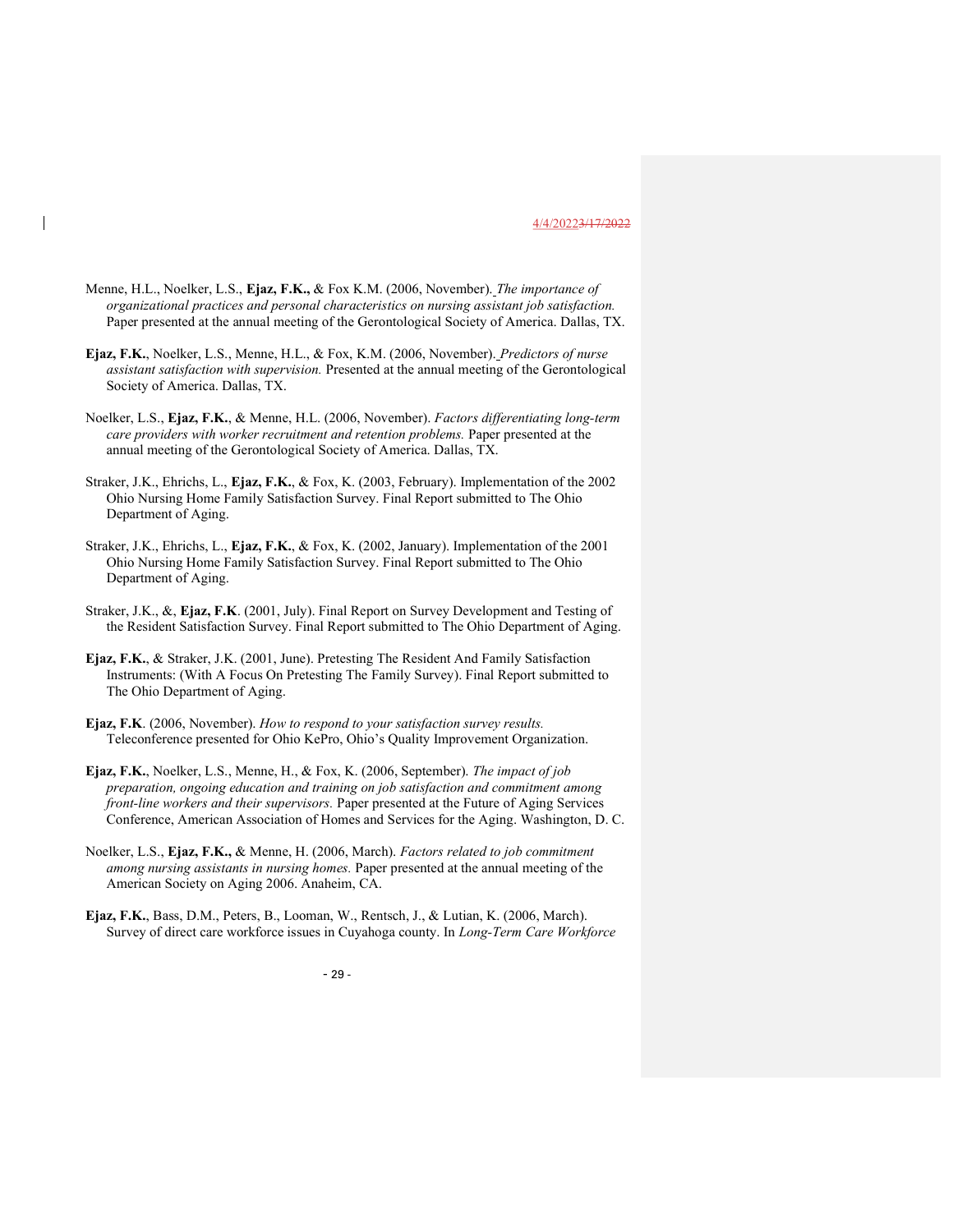Menne, H.L., Noelker, L.S., **Ejaz, F.K.,** & Fox K.M. (2006, November). *The importance of organizational practices and personal characteristics on nursing assistant job satisfaction.* Paper presented at the annual meeting of the Gerontological Society of America. Dallas, TX.

**Ejaz, F.K.**, Noelker, L.S., Menne, H.L., & Fox, K.M. (2006, November). *Predictors of nurse assistant satisfaction with supervision.* Presented at the annual meeting of the Gerontological Society of America. Dallas, TX.

Noelker, L.S., **Ejaz, F.K.**, & Menne, H.L. (2006, November). *Factors differentiating long-term care providers with worker recruitment and retention problems.* Paper presented at the annual meeting of the Gerontological Society of America. Dallas, TX.

Straker, J.K., Ehrichs, L., **Ejaz, F.K.**, & Fox, K. (2003, February). Implementation of the 2002 Ohio Nursing Home Family Satisfaction Survey. Final Report submitted to The Ohio Department of Aging.

Straker, J.K., Ehrichs, L., **Ejaz, F.K.**, & Fox, K. (2002, January). Implementation of the 2001 Ohio Nursing Home Family Satisfaction Survey. Final Report submitted to The Ohio Department of Aging.

Straker, J.K., &, **Ejaz, F.K**. (2001, July). Final Report on Survey Development and Testing of the Resident Satisfaction Survey. Final Report submitted to The Ohio Department of Aging.

**Ejaz, F.K.**, & Straker, J.K. (2001, June). Pretesting The Resident And Family Satisfaction Instruments: (With A Focus On Pretesting The Family Survey). Final Report submitted to The Ohio Department of Aging.

**Ejaz, F.K**. (2006, November). *How to respond to your satisfaction survey results.* Teleconference presented for Ohio KePro, Ohio's Quality Improvement Organization.

**Ejaz, F.K.**, Noelker, L.S., Menne, H., & Fox, K. (2006, September). *The impact of job preparation, ongoing education and training on job satisfaction and commitment among front-line workers and their supervisors.* Paper presented at the Future of Aging Services Conference, American Association of Homes and Services for the Aging. Washington, D. C.

Noelker, L.S., **Ejaz, F.K.,** & Menne, H. (2006, March). *Factors related to job commitment among nursing assistants in nursing homes.* Paper presented at the annual meeting of the American Society on Aging 2006. Anaheim, CA.

**Ejaz, F.K.**, Bass, D.M., Peters, B., Looman, W., Rentsch, J., & Lutian, K. (2006, March). Survey of direct care workforce issues in Cuyahoga county. In *Long-Term Care Workforce*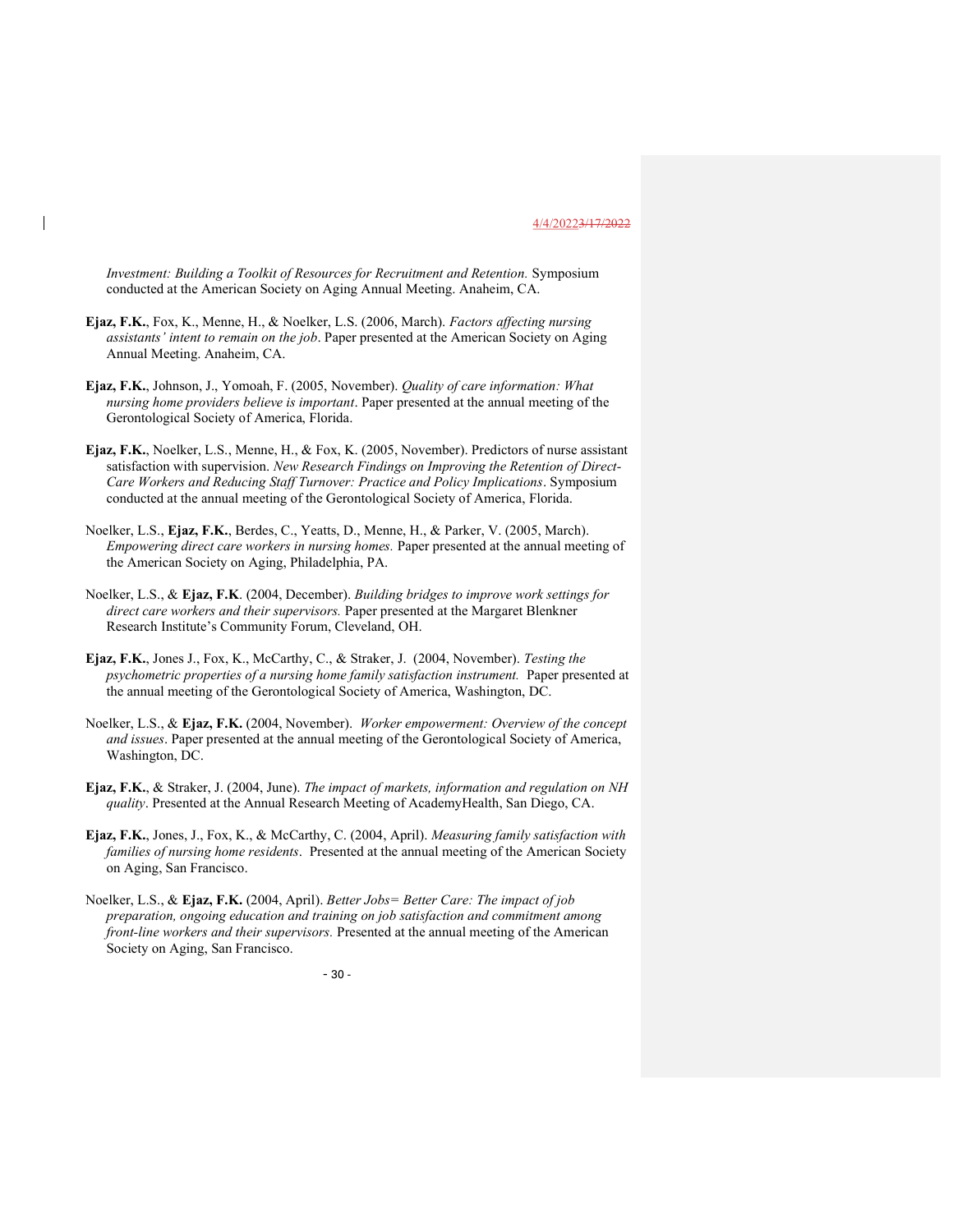*Investment: Building a Toolkit of Resources for Recruitment and Retention.* Symposium conducted at the American Society on Aging Annual Meeting. Anaheim, CA.

**Ejaz, F.K.**, Fox, K., Menne, H., & Noelker, L.S. (2006, March). *Factors affecting nursing assistants' intent to remain on the job*. Paper presented at the American Society on Aging Annual Meeting. Anaheim, CA.

**Ejaz, F.K.**, Johnson, J., Yomoah, F. (2005, November). *Quality of care information: What nursing home providers believe is important*. Paper presented at the annual meeting of the Gerontological Society of America, Florida.

**Ejaz, F.K.**, Noelker, L.S., Menne, H., & Fox, K. (2005, November). Predictors of nurse assistant satisfaction with supervision. *New Research Findings on Improving the Retention of Direct-Care Workers and Reducing Staff Turnover: Practice and Policy Implications*. Symposium conducted at the annual meeting of the Gerontological Society of America, Florida.

Noelker, L.S., **Ejaz, F.K.**, Berdes, C., Yeatts, D., Menne, H., & Parker, V. (2005, March). *Empowering direct care workers in nursing homes.* Paper presented at the annual meeting of the American Society on Aging, Philadelphia, PA.

Noelker, L.S., & **Ejaz, F.K**. (2004, December). *Building bridges to improve work settings for direct care workers and their supervisors.* Paper presented at the Margaret Blenkner Research Institute's Community Forum, Cleveland, OH.

**Ejaz, F.K.**, Jones J., Fox, K., McCarthy, C., & Straker, J. (2004, November). *Testing the psychometric properties of a nursing home family satisfaction instrument.* Paper presented at the annual meeting of the Gerontological Society of America, Washington, DC.

Noelker, L.S., & **Ejaz, F.K.** (2004, November). *Worker empowerment: Overview of the concept and issues*. Paper presented at the annual meeting of the Gerontological Society of America, Washington, DC.

**Ejaz, F.K.**, & Straker, J. (2004, June). *The impact of markets, information and regulation on NH quality*. Presented at the Annual Research Meeting of AcademyHealth, San Diego, CA.

**Ejaz, F.K.**, Jones, J., Fox, K., & McCarthy, C. (2004, April). *Measuring family satisfaction with families of nursing home residents*. Presented at the annual meeting of the American Society on Aging, San Francisco.

Noelker, L.S., & **Ejaz, F.K.** (2004, April). *Better Jobs= Better Care: The impact of job preparation, ongoing education and training on job satisfaction and commitment among front-line workers and their supervisors.* Presented at the annual meeting of the American Society on Aging, San Francisco.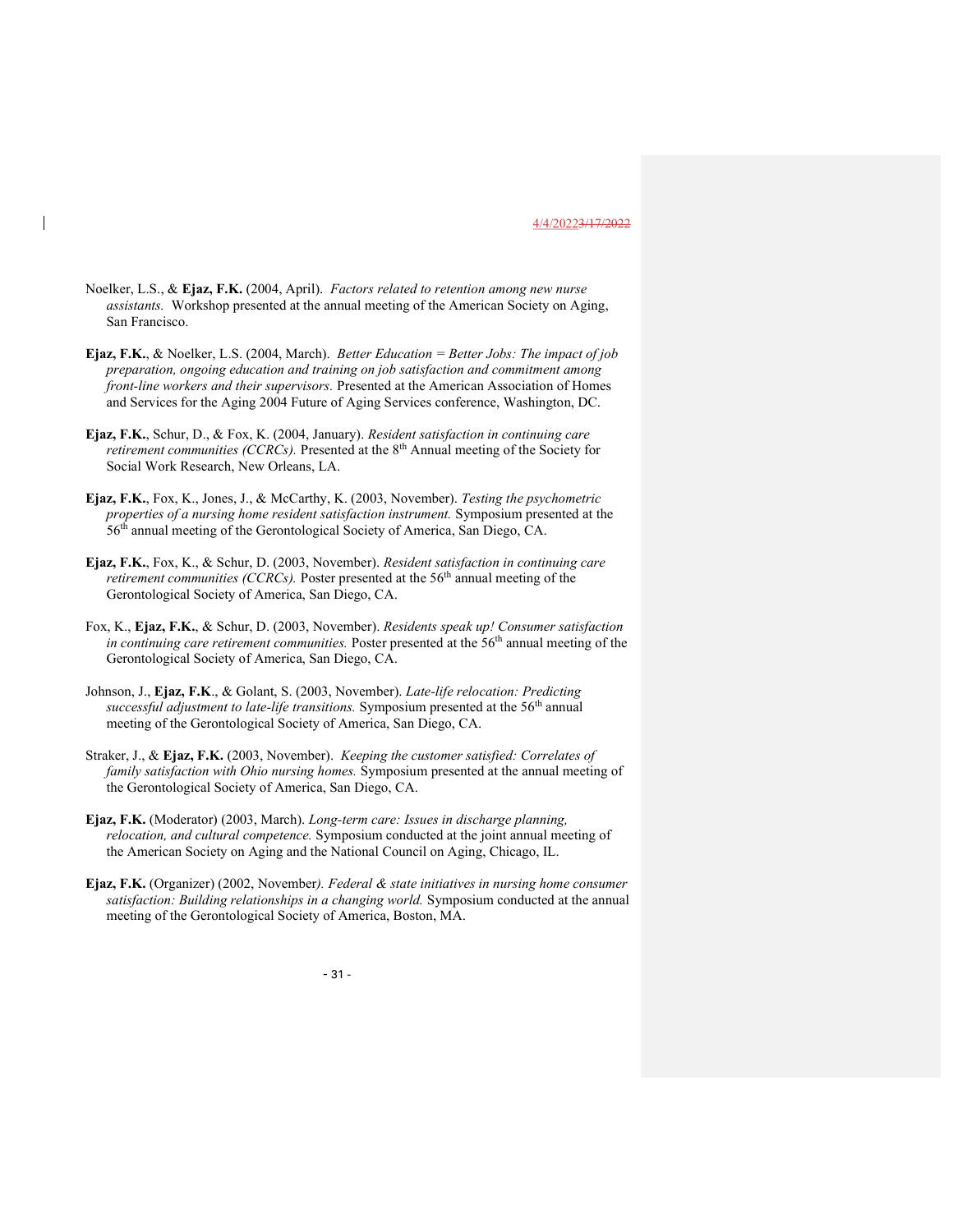Noelker, L.S., & **Ejaz, F.K.** (2004, April). *Factors related to retention among new nurse assistants.* Workshop presented at the annual meeting of the American Society on Aging, San Francisco.

**Ejaz, F.K.**, & Noelker, L.S. (2004, March). *Better Education = Better Jobs: The impact of job preparation, ongoing education and training on job satisfaction and commitment among front-line workers and their supervisors.* Presented at the American Association of Homes and Services for the Aging 2004 Future of Aging Services conference, Washington, DC.

**Ejaz, F.K.**, Schur, D., & Fox, K. (2004, January). *Resident satisfaction in continuing care retirement communities (CCRCs).* Presented at the 8th Annual meeting of the Society for Social Work Research, New Orleans, LA.

**Ejaz, F.K.**, Fox, K., Jones, J., & McCarthy, K. (2003, November). *Testing the psychometric properties of a nursing home resident satisfaction instrument.* Symposium presented at the 56th annual meeting of the Gerontological Society of America, San Diego, CA.

**Ejaz, F.K.**, Fox, K., & Schur, D. (2003, November). *Resident satisfaction in continuing care retirement communities (CCRCs).* Poster presented at the 56th annual meeting of the Gerontological Society of America, San Diego, CA.

Fox, K., **Ejaz, F.K.**, & Schur, D. (2003, November). *Residents speak up! Consumer satisfaction in continuing care retirement communities.* Poster presented at the 56th annual meeting of the Gerontological Society of America, San Diego, CA.

Johnson, J., **Ejaz, F.K**., & Golant, S. (2003, November). *Late-life relocation: Predicting successful adjustment to late-life transitions.* Symposium presented at the 56th annual meeting of the Gerontological Society of America, San Diego, CA.

Straker, J., & **Ejaz, F.K.** (2003, November). *Keeping the customer satisfied: Correlates of family satisfaction with Ohio nursing homes.* Symposium presented at the annual meeting of the Gerontological Society of America, San Diego, CA.

**Ejaz, F.K.** (Moderator) (2003, March). *Long-term care: Issues in discharge planning, relocation, and cultural competence.* Symposium conducted at the joint annual meeting of the American Society on Aging and the National Council on Aging, Chicago, IL.

**Ejaz, F.K.** (Organizer) (2002, November*). Federal & state initiatives in nursing home consumer satisfaction: Building relationships in a changing world.* Symposium conducted at the annual meeting of the Gerontological Society of America, Boston, MA.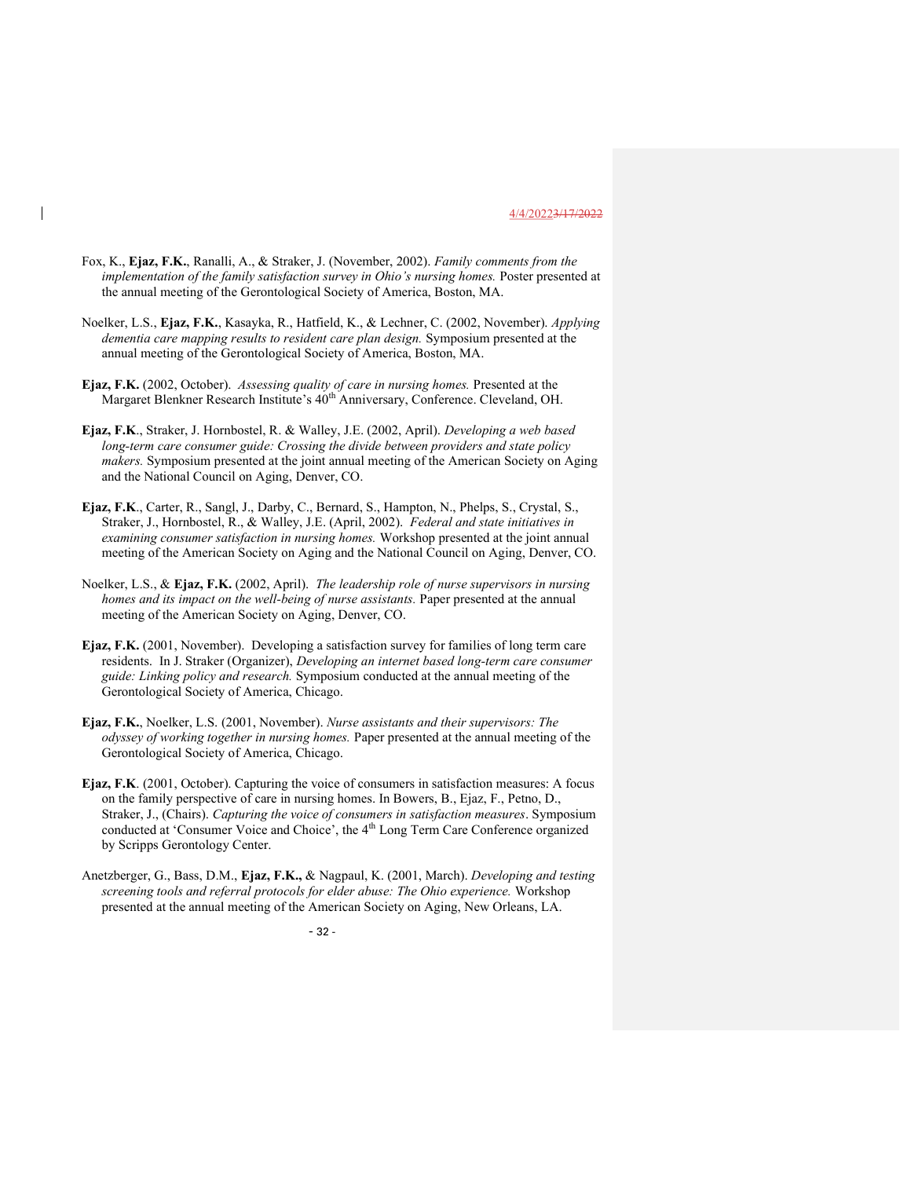Fox, K., **Ejaz, F.K.**, Ranalli, A., & Straker, J. (November, 2002). *Family comments from the implementation of the family satisfaction survey in Ohio's nursing homes.* Poster presented at the annual meeting of the Gerontological Society of America, Boston, MA.

Noelker, L.S., **Ejaz, F.K.**, Kasayka, R., Hatfield, K., & Lechner, C. (2002, November). *Applying dementia care mapping results to resident care plan design.* Symposium presented at the annual meeting of the Gerontological Society of America, Boston, MA.

**Ejaz, F.K.** (2002, October). *Assessing quality of care in nursing homes.* Presented at the Margaret Blenkner Research Institute's 40th Anniversary, Conference. Cleveland, OH.

**Ejaz, F.K**., Straker, J. Hornbostel, R. & Walley, J.E. (2002, April). *Developing a web based long-term care consumer guide: Crossing the divide between providers and state policy makers.* Symposium presented at the joint annual meeting of the American Society on Aging and the National Council on Aging, Denver, CO.

**Ejaz, F.K**., Carter, R., Sangl, J., Darby, C., Bernard, S., Hampton, N., Phelps, S., Crystal, S., Straker, J., Hornbostel, R., & Walley, J.E. (April, 2002). *Federal and state initiatives in examining consumer satisfaction in nursing homes.* Workshop presented at the joint annual meeting of the American Society on Aging and the National Council on Aging, Denver, CO.

Noelker, L.S., & **Ejaz, F.K.** (2002, April). *The leadership role of nurse supervisors in nursing homes and its impact on the well-being of nurse assistants.* Paper presented at the annual meeting of the American Society on Aging, Denver, CO.

**Ejaz, F.K.** (2001, November). Developing a satisfaction survey for families of long term care residents. In J. Straker (Organizer), *Developing an internet based long-term care consumer guide: Linking policy and research.* Symposium conducted at the annual meeting of the Gerontological Society of America, Chicago.

**Ejaz, F.K.**, Noelker, L.S. (2001, November). *Nurse assistants and their supervisors: The odyssey of working together in nursing homes.* Paper presented at the annual meeting of the Gerontological Society of America, Chicago.

**Ejaz, F.K**. (2001, October). Capturing the voice of consumers in satisfaction measures: A focus on the family perspective of care in nursing homes. In Bowers, B., Ejaz, F., Petno, D., Straker, J., (Chairs). *Capturing the voice of consumers in satisfaction measures*. Symposium conducted at 'Consumer Voice and Choice', the 4th Long Term Care Conference organized by Scripps Gerontology Center.

Anetzberger, G., Bass, D.M., **Ejaz, F.K.,** & Nagpaul, K. (2001, March). *Developing and testing screening tools and referral protocols for elder abuse: The Ohio experience.* Workshop presented at the annual meeting of the American Society on Aging, New Orleans, LA.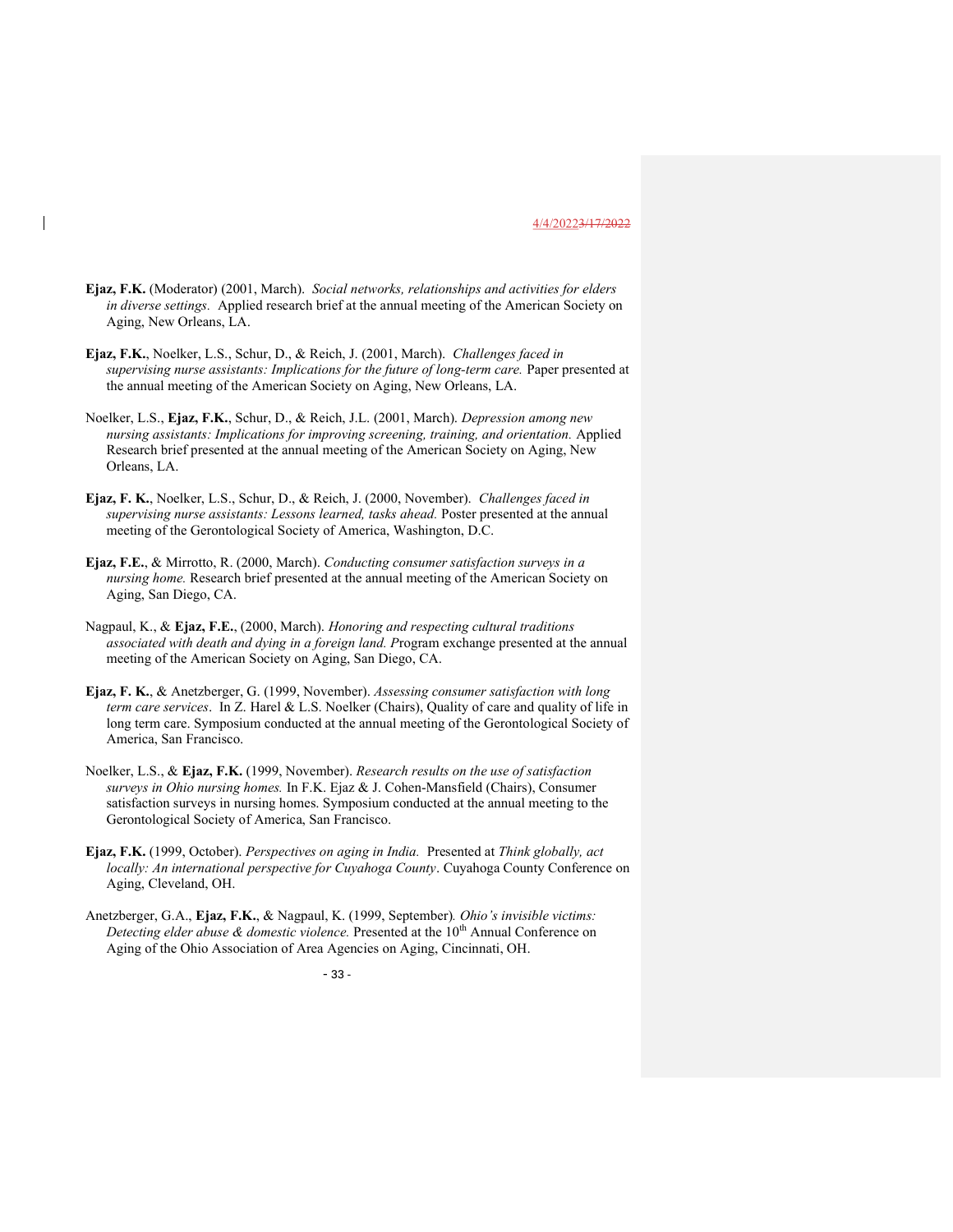**Ejaz, F.K.** (Moderator) (2001, March). *Social networks, relationships and activities for elders in diverse settings.* Applied research brief at the annual meeting of the American Society on Aging, New Orleans, LA.

**Ejaz, F.K.**, Noelker, L.S., Schur, D., & Reich, J. (2001, March). *Challenges faced in supervising nurse assistants: Implications for the future of long-term care.* Paper presented at the annual meeting of the American Society on Aging, New Orleans, LA.

Noelker, L.S., **Ejaz, F.K.**, Schur, D., & Reich, J.L. (2001, March). *Depression among new nursing assistants: Implications for improving screening, training, and orientation.* Applied Research brief presented at the annual meeting of the American Society on Aging, New Orleans, LA.

**Ejaz, F. K.**, Noelker, L.S., Schur, D., & Reich, J. (2000, November). *Challenges faced in supervising nurse assistants: Lessons learned, tasks ahead.* Poster presented at the annual meeting of the Gerontological Society of America, Washington, D.C.

**Ejaz, F.E.**, & Mirrotto, R. (2000, March). *Conducting consumer satisfaction surveys in a nursing home.* Research brief presented at the annual meeting of the American Society on Aging, San Diego, CA.

Nagpaul, K., & **Ejaz, F.E.**, (2000, March). *Honoring and respecting cultural traditions associated with death and dying in a foreign land. P*rogram exchange presented at the annual meeting of the American Society on Aging, San Diego, CA.

**Ejaz, F. K.**, & Anetzberger, G. (1999, November). *Assessing consumer satisfaction with long term care services*. In Z. Harel & L.S. Noelker (Chairs), Quality of care and quality of life in long term care. Symposium conducted at the annual meeting of the Gerontological Society of America, San Francisco.

Noelker, L.S., & **Ejaz, F.K.** (1999, November). *Research results on the use of satisfaction surveys in Ohio nursing homes.* In F.K. Ejaz & J. Cohen-Mansfield (Chairs), Consumer satisfaction surveys in nursing homes. Symposium conducted at the annual meeting to the Gerontological Society of America, San Francisco.

**Ejaz, F.K.** (1999, October). *Perspectives on aging in India.* Presented at *Think globally, act locally: An international perspective for Cuyahoga County*. Cuyahoga County Conference on Aging, Cleveland, OH.

Anetzberger, G.A., **Ejaz, F.K.**, & Nagpaul, K. (1999, September)*. Ohio's invisible victims: Detecting elder abuse & domestic violence.* Presented at the 10th Annual Conference on Aging of the Ohio Association of Area Agencies on Aging, Cincinnati, OH.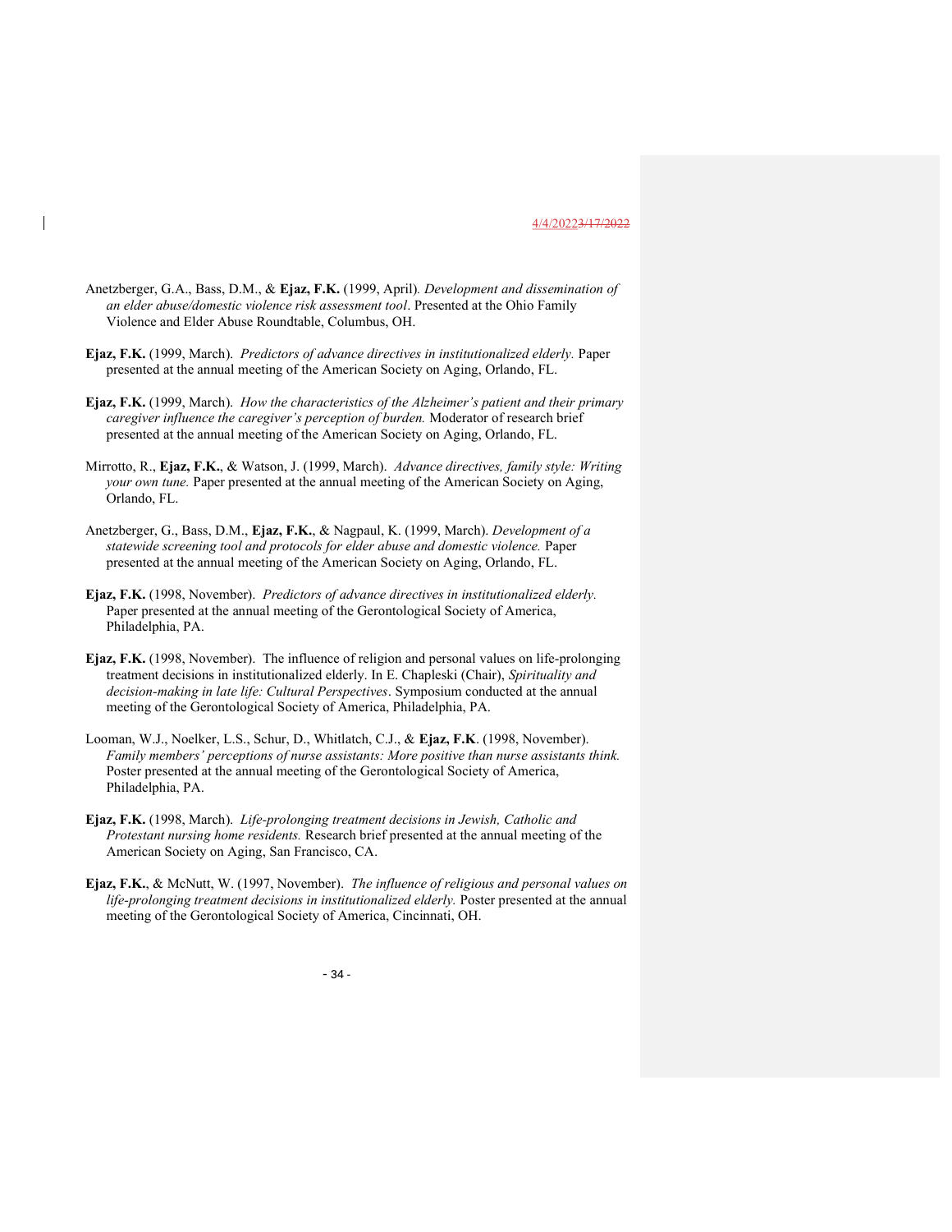Anetzberger, G.A., Bass, D.M., & **Ejaz, F.K.** (1999, April)*. Development and dissemination of an elder abuse/domestic violence risk assessment tool*. Presented at the Ohio Family Violence and Elder Abuse Roundtable, Columbus, OH.

**Ejaz, F.K.** (1999, March). *Predictors of advance directives in institutionalized elderly.* Paper presented at the annual meeting of the American Society on Aging, Orlando, FL.

**Ejaz, F.K.** (1999, March). *How the characteristics of the Alzheimer's patient and their primary caregiver influence the caregiver's perception of burden.* Moderator of research brief presented at the annual meeting of the American Society on Aging, Orlando, FL.

Mirrotto, R., **Ejaz, F.K.**, & Watson, J. (1999, March). *Advance directives, family style: Writing your own tune.* Paper presented at the annual meeting of the American Society on Aging, Orlando, FL.

Anetzberger, G., Bass, D.M., **Ejaz, F.K.**, & Nagpaul, K. (1999, March). *Development of a statewide screening tool and protocols for elder abuse and domestic violence.* Paper presented at the annual meeting of the American Society on Aging, Orlando, FL.

**Ejaz, F.K.** (1998, November). *Predictors of advance directives in institutionalized elderly.* Paper presented at the annual meeting of the Gerontological Society of America, Philadelphia, PA.

**Ejaz, F.K.** (1998, November). The influence of religion and personal values on life-prolonging treatment decisions in institutionalized elderly. In E. Chapleski (Chair), *Spirituality and decision-making in late life: Cultural Perspectives*. Symposium conducted at the annual meeting of the Gerontological Society of America, Philadelphia, PA.

Looman, W.J., Noelker, L.S., Schur, D., Whitlatch, C.J., & **Ejaz, F.K**. (1998, November). *Family members' perceptions of nurse assistants: More positive than nurse assistants think.* Poster presented at the annual meeting of the Gerontological Society of America, Philadelphia, PA.

**Ejaz, F.K.** (1998, March). *Life-prolonging treatment decisions in Jewish, Catholic and Protestant nursing home residents.* Research brief presented at the annual meeting of the American Society on Aging, San Francisco, CA.

**Ejaz, F.K.**, & McNutt, W. (1997, November). *The influence of religious and personal values on life-prolonging treatment decisions in institutionalized elderly.* Poster presented at the annual meeting of the Gerontological Society of America, Cincinnati, OH.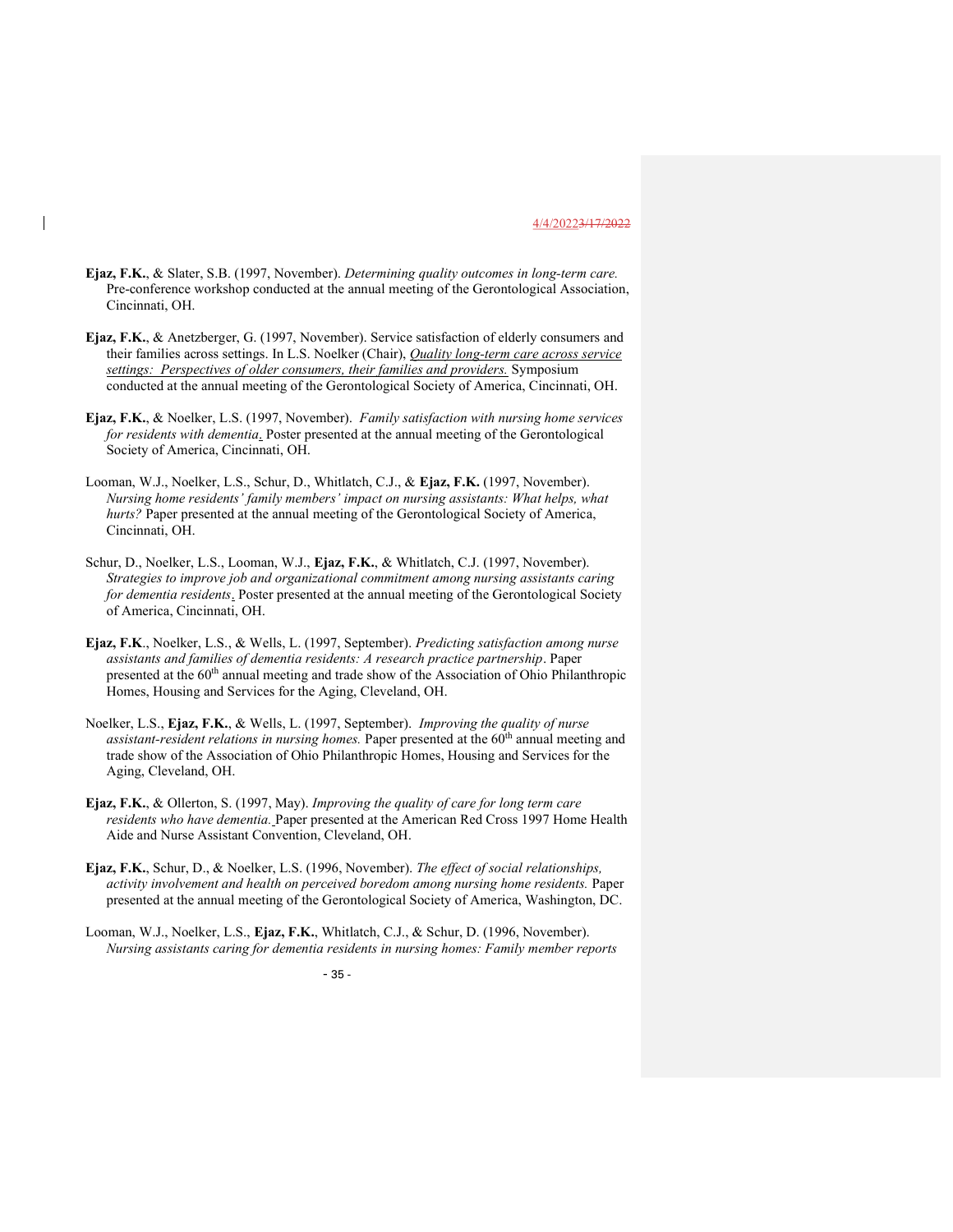**Ejaz, F.K.**, & Slater, S.B. (1997, November). *Determining quality outcomes in long-term care.* Pre-conference workshop conducted at the annual meeting of the Gerontological Association, Cincinnati, OH.

**Ejaz, F.K.**, & Anetzberger, G. (1997, November). Service satisfaction of elderly consumers and their families across settings. In L.S. Noelker (Chair), *Quality long-term care across service settings: Perspectives of older consumers, their families and providers.* Symposium conducted at the annual meeting of the Gerontological Society of America, Cincinnati, OH.

**Ejaz, F.K.**, & Noelker, L.S. (1997, November). *Family satisfaction with nursing home services for residents with dementia*. Poster presented at the annual meeting of the Gerontological Society of America, Cincinnati, OH.

Looman, W.J., Noelker, L.S., Schur, D., Whitlatch, C.J., & **Ejaz, F.K.** (1997, November). *Nursing home residents' family members' impact on nursing assistants: What helps, what hurts?* Paper presented at the annual meeting of the Gerontological Society of America, Cincinnati, OH.

Schur, D., Noelker, L.S., Looman, W.J., **Ejaz, F.K.**, & Whitlatch, C.J. (1997, November). *Strategies to improve job and organizational commitment among nursing assistants caring for dementia residents*. Poster presented at the annual meeting of the Gerontological Society of America, Cincinnati, OH.

**Ejaz, F.K**., Noelker, L.S., & Wells, L. (1997, September). *Predicting satisfaction among nurse assistants and families of dementia residents: A research practice partnership*. Paper presented at the 60th annual meeting and trade show of the Association of Ohio Philanthropic Homes, Housing and Services for the Aging, Cleveland, OH.

Noelker, L.S., **Ejaz, F.K.**, & Wells, L. (1997, September). *Improving the quality of nurse assistant-resident relations in nursing homes.* Paper presented at the 60th annual meeting and trade show of the Association of Ohio Philanthropic Homes, Housing and Services for the Aging, Cleveland, OH.

**Ejaz, F.K.**, & Ollerton, S. (1997, May). *Improving the quality of care for long term care residents who have dementia.* Paper presented at the American Red Cross 1997 Home Health Aide and Nurse Assistant Convention, Cleveland, OH.

**Ejaz, F.K.**, Schur, D., & Noelker, L.S. (1996, November). *The effect of social relationships, activity involvement and health on perceived boredom among nursing home residents.* Paper presented at the annual meeting of the Gerontological Society of America, Washington, DC.

Looman, W.J., Noelker, L.S., **Ejaz, F.K.**, Whitlatch, C.J., & Schur, D. (1996, November). *Nursing assistants caring for dementia residents in nursing homes: Family member reports*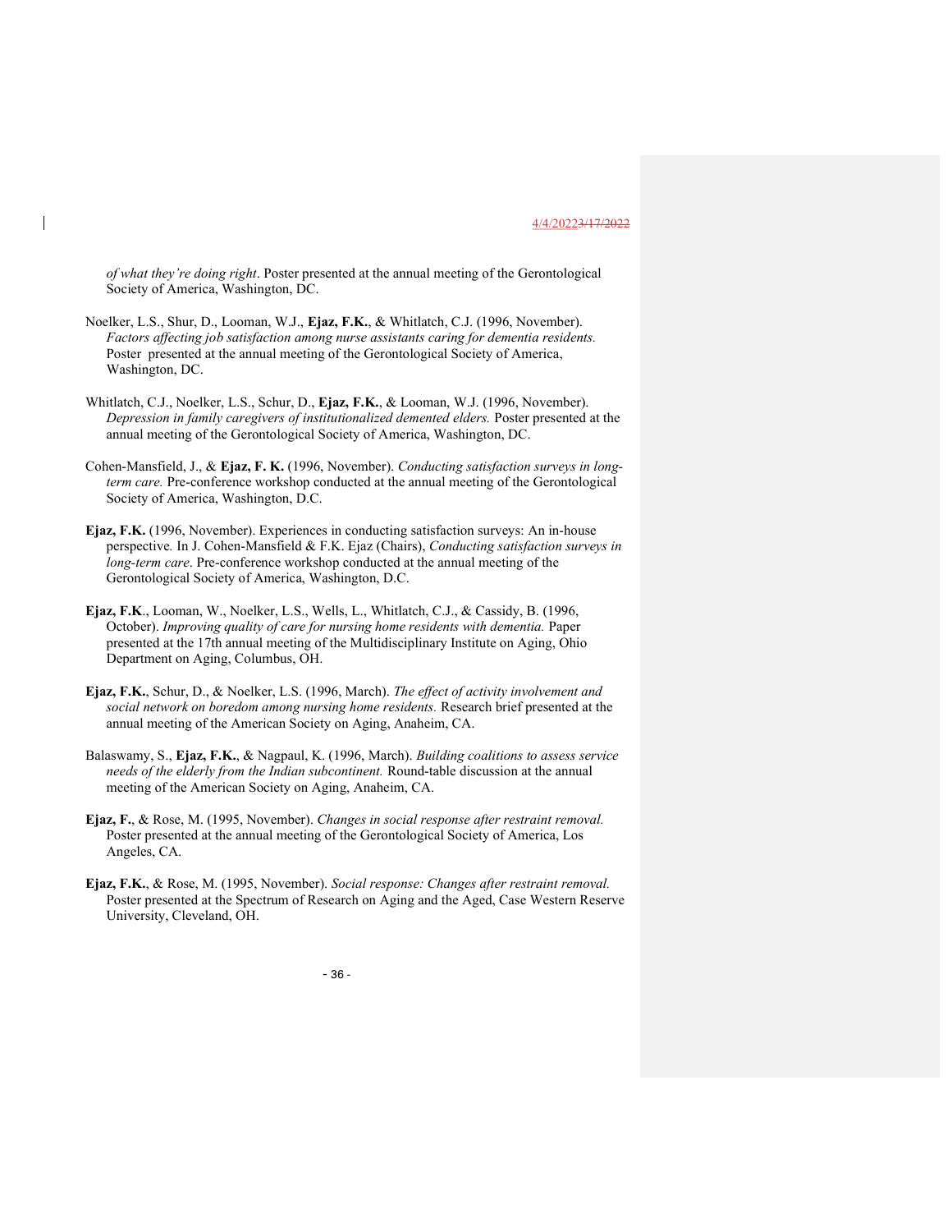*of what they're doing right*. Poster presented at the annual meeting of the Gerontological Society of America, Washington, DC.

Noelker, L.S., Shur, D., Looman, W.J., **Ejaz, F.K.**, & Whitlatch, C.J. (1996, November). *Factors affecting job satisfaction among nurse assistants caring for dementia residents.* Poster presented at the annual meeting of the Gerontological Society of America, Washington, DC.

Whitlatch, C.J., Noelker, L.S., Schur, D., **Ejaz, F.K.**, & Looman, W.J. (1996, November). *Depression in family caregivers of institutionalized demented elders.* Poster presented at the annual meeting of the Gerontological Society of America, Washington, DC.

Cohen-Mansfield, J., & **Ejaz, F. K.** (1996, November). *Conducting satisfaction surveys in long-term care.* Pre-conference workshop conducted at the annual meeting of the Gerontological Society of America, Washington, D.C.

**Ejaz, F.K.** (1996, November). Experiences in conducting satisfaction surveys: An in-house perspective*.* In J. Cohen-Mansfield & F.K. Ejaz (Chairs), *Conducting satisfaction surveys in long-term care*. Pre-conference workshop conducted at the annual meeting of the Gerontological Society of America, Washington, D.C.

**Ejaz, F.K**., Looman, W., Noelker, L.S., Wells, L., Whitlatch, C.J., & Cassidy, B. (1996, October). *Improving quality of care for nursing home residents with dementia.* Paper presented at the 17th annual meeting of the Multidisciplinary Institute on Aging, Ohio Department on Aging, Columbus, OH.

**Ejaz, F.K.**, Schur, D., & Noelker, L.S. (1996, March). *The effect of activity involvement and social network on boredom among nursing home residents.* Research brief presented at the annual meeting of the American Society on Aging, Anaheim, CA.

Balaswamy, S., **Ejaz, F.K.**, & Nagpaul, K. (1996, March). *Building coalitions to assess service needs of the elderly from the Indian subcontinent.* Round-table discussion at the annual meeting of the American Society on Aging, Anaheim, CA.

**Ejaz, F.**, & Rose, M. (1995, November). *Changes in social response after restraint removal.* Poster presented at the annual meeting of the Gerontological Society of America, Los Angeles, CA.

**Ejaz, F.K.**, & Rose, M. (1995, November). *Social response: Changes after restraint removal.* Poster presented at the Spectrum of Research on Aging and the Aged, Case Western Reserve University, Cleveland, OH.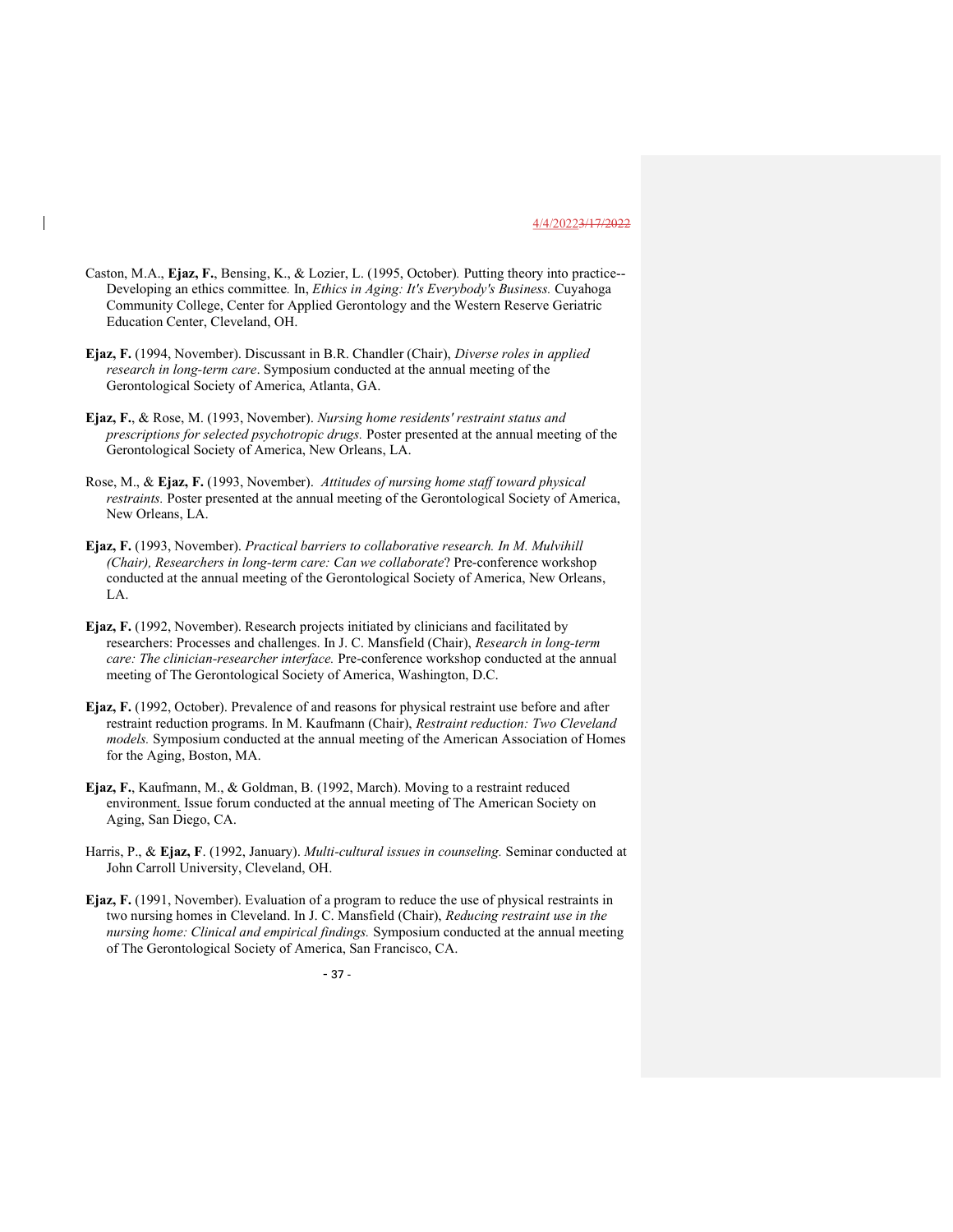Caston, M.A., **Ejaz, F.**, Bensing, K., & Lozier, L. (1995, October). Putting theory into practice--Developing an ethics committee. In, *Ethics in Aging: It's Everybody's Business.* Cuyahoga Community College, Center for Applied Gerontology and the Western Reserve Geriatric Education Center, Cleveland, OH.

**Ejaz, F.** (1994, November). Discussant in B.R. Chandler (Chair), *Diverse roles in applied research in long-term care*. Symposium conducted at the annual meeting of the Gerontological Society of America, Atlanta, GA.

**Ejaz, F.**, & Rose, M. (1993, November). *Nursing home residents' restraint status and prescriptions for selected psychotropic drugs.* Poster presented at the annual meeting of the Gerontological Society of America, New Orleans, LA.

Rose, M., & **Ejaz, F.** (1993, November). *Attitudes of nursing home staff toward physical restraints.* Poster presented at the annual meeting of the Gerontological Society of America, New Orleans, LA.

**Ejaz, F.** (1993, November). *Practical barriers to collaborative research. In M. Mulvihill (Chair), Researchers in long-term care: Can we collaborate*? Pre-conference workshop conducted at the annual meeting of the Gerontological Society of America, New Orleans, LA.

**Ejaz, F.** (1992, November). Research projects initiated by clinicians and facilitated by researchers: Processes and challenges. In J. C. Mansfield (Chair), *Research in long-term care: The clinician-researcher interface.* Pre-conference workshop conducted at the annual meeting of The Gerontological Society of America, Washington, D.C.

**Ejaz, F.** (1992, October). Prevalence of and reasons for physical restraint use before and after restraint reduction programs. In M. Kaufmann (Chair), *Restraint reduction: Two Cleveland models.* Symposium conducted at the annual meeting of the American Association of Homes for the Aging, Boston, MA.

**Ejaz, F.**, Kaufmann, M., & Goldman, B. (1992, March). Moving to a restraint reduced environment. Issue forum conducted at the annual meeting of The American Society on Aging, San Diego, CA.

Harris, P., & **Ejaz, F**. (1992, January). *Multi-cultural issues in counseling.* Seminar conducted at John Carroll University, Cleveland, OH.

**Ejaz, F.** (1991, November). Evaluation of a program to reduce the use of physical restraints in two nursing homes in Cleveland. In J. C. Mansfield (Chair), *Reducing restraint use in the nursing home: Clinical and empirical findings.* Symposium conducted at the annual meeting of The Gerontological Society of America, San Francisco, CA.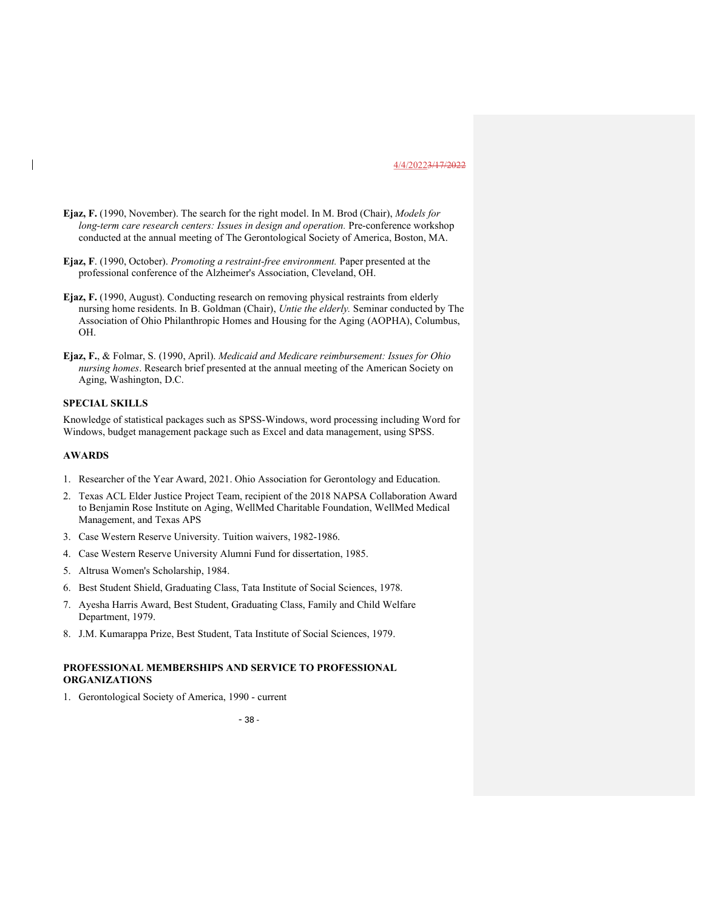**Ejaz, F.** (1990, November). The search for the right model. In M. Brod (Chair), *Models for long-term care research centers: Issues in design and operation.* Pre-conference workshop conducted at the annual meeting of The Gerontological Society of America, Boston, MA.

**Ejaz, F**. (1990, October). *Promoting a restraint-free environment.* Paper presented at the professional conference of the Alzheimer's Association, Cleveland, OH.

**Ejaz, F.** (1990, August). Conducting research on removing physical restraints from elderly nursing home residents. In B. Goldman (Chair), *Untie the elderly.* Seminar conducted by The Association of Ohio Philanthropic Homes and Housing for the Aging (AOPHA), Columbus, OH.

**Ejaz, F.**, & Folmar, S. (1990, April). *Medicaid and Medicare reimbursement: Issues for Ohio nursing homes*. Research brief presented at the annual meeting of the American Society on Aging, Washington, D.C.

### SPECIAL SKILLS

Knowledge of statistical packages such as SPSS-Windows, word processing including Word for Windows, budget management package such as Excel and data management, using SPSS.

### AWARDS

1. Researcher of the Year Award, 2021. Ohio Association for Gerontology and Education.
2. Texas ACL Elder Justice Project Team, recipient of the 2018 NAPSA Collaboration Award to Benjamin Rose Institute on Aging, WellMed Charitable Foundation, WellMed Medical Management, and Texas APS
3. Case Western Reserve University. Tuition waivers, 1982-1986.
4. Case Western Reserve University Alumni Fund for dissertation, 1985.
5. Altrusa Women's Scholarship, 1984.
6. Best Student Shield, Graduating Class, Tata Institute of Social Sciences, 1978.
7. Ayesha Harris Award, Best Student, Graduating Class, Family and Child Welfare Department, 1979.
8. J.M. Kumarappa Prize, Best Student, Tata Institute of Social Sciences, 1979.

### PROFESSIONAL MEMBERSHIPS AND SERVICE TO PROFESSIONAL ORGANIZATIONS

1. Gerontological Society of America, 1990 - current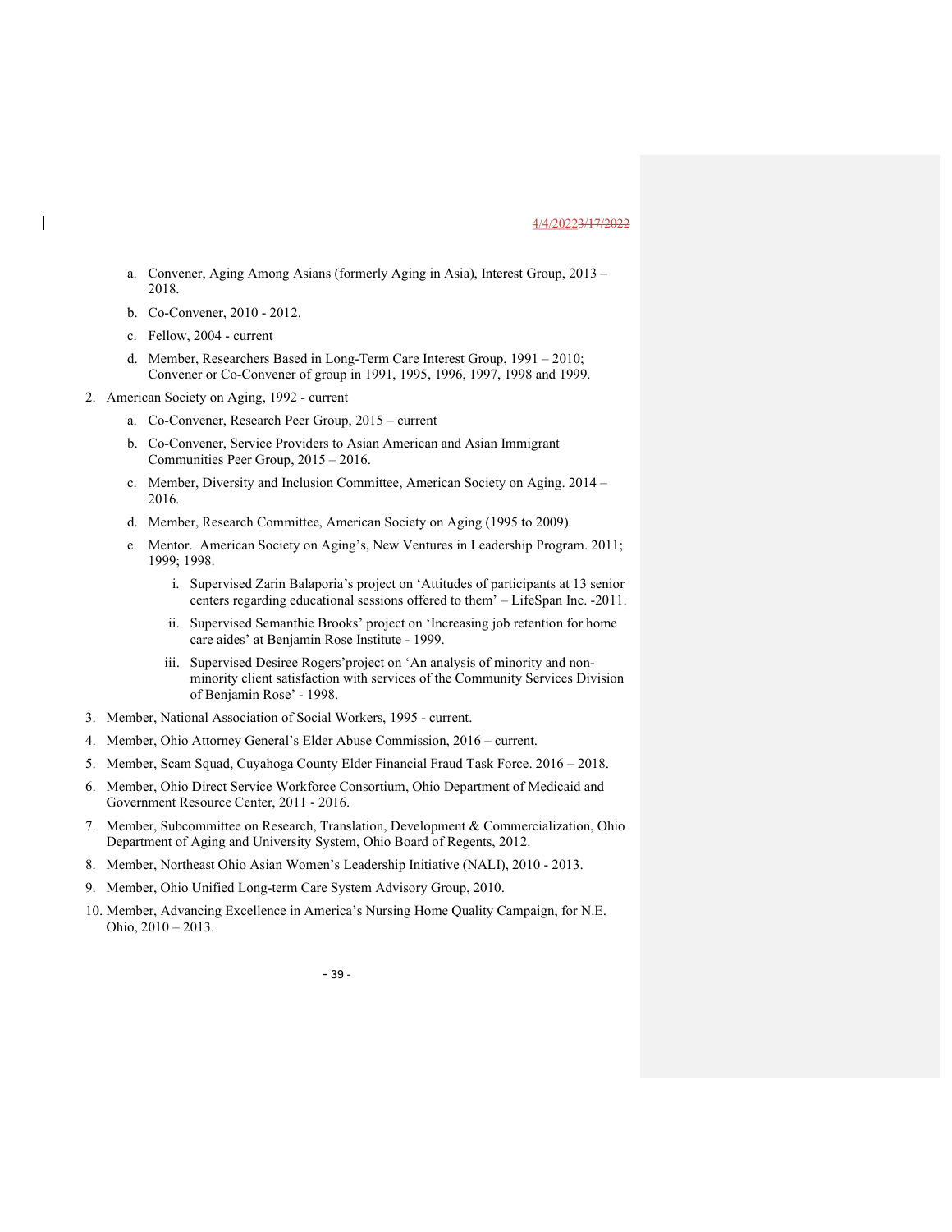a. Convener, Aging Among Asians (formerly Aging in Asia), Interest Group, 2013 – 2018.

b. Co-Convener, 2010 - 2012.

c. Fellow, 2004 - current

d. Member, Researchers Based in Long-Term Care Interest Group, 1991 – 2010; Convener or Co-Convener of group in 1991, 1995, 1996, 1997, 1998 and 1999.

2. American Society on Aging, 1992 - current

   a. Co-Convener, Research Peer Group, 2015 – current

   b. Co-Convener, Service Providers to Asian American and Asian Immigrant Communities Peer Group, 2015 – 2016.

   c. Member, Diversity and Inclusion Committee, American Society on Aging. 2014 – 2016.

   d. Member, Research Committee, American Society on Aging (1995 to 2009).

   e. Mentor. American Society on Aging's, New Ventures in Leadership Program. 2011; 1999; 1998.

      i. Supervised Zarin Balaporia's project on 'Attitudes of participants at 13 senior centers regarding educational sessions offered to them' – LifeSpan Inc. -2011.

      ii. Supervised Semanthie Brooks' project on 'Increasing job retention for home care aides' at Benjamin Rose Institute - 1999.

      iii. Supervised Desiree Rogers'project on 'An analysis of minority and non-minority client satisfaction with services of the Community Services Division of Benjamin Rose' - 1998.

3. Member, National Association of Social Workers, 1995 - current.

4. Member, Ohio Attorney General's Elder Abuse Commission, 2016 – current.

5. Member, Scam Squad, Cuyahoga County Elder Financial Fraud Task Force. 2016 – 2018.

6. Member, Ohio Direct Service Workforce Consortium, Ohio Department of Medicaid and Government Resource Center, 2011 - 2016.

7. Member, Subcommittee on Research, Translation, Development & Commercialization, Ohio Department of Aging and University System, Ohio Board of Regents, 2012.

8. Member, Northeast Ohio Asian Women's Leadership Initiative (NALI), 2010 - 2013.

9. Member, Ohio Unified Long-term Care System Advisory Group, 2010.

10. Member, Advancing Excellence in America's Nursing Home Quality Campaign, for N.E. Ohio, 2010 – 2013.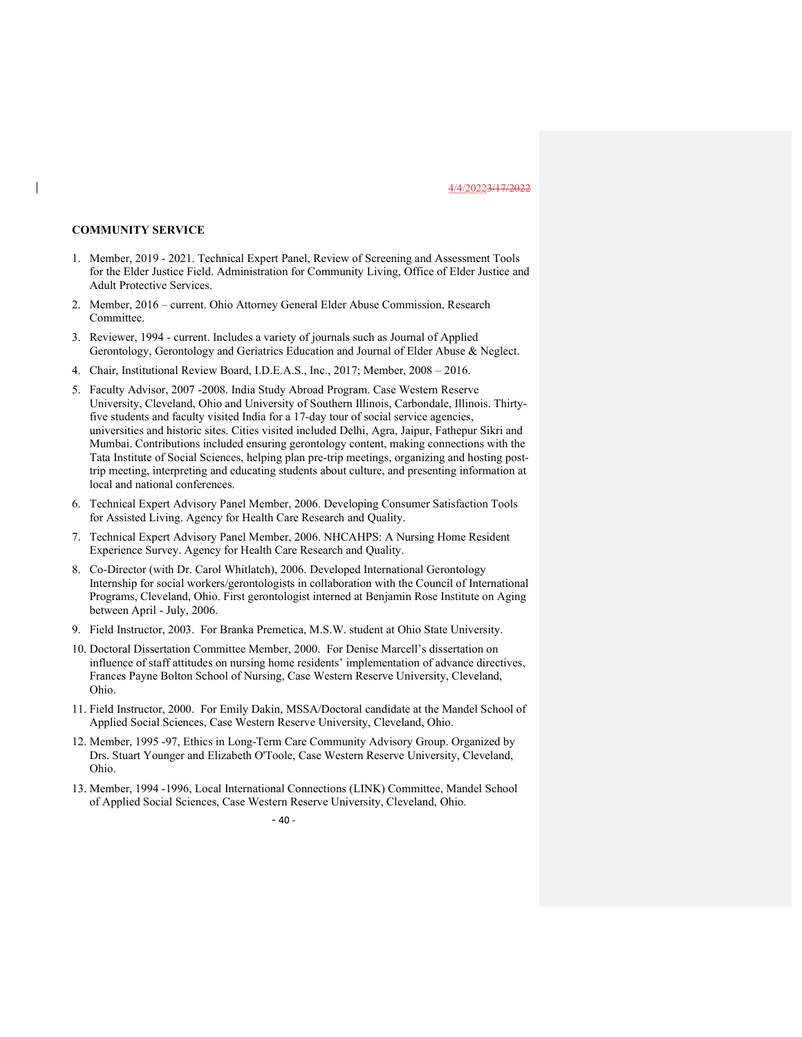## COMMUNITY SERVICE

1. Member, 2019 - 2021. Technical Expert Panel, Review of Screening and Assessment Tools for the Elder Justice Field. Administration for Community Living, Office of Elder Justice and Adult Protective Services.
2. Member, 2016 – current. Ohio Attorney General Elder Abuse Commission, Research Committee.
3. Reviewer, 1994 - current. Includes a variety of journals such as Journal of Applied Gerontology, Gerontology and Geriatrics Education and Journal of Elder Abuse & Neglect.
4. Chair, Institutional Review Board, I.D.E.A.S., Inc., 2017; Member, 2008 – 2016.
5. Faculty Advisor, 2007 -2008. India Study Abroad Program. Case Western Reserve University, Cleveland, Ohio and University of Southern Illinois, Carbondale, Illinois. Thirty-five students and faculty visited India for a 17-day tour of social service agencies, universities and historic sites. Cities visited included Delhi, Agra, Jaipur, Fathepur Sikri and Mumbai. Contributions included ensuring gerontology content, making connections with the Tata Institute of Social Sciences, helping plan pre-trip meetings, organizing and hosting post-trip meeting, interpreting and educating students about culture, and presenting information at local and national conferences.
6. Technical Expert Advisory Panel Member, 2006. Developing Consumer Satisfaction Tools for Assisted Living. Agency for Health Care Research and Quality.
7. Technical Expert Advisory Panel Member, 2006. NHCAHPS: A Nursing Home Resident Experience Survey. Agency for Health Care Research and Quality.
8. Co-Director (with Dr. Carol Whitlatch), 2006. Developed International Gerontology Internship for social workers/gerontologists in collaboration with the Council of International Programs, Cleveland, Ohio. First gerontologist interned at Benjamin Rose Institute on Aging between April - July, 2006.
9. Field Instructor, 2003. For Branka Premetica, M.S.W. student at Ohio State University.
10. Doctoral Dissertation Committee Member, 2000. For Denise Marcell's dissertation on influence of staff attitudes on nursing home residents' implementation of advance directives, Frances Payne Bolton School of Nursing, Case Western Reserve University, Cleveland, Ohio.
11. Field Instructor, 2000. For Emily Dakin, MSSA/Doctoral candidate at the Mandel School of Applied Social Sciences, Case Western Reserve University, Cleveland, Ohio.
12. Member, 1995 -97, Ethics in Long-Term Care Community Advisory Group. Organized by Drs. Stuart Younger and Elizabeth O'Toole, Case Western Reserve University, Cleveland, Ohio.
13. Member, 1994 -1996, Local International Connections (LINK) Committee, Mandel School of Applied Social Sciences, Case Western Reserve University, Cleveland, Ohio.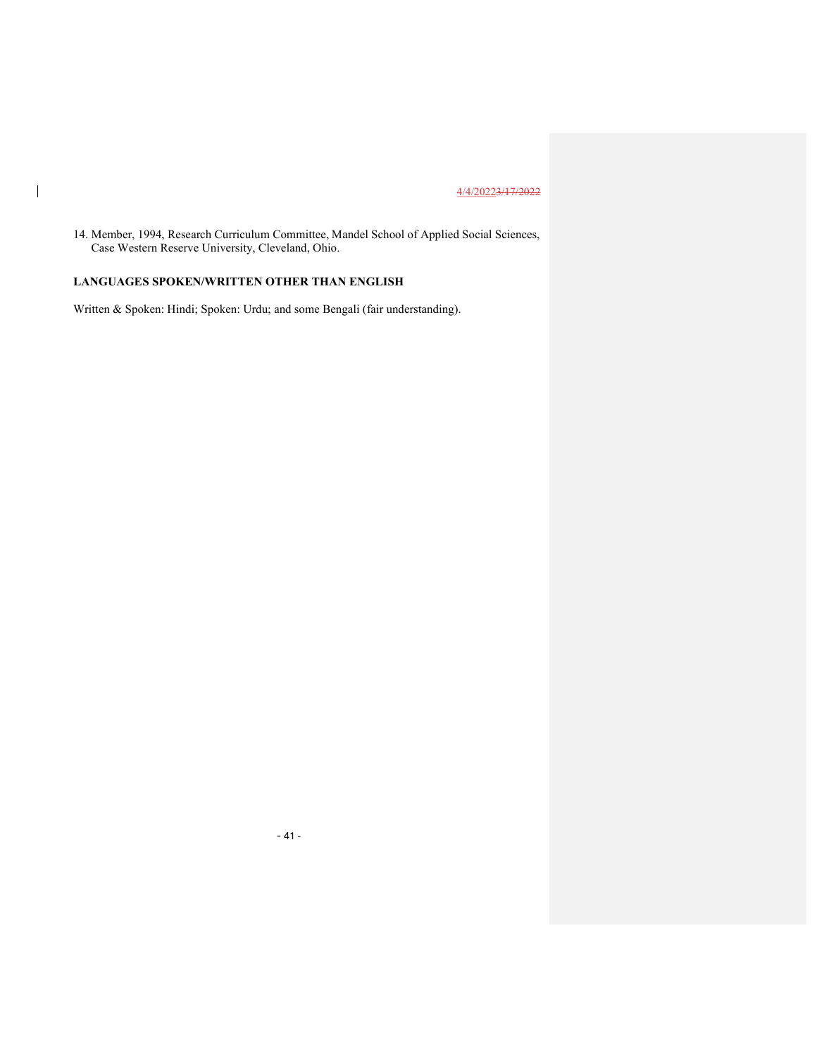14. Member, 1994, Research Curriculum Committee, Mandel School of Applied Social Sciences, Case Western Reserve University, Cleveland, Ohio.

**LANGUAGES SPOKEN/WRITTEN OTHER THAN ENGLISH**

Written & Spoken: Hindi; Spoken: Urdu; and some Bengali (fair understanding).